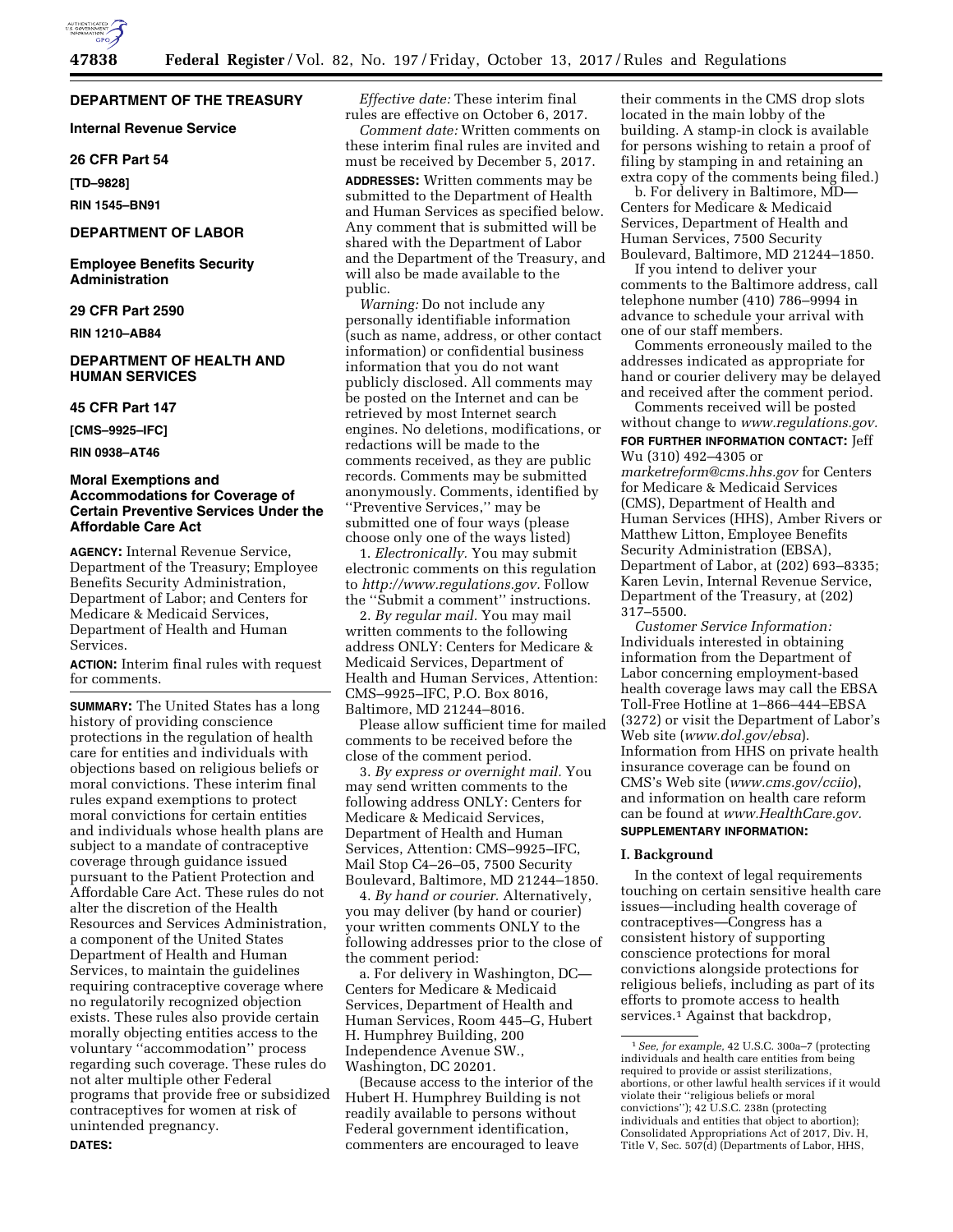## DEPARTMENT OF THE TREASURY

**Internal Revenue Service**

**26 CFR Part 54**

**[TD–9828]**

**RIN 1545–BN91**

## DEPARTMENT OF LABOR

**Employee Benefits Security Administration**

**29 CFR Part 2590**

**RIN 1210–AB84**

## DEPARTMENT OF HEALTH AND HUMAN SERVICES

**45 CFR Part 147**

**[CMS–9925–IFC]**

**RIN 0938–AT46**

# Moral Exemptions and Accommodations for Coverage of Certain Preventive Services Under the Affordable Care Act

**AGENCY:** Internal Revenue Service, Department of the Treasury; Employee Benefits Security Administration, Department of Labor; and Centers for Medicare & Medicaid Services, Department of Health and Human Services.

**ACTION:** Interim final rules with request for comments.

**SUMMARY:** The United States has a long history of providing conscience protections in the regulation of health care for entities and individuals with objections based on religious beliefs or moral convictions. These interim final rules expand exemptions to protect moral convictions for certain entities and individuals whose health plans are subject to a mandate of contraceptive coverage through guidance issued pursuant to the Patient Protection and Affordable Care Act. These rules do not alter the discretion of the Health Resources and Services Administration, a component of the United States Department of Health and Human Services, to maintain the guidelines requiring contraceptive coverage where no regulatorily recognized objection exists. These rules also provide certain morally objecting entities access to the voluntary "accommodation" process regarding such coverage. These rules do not alter multiple other Federal programs that provide free or subsidized contraceptives for women at risk of unintended pregnancy.

**DATES:**

*Effective date:* These interim final rules are effective on October 6, 2017.

*Comment date:* Written comments on these interim final rules are invited and must be received by December 5, 2017.

**ADDRESSES:** Written comments may be submitted to the Department of Health and Human Services as specified below. Any comment that is submitted will be shared with the Department of Labor and the Department of the Treasury, and will also be made available to the public.

*Warning:* Do not include any personally identifiable information (such as name, address, or other contact information) or confidential business information that you do not want publicly disclosed. All comments may be posted on the Internet and can be retrieved by most Internet search engines. No deletions, modifications, or redactions will be made to the comments received, as they are public records. Comments may be submitted anonymously. Comments, identified by "Preventive Services," may be submitted one of four ways (please choose only one of the ways listed)

1. *Electronically.* You may submit electronic comments on this regulation to *http://www.regulations.gov.* Follow the "Submit a comment" instructions.

2. *By regular mail.* You may mail written comments to the following address ONLY: Centers for Medicare & Medicaid Services, Department of Health and Human Services, Attention: CMS–9925–IFC, P.O. Box 8016, Baltimore, MD 21244–8016.

Please allow sufficient time for mailed comments to be received before the close of the comment period.

3. *By express or overnight mail.* You may send written comments to the following address ONLY: Centers for Medicare & Medicaid Services, Department of Health and Human Services, Attention: CMS–9925–IFC, Mail Stop C4–26–05, 7500 Security Boulevard, Baltimore, MD 21244–1850.

4. *By hand or courier.* Alternatively, you may deliver (by hand or courier) your written comments ONLY to the following addresses prior to the close of the comment period:

a. For delivery in Washington, DC—Centers for Medicare & Medicaid Services, Department of Health and Human Services, Room 445–G, Hubert H. Humphrey Building, 200 Independence Avenue SW., Washington, DC 20201.

(Because access to the interior of the Hubert H. Humphrey Building is not readily available to persons without Federal government identification, commenters are encouraged to leave their comments in the CMS drop slots located in the main lobby of the building. A stamp-in clock is available for persons wishing to retain a proof of filing by stamping in and retaining an extra copy of the comments being filed.)

b. For delivery in Baltimore, MD—Centers for Medicare & Medicaid Services, Department of Health and Human Services, 7500 Security Boulevard, Baltimore, MD 21244–1850.

If you intend to deliver your comments to the Baltimore address, call telephone number (410) 786–9994 in advance to schedule your arrival with one of our staff members.

Comments erroneously mailed to the addresses indicated as appropriate for hand or courier delivery may be delayed and received after the comment period.

Comments received will be posted without change to *www.regulations.gov.*

**FOR FURTHER INFORMATION CONTACT:** Jeff Wu (310) 492–4305 or *marketreform@cms.hhs.gov* for Centers for Medicare & Medicaid Services (CMS), Department of Health and Human Services (HHS), Amber Rivers or Matthew Litton, Employee Benefits Security Administration (EBSA), Department of Labor, at (202) 693–8335; Karen Levin, Internal Revenue Service, Department of the Treasury, at (202) 317–5500.

*Customer Service Information:* Individuals interested in obtaining information from the Department of Labor concerning employment-based health coverage laws may call the EBSA Toll-Free Hotline at 1–866–444–EBSA (3272) or visit the Department of Labor's Web site (*www.dol.gov/ebsa*). Information from HHS on private health insurance coverage can be found on CMS's Web site (*www.cms.gov/cciio*), and information on health care reform can be found at *www.HealthCare.gov.*

**SUPPLEMENTARY INFORMATION:**

## I. Background

In the context of legal requirements touching on certain sensitive health care issues—including health coverage of contraceptives—Congress has a consistent history of supporting conscience protections for moral convictions alongside protections for religious beliefs, including as part of its efforts to promote access to health services.[1] Against that backdrop,

[1] *See, for example,* 42 U.S.C. 300a–7 (protecting individuals and health care entities from being required to provide or assist sterilizations, abortions, or other lawful health services if it would violate their "religious beliefs or moral convictions"); 42 U.S.C. 238n (protecting individuals and entities that object to abortion); Consolidated Appropriations Act of 2017, Div. H, Title V, Sec. 507(d) (Departments of Labor, HHS,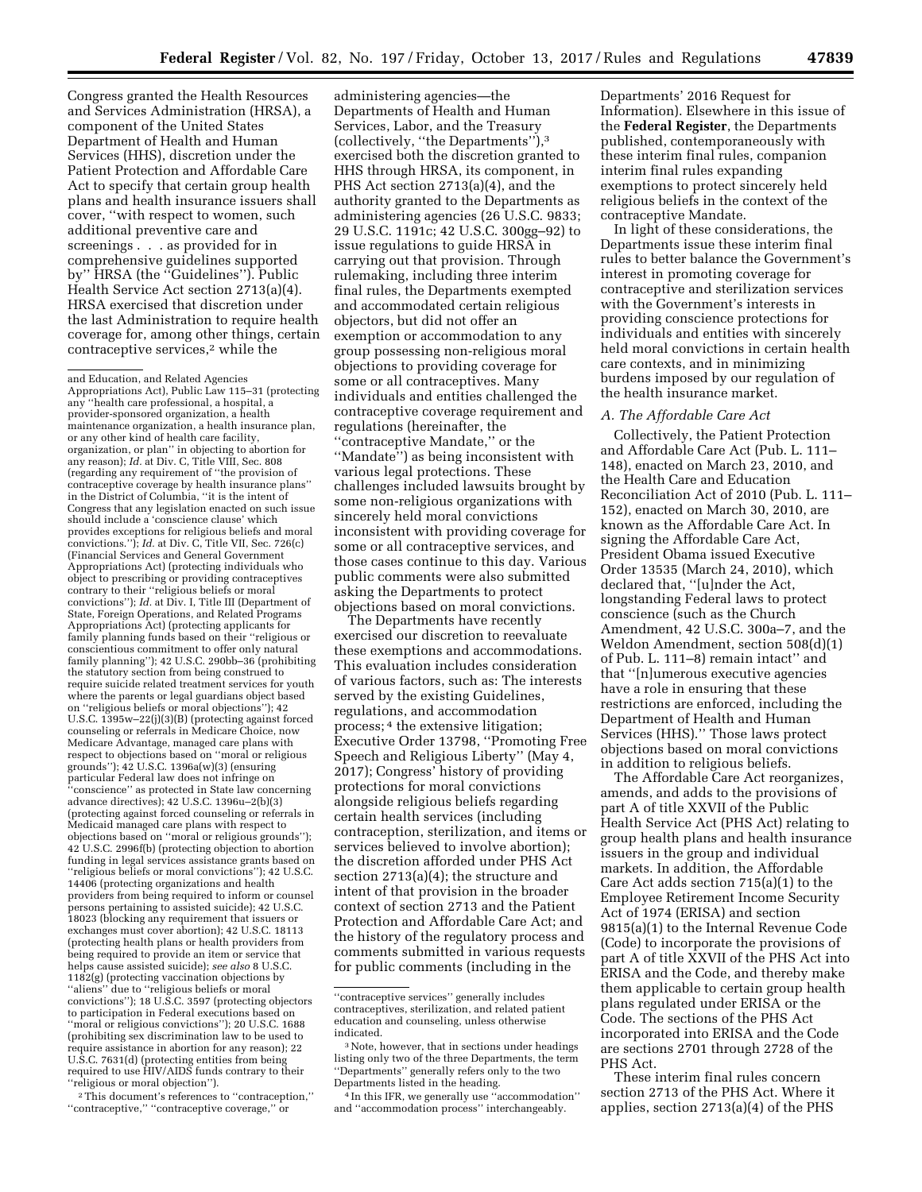Congress granted the Health Resources and Services Administration (HRSA), a component of the United States Department of Health and Human Services (HHS), discretion under the Patient Protection and Affordable Care Act to specify that certain group health plans and health insurance issuers shall cover, "with respect to women, such additional preventive care and screenings . . . as provided for in comprehensive guidelines supported by" HRSA (the "Guidelines"). Public Health Service Act section 2713(a)(4). HRSA exercised that discretion under the last Administration to require health coverage for, among other things, certain contraceptive services,[2] while the administering agencies—the Departments of Health and Human Services, Labor, and the Treasury (collectively, "the Departments"),[3] exercised both the discretion granted to HHS through HRSA, its component, in PHS Act section 2713(a)(4), and the authority granted to the Departments as administering agencies (26 U.S.C. 9833; 29 U.S.C. 1191c; 42 U.S.C. 300gg–92) to issue regulations to guide HRSA in carrying out that provision. Through rulemaking, including three interim final rules, the Departments exempted and accommodated certain religious objectors, but did not offer an exemption or accommodation to any group possessing non-religious moral objections to providing coverage for some or all contraceptives. Many individuals and entities challenged the contraceptive coverage requirement and regulations (hereinafter, the "contraceptive Mandate," or the "Mandate") as being inconsistent with various legal protections. These challenges included lawsuits brought by some non-religious organizations with sincerely held moral convictions inconsistent with providing coverage for some or all contraceptive services, and those cases continue to this day. Various public comments were also submitted asking the Departments to protect objections based on moral convictions.

The Departments have recently exercised our discretion to reevaluate these exemptions and accommodations. This evaluation includes consideration of various factors, such as: The interests served by the existing Guidelines, regulations, and accommodation process;[4] the extensive litigation; Executive Order 13798, "Promoting Free Speech and Religious Liberty" (May 4, 2017); Congress' history of providing protections for moral convictions alongside religious beliefs regarding certain health services (including contraception, sterilization, and items or services believed to involve abortion); the discretion afforded under PHS Act section 2713(a)(4); the structure and intent of that provision in the broader context of section 2713 and the Patient Protection and Affordable Care Act; and the history of the regulatory process and comments submitted in various requests for public comments (including in the Departments' 2016 Request for Information). Elsewhere in this issue of the **Federal Register**, the Departments published, contemporaneously with these interim final rules, companion interim final rules expanding exemptions to protect sincerely held religious beliefs in the context of the contraceptive Mandate.

In light of these considerations, the Departments issue these interim final rules to better balance the Government's interest in promoting coverage for contraceptive and sterilization services with the Government's interests in providing conscience protections for individuals and entities with sincerely held moral convictions in certain health care contexts, and in minimizing burdens imposed by our regulation of the health insurance market.

### *A. The Affordable Care Act*

Collectively, the Patient Protection and Affordable Care Act (Pub. L. 111–148), enacted on March 23, 2010, and the Health Care and Education Reconciliation Act of 2010 (Pub. L. 111–152), enacted on March 30, 2010, are known as the Affordable Care Act. In signing the Affordable Care Act, President Obama issued Executive Order 13535 (March 24, 2010), which declared that, "[u]nder the Act, longstanding Federal laws to protect conscience (such as the Church Amendment, 42 U.S.C. 300a–7, and the Weldon Amendment, section 508(d)(1) of Pub. L. 111–8) remain intact" and that "[n]umerous executive agencies have a role in ensuring that these restrictions are enforced, including the Department of Health and Human Services (HHS)." Those laws protect objections based on moral convictions in addition to religious beliefs.

The Affordable Care Act reorganizes, amends, and adds to the provisions of part A of title XXVII of the Public Health Service Act (PHS Act) relating to group health plans and health insurance issuers in the group and individual markets. In addition, the Affordable Care Act adds section 715(a)(1) to the Employee Retirement Income Security Act of 1974 (ERISA) and section 9815(a)(1) to the Internal Revenue Code (Code) to incorporate the provisions of part A of title XXVII of the PHS Act into ERISA and the Code, and thereby make them applicable to certain group health plans regulated under ERISA or the Code. The sections of the PHS Act incorporated into ERISA and the Code are sections 2701 through 2728 of the PHS Act.

These interim final rules concern section 2713 of the PHS Act. Where it applies, section 2713(a)(4) of the PHS

---

and Education, and Related Agencies Appropriations Act), Public Law 115–31 (protecting any "health care professional, a hospital, a provider-sponsored organization, a health maintenance organization, a health insurance plan, or any other kind of health care facility, organization, or plan" in objecting to abortion for any reason); *Id.* at Div. C, Title VIII, Sec. 808 (regarding any requirement of "the provision of contraceptive coverage by health insurance plans" in the District of Columbia, "it is the intent of Congress that any legislation enacted on such issue should include a 'conscience clause' which provides exceptions for religious beliefs and moral convictions."); *Id.* at Div. C, Title VII, Sec. 726(c) (Financial Services and General Government Appropriations Act) (protecting individuals who object to prescribing or providing contraceptives contrary to their "religious beliefs or moral convictions"); *Id.* at Div. I, Title III (Department of State, Foreign Operations, and Related Programs Appropriations Act) (protecting applicants for family planning funds based on their "religious or conscientious commitment to offer only natural family planning"); 42 U.S.C. 290bb–36 (prohibiting the statutory section from being construed to require suicide related treatment services for youth where the parents or legal guardians object based on "religious beliefs or moral objections"); 42 U.S.C. 1395w–22(j)(3)(B) (protecting against forced counseling or referrals in Medicare Choice, now Medicare Advantage, managed care plans with respect to objections based on "moral or religious grounds"); 42 U.S.C. 1396a(w)(3) (ensuring particular Federal law does not infringe on "conscience" as protected in State law concerning advance directives); 42 U.S.C. 1396u–2(b)(3) (protecting against forced counseling or referrals in Medicaid managed care plans with respect to objections based on "moral or religious grounds"); 42 U.S.C. 2996f(b) (protecting objection to abortion funding in legal services assistance grants based on "religious beliefs or moral convictions"); 42 U.S.C. 14406 (protecting organizations and health providers from being required to inform or counsel persons pertaining to assisted suicide); 42 U.S.C. 18023 (blocking any requirement that issuers or exchanges must cover abortion); 42 U.S.C. 18113 (protecting health plans or health providers from being required to provide an item or service that helps cause assisted suicide); *see also* 8 U.S.C. 1182(g) (protecting vaccination objections by "aliens" due to "religious beliefs or moral convictions"); 18 U.S.C. 3597 (protecting objectors to participation in Federal executions based on "moral or religious convictions"); 20 U.S.C. 1688 (prohibiting sex discrimination law to be used to require assistance in abortion for any reason); 22 U.S.C. 7631(d) (protecting entities from being required to use HIV/AIDS funds contrary to their "religious or moral objection").

[2] This document's references to "contraception," "contraceptive," "contraceptive coverage," or "contraceptive services" generally includes contraceptives, sterilization, and related patient education and counseling, unless otherwise indicated.

[3] Note, however, that in sections under headings listing only two of the three Departments, the term "Departments" generally refers only to the two Departments listed in the heading.

[4] In this IFR, we generally use "accommodation" and "accommodation process" interchangeably.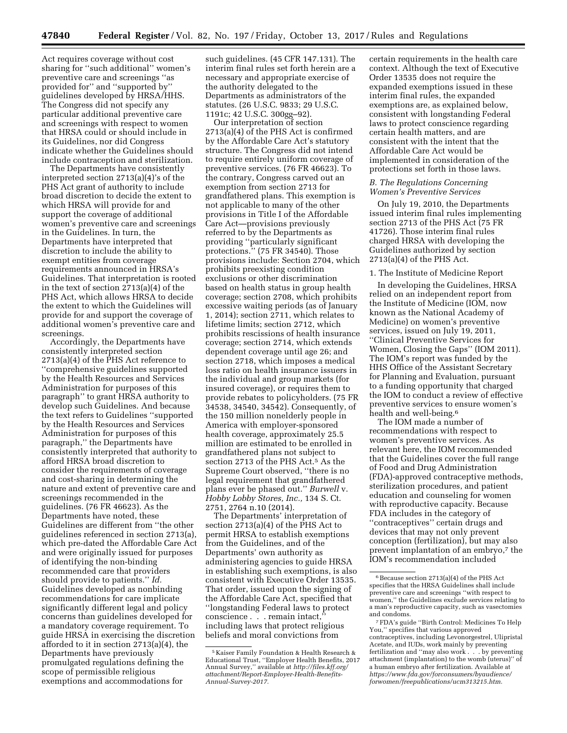Act requires coverage without cost sharing for "such additional" women's preventive care and screenings "as provided for" and "supported by" guidelines developed by HRSA/HHS. The Congress did not specify any particular additional preventive care and screenings with respect to women that HRSA could or should include in its Guidelines, nor did Congress indicate whether the Guidelines should include contraception and sterilization.

The Departments have consistently interpreted section 2713(a)(4)'s of the PHS Act grant of authority to include broad discretion to decide the extent to which HRSA will provide for and support the coverage of additional women's preventive care and screenings in the Guidelines. In turn, the Departments have interpreted that discretion to include the ability to exempt entities from coverage requirements announced in HRSA's Guidelines. That interpretation is rooted in the text of section 2713(a)(4) of the PHS Act, which allows HRSA to decide the extent to which the Guidelines will provide for and support the coverage of additional women's preventive care and screenings.

Accordingly, the Departments have consistently interpreted section 2713(a)(4) of the PHS Act reference to "comprehensive guidelines supported by the Health Resources and Services Administration for purposes of this paragraph" to grant HRSA authority to develop such Guidelines. And because the text refers to Guidelines "supported by the Health Resources and Services Administration for purposes of this paragraph," the Departments have consistently interpreted that authority to afford HRSA broad discretion to consider the requirements of coverage and cost-sharing in determining the nature and extent of preventive care and screenings recommended in the guidelines. (76 FR 46623). As the Departments have noted, these Guidelines are different from "the other guidelines referenced in section 2713(a), which pre-dated the Affordable Care Act and were originally issued for purposes of identifying the non-binding recommended care that providers should provide to patients." *Id.* Guidelines developed as nonbinding recommendations for care implicate significantly different legal and policy concerns than guidelines developed for a mandatory coverage requirement. To guide HRSA in exercising the discretion afforded to it in section 2713(a)(4), the Departments have previously promulgated regulations defining the scope of permissible religious exemptions and accommodations for such guidelines. (45 CFR 147.131). The interim final rules set forth herein are a necessary and appropriate exercise of the authority delegated to the Departments as administrators of the statutes. (26 U.S.C. 9833; 29 U.S.C. 1191c; 42 U.S.C. 300gg–92).

Our interpretation of section 2713(a)(4) of the PHS Act is confirmed by the Affordable Care Act's statutory structure. The Congress did not intend to require entirely uniform coverage of preventive services. (76 FR 46623). To the contrary, Congress carved out an exemption from section 2713 for grandfathered plans. This exemption is not applicable to many of the other provisions in Title I of the Affordable Care Act—provisions previously referred to by the Departments as providing "particularly significant protections." (75 FR 34540). Those provisions include: Section 2704, which prohibits preexisting condition exclusions or other discrimination based on health status in group health coverage; section 2708, which prohibits excessive waiting periods (as of January 1, 2014); section 2711, which relates to lifetime limits; section 2712, which prohibits rescissions of health insurance coverage; section 2714, which extends dependent coverage until age 26; and section 2718, which imposes a medical loss ratio on health insurance issuers in the individual and group markets (for insured coverage), or requires them to provide rebates to policyholders. (75 FR 34538, 34540, 34542). Consequently, of the 150 million nonelderly people in America with employer-sponsored health coverage, approximately 25.5 million are estimated to be enrolled in grandfathered plans not subject to section 2713 of the PHS Act.[5] As the Supreme Court observed, "there is no legal requirement that grandfathered plans ever be phased out." *Burwell* v. *Hobby Lobby Stores, Inc.,* 134 S. Ct. 2751, 2764 n.10 (2014).

The Departments' interpretation of section 2713(a)(4) of the PHS Act to permit HRSA to establish exemptions from the Guidelines, and of the Departments' own authority as administering agencies to guide HRSA in establishing such exemptions, is also consistent with Executive Order 13535. That order, issued upon the signing of the Affordable Care Act, specified that "longstanding Federal laws to protect conscience . . . remain intact," including laws that protect religious beliefs and moral convictions from certain requirements in the health care context. Although the text of Executive Order 13535 does not require the expanded exemptions issued in these interim final rules, the expanded exemptions are, as explained below, consistent with longstanding Federal laws to protect conscience regarding certain health matters, and are consistent with the intent that the Affordable Care Act would be implemented in consideration of the protections set forth in those laws.

### B. The Regulations Concerning Women's Preventive Services

On July 19, 2010, the Departments issued interim final rules implementing section 2713 of the PHS Act (75 FR 41726). Those interim final rules charged HRSA with developing the Guidelines authorized by section 2713(a)(4) of the PHS Act.

#### 1. The Institute of Medicine Report

In developing the Guidelines, HRSA relied on an independent report from the Institute of Medicine (IOM, now known as the National Academy of Medicine) on women's preventive services, issued on July 19, 2011, "Clinical Preventive Services for Women, Closing the Gaps" (IOM 2011). The IOM's report was funded by the HHS Office of the Assistant Secretary for Planning and Evaluation, pursuant to a funding opportunity that charged the IOM to conduct a review of effective preventive services to ensure women's health and well-being.[6]

The IOM made a number of recommendations with respect to women's preventive services. As relevant here, the IOM recommended that the Guidelines cover the full range of Food and Drug Administration (FDA)-approved contraceptive methods, sterilization procedures, and patient education and counseling for women with reproductive capacity. Because FDA includes in the category of "contraceptives" certain drugs and devices that may not only prevent conception (fertilization), but may also prevent implantation of an embryo,[7] the IOM's recommendation included

---

[5] Kaiser Family Foundation & Health Research & Educational Trust, "Employer Health Benefits, 2017 Annual Survey," available at *http://files.kff.org/attachment/Report-Employer-Health-Benefits-Annual-Survey-2017.*

[6] Because section 2713(a)(4) of the PHS Act specifies that the HRSA Guidelines shall include preventive care and screenings "with respect to women," the Guidelines exclude services relating to a man's reproductive capacity, such as vasectomies and condoms.

[7] FDA's guide "Birth Control: Medicines To Help You," specifies that various approved contraceptives, including Levonorgestrel, Ulipristal Acetate, and IUDs, work mainly by preventing fertilization and "may also work . . . by preventing attachment (implantation) to the womb (uterus)" of a human embryo after fertilization. Available at *https://www.fda.gov/forconsumers/byaudience/forwomen/freepublications/ucm313215.htm.*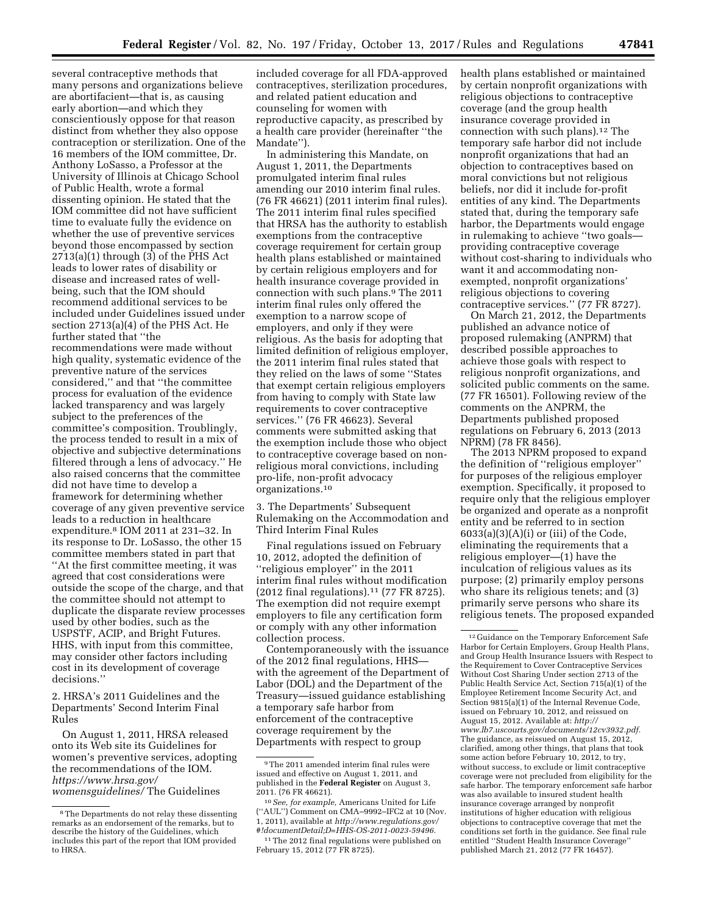several contraceptive methods that many persons and organizations believe are abortifacient—that is, as causing early abortion—and which they conscientiously oppose for that reason distinct from whether they also oppose contraception or sterilization. One of the 16 members of the IOM committee, Dr. Anthony LoSasso, a Professor at the University of Illinois at Chicago School of Public Health, wrote a formal dissenting opinion. He stated that the IOM committee did not have sufficient time to evaluate fully the evidence on whether the use of preventive services beyond those encompassed by section 2713(a)(1) through (3) of the PHS Act leads to lower rates of disability or disease and increased rates of well-being, such that the IOM should recommend additional services to be included under Guidelines issued under section 2713(a)(4) of the PHS Act. He further stated that "the recommendations were made without high quality, systematic evidence of the preventive nature of the services considered," and that "the committee process for evaluation of the evidence lacked transparency and was largely subject to the preferences of the committee's composition. Troublingly, the process tended to result in a mix of objective and subjective determinations filtered through a lens of advocacy." He also raised concerns that the committee did not have time to develop a framework for determining whether coverage of any given preventive service leads to a reduction in healthcare expenditure.[8] IOM 2011 at 231–32. In its response to Dr. LoSasso, the other 15 committee members stated in part that "At the first committee meeting, it was agreed that cost considerations were outside the scope of the charge, and that the committee should not attempt to duplicate the disparate review processes used by other bodies, such as the USPSTF, ACIP, and Bright Futures. HHS, with input from this committee, may consider other factors including cost in its development of coverage decisions."

2. HRSA's 2011 Guidelines and the Departments' Second Interim Final Rules

On August 1, 2011, HRSA released onto its Web site its Guidelines for women's preventive services, adopting the recommendations of the IOM. *https://www.hrsa.gov/womensguidelines/* The Guidelines included coverage for all FDA-approved contraceptives, sterilization procedures, and related patient education and counseling for women with reproductive capacity, as prescribed by a health care provider (hereinafter "the Mandate").

In administering this Mandate, on August 1, 2011, the Departments promulgated interim final rules amending our 2010 interim final rules. (76 FR 46621) (2011 interim final rules). The 2011 interim final rules specified that HRSA has the authority to establish exemptions from the contraceptive coverage requirement for certain group health plans established or maintained by certain religious employers and for health insurance coverage provided in connection with such plans.[9] The 2011 interim final rules only offered the exemption to a narrow scope of employers, and only if they were religious. As the basis for adopting that limited definition of religious employer, the 2011 interim final rules stated that they relied on the laws of some "States that exempt certain religious employers from having to comply with State law requirements to cover contraceptive services." (76 FR 46623). Several comments were submitted asking that the exemption include those who object to contraceptive coverage based on non-religious moral convictions, including pro-life, non-profit advocacy organizations.[10]

3. The Departments' Subsequent Rulemaking on the Accommodation and Third Interim Final Rules

Final regulations issued on February 10, 2012, adopted the definition of "religious employer" in the 2011 interim final rules without modification (2012 final regulations).[11] (77 FR 8725). The exemption did not require exempt employers to file any certification form or comply with any other information collection process.

Contemporaneously with the issuance of the 2012 final regulations, HHS—with the agreement of the Department of Labor (DOL) and the Department of the Treasury—issued guidance establishing a temporary safe harbor from enforcement of the contraceptive coverage requirement by the Departments with respect to group health plans established or maintained by certain nonprofit organizations with religious objections to contraceptive coverage (and the group health insurance coverage provided in connection with such plans).[12] The temporary safe harbor did not include nonprofit organizations that had an objection to contraceptives based on moral convictions but not religious beliefs, nor did it include for-profit entities of any kind. The Departments stated that, during the temporary safe harbor, the Departments would engage in rulemaking to achieve "two goals—providing contraceptive coverage without cost-sharing to individuals who want it and accommodating non-exempted, nonprofit organizations' religious objections to covering contraceptive services." (77 FR 8727).

On March 21, 2012, the Departments published an advance notice of proposed rulemaking (ANPRM) that described possible approaches to achieve those goals with respect to religious nonprofit organizations, and solicited public comments on the same. (77 FR 16501). Following review of the comments on the ANPRM, the Departments published proposed regulations on February 6, 2013 (2013 NPRM) (78 FR 8456).

The 2013 NPRM proposed to expand the definition of "religious employer" for purposes of the religious employer exemption. Specifically, it proposed to require only that the religious employer be organized and operate as a nonprofit entity and be referred to in section 6033(a)(3)(A)(i) or (iii) of the Code, eliminating the requirements that a religious employer—(1) have the inculcation of religious values as its purpose; (2) primarily employ persons who share its religious tenets; and (3) primarily serve persons who share its religious tenets. The proposed expanded

---

[8] The Departments do not relay these dissenting remarks as an endorsement of the remarks, but to describe the history of the Guidelines, which includes this part of the report that IOM provided to HRSA.

[9] The 2011 amended interim final rules were issued and effective on August 1, 2011, and published in the **Federal Register** on August 3, 2011. (76 FR 46621).

[10] *See, for example,* Americans United for Life ("AUL") Comment on CMA–9992–IFC2 at 10 (Nov. 1, 2011), available at *http://www.regulations.gov/#!documentDetail;D=HHS-OS-2011-0023-59496.*

[11] The 2012 final regulations were published on February 15, 2012 (77 FR 8725).

[12] Guidance on the Temporary Enforcement Safe Harbor for Certain Employers, Group Health Plans, and Group Health Insurance Issuers with Respect to the Requirement to Cover Contraceptive Services Without Cost Sharing Under section 2713 of the Public Health Service Act, Section 715(a)(1) of the Employee Retirement Income Security Act, and Section 9815(a)(1) of the Internal Revenue Code, issued on February 10, 2012, and reissued on August 15, 2012. Available at: *http://www.lb7.uscourts.gov/documents/12cv3932.pdf.* The guidance, as reissued on August 15, 2012, clarified, among other things, that plans that took some action before February 10, 2012, to try, without success, to exclude or limit contraceptive coverage were not precluded from eligibility for the safe harbor. The temporary enforcement safe harbor was also available to insured student health insurance coverage arranged by nonprofit institutions of higher education with religious objections to contraceptive coverage that met the conditions set forth in the guidance. See final rule entitled "Student Health Insurance Coverage" published March 21, 2012 (77 FR 16457).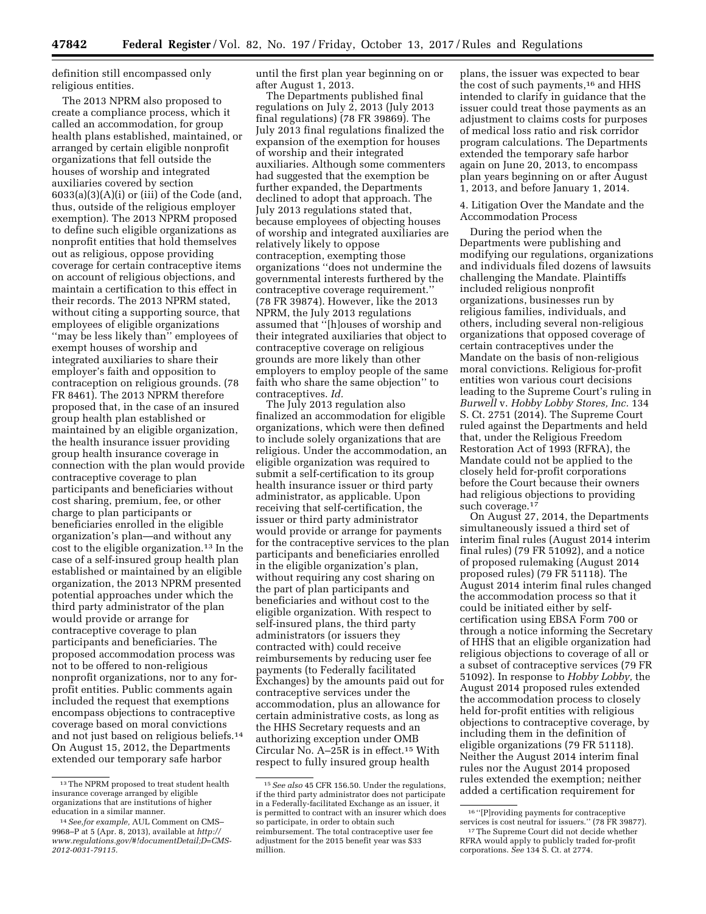definition still encompassed only religious entities.

The 2013 NPRM also proposed to create a compliance process, which it called an accommodation, for group health plans established, maintained, or arranged by certain eligible nonprofit organizations that fell outside the houses of worship and integrated auxiliaries covered by section 6033(a)(3)(A)(i) or (iii) of the Code (and, thus, outside of the religious employer exemption). The 2013 NPRM proposed to define such eligible organizations as nonprofit entities that hold themselves out as religious, oppose providing coverage for certain contraceptive items on account of religious objections, and maintain a certification to this effect in their records. The 2013 NPRM stated, without citing a supporting source, that employees of eligible organizations ''may be less likely than'' employees of exempt houses of worship and integrated auxiliaries to share their employer's faith and opposition to contraception on religious grounds. (78 FR 8461). The 2013 NPRM therefore proposed that, in the case of an insured group health plan established or maintained by an eligible organization, the health insurance issuer providing group health insurance coverage in connection with the plan would provide contraceptive coverage to plan participants and beneficiaries without cost sharing, premium, fee, or other charge to plan participants or beneficiaries enrolled in the eligible organization's plan—and without any cost to the eligible organization.[13] In the case of a self-insured group health plan established or maintained by an eligible organization, the 2013 NPRM presented potential approaches under which the third party administrator of the plan would provide or arrange for contraceptive coverage to plan participants and beneficiaries. The proposed accommodation process was not to be offered to non-religious nonprofit organizations, nor to any for-profit entities. Public comments again included the request that exemptions encompass objections to contraceptive coverage based on moral convictions and not just based on religious beliefs.[14] On August 15, 2012, the Departments extended our temporary safe harbor until the first plan year beginning on or after August 1, 2013.

The Departments published final regulations on July 2, 2013 (July 2013 final regulations) (78 FR 39869). The July 2013 final regulations finalized the expansion of the exemption for houses of worship and their integrated auxiliaries. Although some commenters had suggested that the exemption be further expanded, the Departments declined to adopt that approach. The July 2013 regulations stated that, because employees of objecting houses of worship and integrated auxiliaries are relatively likely to oppose contraception, exempting those organizations ''does not undermine the governmental interests furthered by the contraceptive coverage requirement.'' (78 FR 39874). However, like the 2013 NPRM, the July 2013 regulations assumed that ''[h]ouses of worship and their integrated auxiliaries that object to contraceptive coverage on religious grounds are more likely than other employers to employ people of the same faith who share the same objection'' to contraceptives. *Id.*

The July 2013 regulation also finalized an accommodation for eligible organizations, which were then defined to include solely organizations that are religious. Under the accommodation, an eligible organization was required to submit a self-certification to its group health insurance issuer or third party administrator, as applicable. Upon receiving that self-certification, the issuer or third party administrator would provide or arrange for payments for the contraceptive services to the plan participants and beneficiaries enrolled in the eligible organization's plan, without requiring any cost sharing on the part of plan participants and beneficiaries and without cost to the eligible organization. With respect to self-insured plans, the third party administrators (or issuers they contracted with) could receive reimbursements by reducing user fee payments (to Federally facilitated Exchanges) by the amounts paid out for contraceptive services under the accommodation, plus an allowance for certain administrative costs, as long as the HHS Secretary requests and an authorizing exception under OMB Circular No. A–25R is in effect.[15] With respect to fully insured group health plans, the issuer was expected to bear the cost of such payments,[16] and HHS intended to clarify in guidance that the issuer could treat those payments as an adjustment to claims costs for purposes of medical loss ratio and risk corridor program calculations. The Departments extended the temporary safe harbor again on June 20, 2013, to encompass plan years beginning on or after August 1, 2013, and before January 1, 2014.

4. Litigation Over the Mandate and the Accommodation Process

During the period when the Departments were publishing and modifying our regulations, organizations and individuals filed dozens of lawsuits challenging the Mandate. Plaintiffs included religious nonprofit organizations, businesses run by religious families, individuals, and others, including several non-religious organizations that opposed coverage of certain contraceptives under the Mandate on the basis of non-religious moral convictions. Religious for-profit entities won various court decisions leading to the Supreme Court's ruling in *Burwell* v. *Hobby Lobby Stores, Inc.* 134 S. Ct. 2751 (2014). The Supreme Court ruled against the Departments and held that, under the Religious Freedom Restoration Act of 1993 (RFRA), the Mandate could not be applied to the closely held for-profit corporations before the Court because their owners had religious objections to providing such coverage.[17]

On August 27, 2014, the Departments simultaneously issued a third set of interim final rules (August 2014 interim final rules) (79 FR 51092), and a notice of proposed rulemaking (August 2014 proposed rules) (79 FR 51118). The August 2014 interim final rules changed the accommodation process so that it could be initiated either by self-certification using EBSA Form 700 or through a notice informing the Secretary of HHS that an eligible organization had religious objections to coverage of all or a subset of contraceptive services (79 FR 51092). In response to *Hobby Lobby,* the August 2014 proposed rules extended the accommodation process to closely held for-profit entities with religious objections to contraceptive coverage, by including them in the definition of eligible organizations (79 FR 51118). Neither the August 2014 interim final rules nor the August 2014 proposed rules extended the exemption; neither added a certification requirement for

---

[13] The NPRM proposed to treat student health insurance coverage arranged by eligible organizations that are institutions of higher education in a similar manner.

[14] *See,for example,* AUL Comment on CMS–9968–P at 5 (Apr. 8, 2013), available at *http://www.regulations.gov/#!documentDetail;D=CMS-2012-0031-79115.*

[15] *See also* 45 CFR 156.50. Under the regulations, if the third party administrator does not participate in a Federally-facilitated Exchange as an issuer, it is permitted to contract with an insurer which does so participate, in order to obtain such reimbursement. The total contraceptive user fee adjustment for the 2015 benefit year was $33 million.

[16] ''[P]roviding payments for contraceptive services is cost neutral for issuers.'' (78 FR 39877).

[17] The Supreme Court did not decide whether RFRA would apply to publicly traded for-profit corporations. *See* 134 S. Ct. at 2774.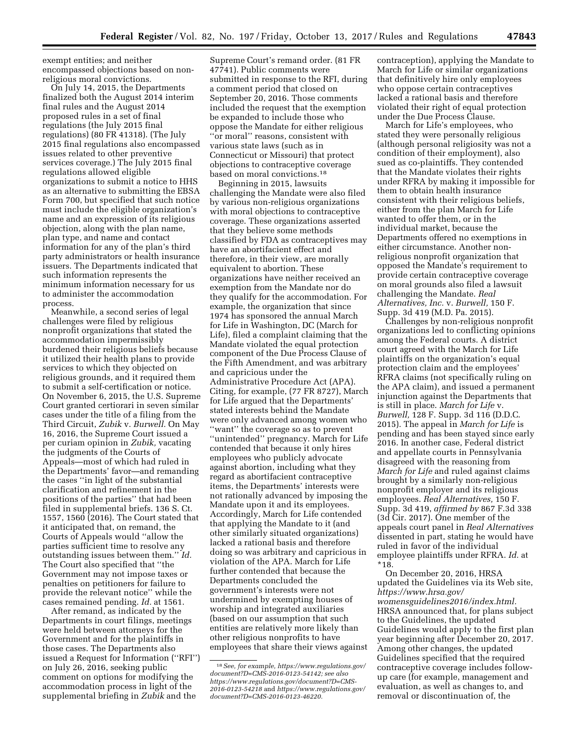exempt entities; and neither encompassed objections based on non-religious moral convictions.

On July 14, 2015, the Departments finalized both the August 2014 interim final rules and the August 2014 proposed rules in a set of final regulations (the July 2015 final regulations) (80 FR 41318). (The July 2015 final regulations also encompassed issues related to other preventive services coverage.) The July 2015 final regulations allowed eligible organizations to submit a notice to HHS as an alternative to submitting the EBSA Form 700, but specified that such notice must include the eligible organization's name and an expression of its religious objection, along with the plan name, plan type, and name and contact information for any of the plan's third party administrators or health insurance issuers. The Departments indicated that such information represents the minimum information necessary for us to administer the accommodation process.

Meanwhile, a second series of legal challenges were filed by religious nonprofit organizations that stated the accommodation impermissibly burdened their religious beliefs because it utilized their health plans to provide services to which they objected on religious grounds, and it required them to submit a self-certification or notice. On November 6, 2015, the U.S. Supreme Court granted certiorari in seven similar cases under the title of a filing from the Third Circuit, *Zubik* v. *Burwell.* On May 16, 2016, the Supreme Court issued a per curiam opinion in *Zubik,* vacating the judgments of the Courts of Appeals—most of which had ruled in the Departments' favor—and remanding the cases ''in light of the substantial clarification and refinement in the positions of the parties'' that had been filed in supplemental briefs. 136 S. Ct. 1557, 1560 (2016). The Court stated that it anticipated that, on remand, the Courts of Appeals would ''allow the parties sufficient time to resolve any outstanding issues between them.'' *Id.* The Court also specified that ''the Government may not impose taxes or penalties on petitioners for failure to provide the relevant notice'' while the cases remained pending. *Id.* at 1561.

After remand, as indicated by the Departments in court filings, meetings were held between attorneys for the Government and for the plaintiffs in those cases. The Departments also issued a Request for Information (''RFI'') on July 26, 2016, seeking public comment on options for modifying the accommodation process in light of the supplemental briefing in *Zubik* and the Supreme Court's remand order. (81 FR 47741). Public comments were submitted in response to the RFI, during a comment period that closed on September 20, 2016. Those comments included the request that the exemption be expanded to include those who oppose the Mandate for either religious ''or moral'' reasons, consistent with various state laws (such as in Connecticut or Missouri) that protect objections to contraceptive coverage based on moral convictions.[18]

Beginning in 2015, lawsuits challenging the Mandate were also filed by various non-religious organizations with moral objections to contraceptive coverage. These organizations asserted that they believe some methods classified by FDA as contraceptives may have an abortifacient effect and therefore, in their view, are morally equivalent to abortion. These organizations have neither received an exemption from the Mandate nor do they qualify for the accommodation. For example, the organization that since 1974 has sponsored the annual March for Life in Washington, DC (March for Life), filed a complaint claiming that the Mandate violated the equal protection component of the Due Process Clause of the Fifth Amendment, and was arbitrary and capricious under the Administrative Procedure Act (APA). Citing, for example, (77 FR 8727), March for Life argued that the Departments' stated interests behind the Mandate were only advanced among women who ''want'' the coverage so as to prevent ''unintended'' pregnancy. March for Life contended that because it only hires employees who publicly advocate against abortion, including what they regard as abortifacient contraceptive items, the Departments' interests were not rationally advanced by imposing the Mandate upon it and its employees. Accordingly, March for Life contended that applying the Mandate to it (and other similarly situated organizations) lacked a rational basis and therefore doing so was arbitrary and capricious in violation of the APA. March for Life further contended that because the Departments concluded the government's interests were not undermined by exempting houses of worship and integrated auxiliaries (based on our assumption that such entities are relatively more likely than other religious nonprofits to have employees that share their views against contraception), applying the Mandate to March for Life or similar organizations that definitively hire only employees who oppose certain contraceptives lacked a rational basis and therefore violated their right of equal protection under the Due Process Clause.

March for Life's employees, who stated they were personally religious (although personal religiosity was not a condition of their employment), also sued as co-plaintiffs. They contended that the Mandate violates their rights under RFRA by making it impossible for them to obtain health insurance consistent with their religious beliefs, either from the plan March for Life wanted to offer them, or in the individual market, because the Departments offered no exemptions in either circumstance. Another non-religious nonprofit organization that opposed the Mandate's requirement to provide certain contraceptive coverage on moral grounds also filed a lawsuit challenging the Mandate. *Real Alternatives, Inc.* v. *Burwell,* 150 F. Supp. 3d 419 (M.D. Pa. 2015).

Challenges by non-religious nonprofit organizations led to conflicting opinions among the Federal courts. A district court agreed with the March for Life plaintiffs on the organization's equal protection claim and the employees' RFRA claims (not specifically ruling on the APA claim), and issued a permanent injunction against the Departments that is still in place. *March for Life* v. *Burwell,* 128 F. Supp. 3d 116 (D.D.C. 2015). The appeal in *March for Life* is pending and has been stayed since early 2016. In another case, Federal district and appellate courts in Pennsylvania disagreed with the reasoning from *March for Life* and ruled against claims brought by a similarly non-religious nonprofit employer and its religious employees. *Real Alternatives,* 150 F. Supp. 3d 419, *affirmed by* 867 F.3d 338 (3d Cir. 2017). One member of the appeals court panel in *Real Alternatives* dissented in part, stating he would have ruled in favor of the individual employee plaintiffs under RFRA. *Id.* at *18.

On December 20, 2016, HRSA updated the Guidelines via its Web site, *https://www.hrsa.gov/womensguidelines2016/index.html*. HRSA announced that, for plans subject to the Guidelines, the updated Guidelines would apply to the first plan year beginning after December 20, 2017. Among other changes, the updated Guidelines specified that the required contraceptive coverage includes follow-up care (for example, management and evaluation, as well as changes to, and removal or discontinuation of, the

---

[18] *See, for example, https://www.regulations.gov/document?D=CMS-2016-0123-54142; see also https://www.regulations.gov/document?D=CMS-2016-0123-54218* and *https://www.regulations.gov/document?D=CMS-2016-0123-46220.*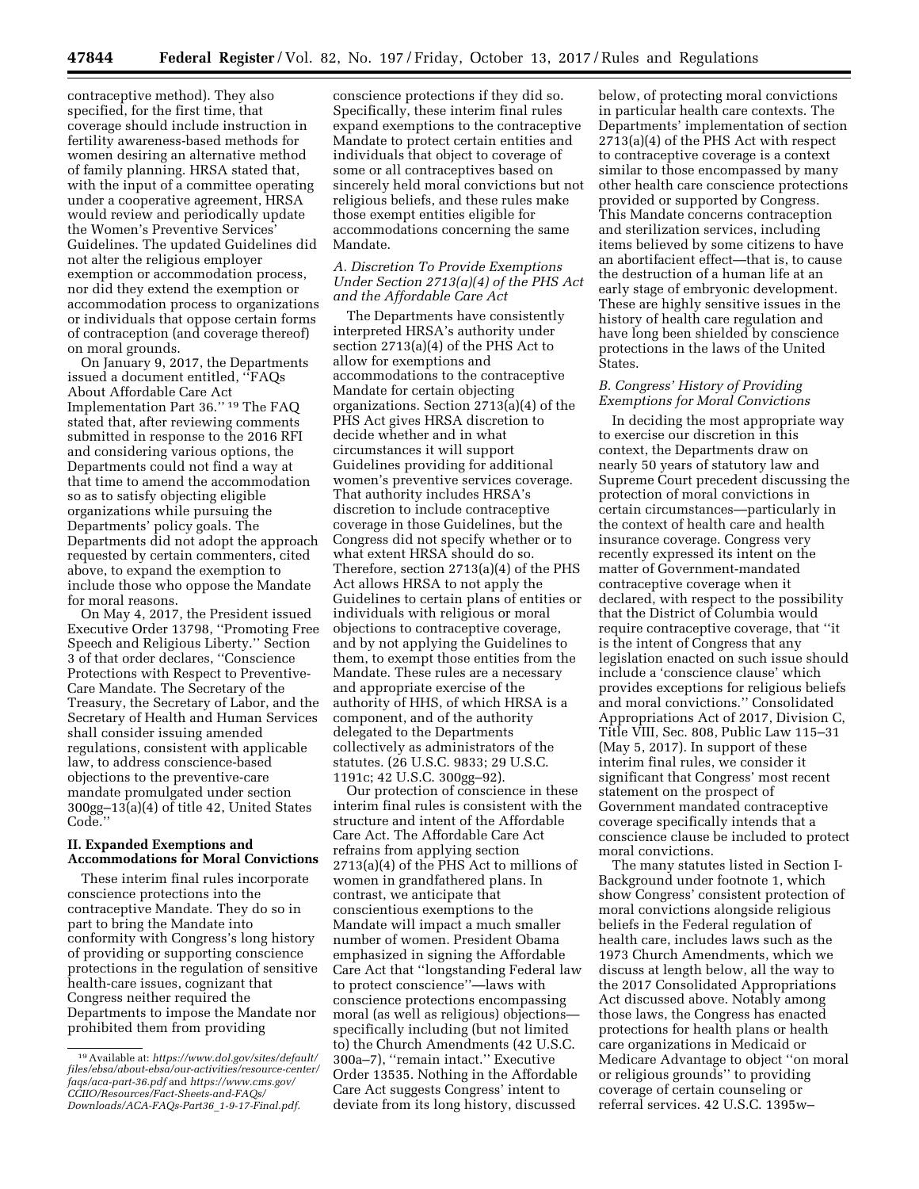contraceptive method). They also specified, for the first time, that coverage should include instruction in fertility awareness-based methods for women desiring an alternative method of family planning. HRSA stated that, with the input of a committee operating under a cooperative agreement, HRSA would review and periodically update the Women's Preventive Services' Guidelines. The updated Guidelines did not alter the religious employer exemption or accommodation process, nor did they extend the exemption or accommodation process to organizations or individuals that oppose certain forms of contraception (and coverage thereof) on moral grounds.

On January 9, 2017, the Departments issued a document entitled, ''FAQs About Affordable Care Act Implementation Part 36.'' [19] The FAQ stated that, after reviewing comments submitted in response to the 2016 RFI and considering various options, the Departments could not find a way at that time to amend the accommodation so as to satisfy objecting eligible organizations while pursuing the Departments' policy goals. The Departments did not adopt the approach requested by certain commenters, cited above, to expand the exemption to include those who oppose the Mandate for moral reasons.

On May 4, 2017, the President issued Executive Order 13798, ''Promoting Free Speech and Religious Liberty.'' Section 3 of that order declares, ''Conscience Protections with Respect to Preventive-Care Mandate. The Secretary of the Treasury, the Secretary of Labor, and the Secretary of Health and Human Services shall consider issuing amended regulations, consistent with applicable law, to address conscience-based objections to the preventive-care mandate promulgated under section 300gg–13(a)(4) of title 42, United States Code.''

## II. Expanded Exemptions and Accommodations for Moral Convictions

These interim final rules incorporate conscience protections into the contraceptive Mandate. They do so in part to bring the Mandate into conformity with Congress's long history of providing or supporting conscience protections in the regulation of sensitive health-care issues, cognizant that Congress neither required the Departments to impose the Mandate nor prohibited them from providing conscience protections if they did so. Specifically, these interim final rules expand exemptions to the contraceptive Mandate to protect certain entities and individuals that object to coverage of some or all contraceptives based on sincerely held moral convictions but not religious beliefs, and these rules make those exempt entities eligible for accommodations concerning the same Mandate.

### *A. Discretion To Provide Exemptions Under Section 2713(a)(4) of the PHS Act and the Affordable Care Act*

The Departments have consistently interpreted HRSA's authority under section 2713(a)(4) of the PHS Act to allow for exemptions and accommodations to the contraceptive Mandate for certain objecting organizations. Section 2713(a)(4) of the PHS Act gives HRSA discretion to decide whether and in what circumstances it will support Guidelines providing for additional women's preventive services coverage. That authority includes HRSA's discretion to include contraceptive coverage in those Guidelines, but the Congress did not specify whether or to what extent HRSA should do so. Therefore, section 2713(a)(4) of the PHS Act allows HRSA to not apply the Guidelines to certain plans of entities or individuals with religious or moral objections to contraceptive coverage, and by not applying the Guidelines to them, to exempt those entities from the Mandate. These rules are a necessary and appropriate exercise of the authority of HHS, of which HRSA is a component, and of the authority delegated to the Departments collectively as administrators of the statutes. (26 U.S.C. 9833; 29 U.S.C. 1191c; 42 U.S.C. 300gg–92).

Our protection of conscience in these interim final rules is consistent with the structure and intent of the Affordable Care Act. The Affordable Care Act refrains from applying section 2713(a)(4) of the PHS Act to millions of women in grandfathered plans. In contrast, we anticipate that conscientious exemptions to the Mandate will impact a much smaller number of women. President Obama emphasized in signing the Affordable Care Act that ''longstanding Federal law to protect conscience''—laws with conscience protections encompassing moral (as well as religious) objections—specifically including (but not limited to) the Church Amendments (42 U.S.C. 300a–7), ''remain intact.'' Executive Order 13535. Nothing in the Affordable Care Act suggests Congress' intent to deviate from its long history, discussed below, of protecting moral convictions in particular health care contexts. The Departments' implementation of section 2713(a)(4) of the PHS Act with respect to contraceptive coverage is a context similar to those encompassed by many other health care conscience protections provided or supported by Congress. This Mandate concerns contraception and sterilization services, including items believed by some citizens to have an abortifacient effect—that is, to cause the destruction of a human life at an early stage of embryonic development. These are highly sensitive issues in the history of health care regulation and have long been shielded by conscience protections in the laws of the United States.

### *B. Congress' History of Providing Exemptions for Moral Convictions*

In deciding the most appropriate way to exercise our discretion in this context, the Departments draw on nearly 50 years of statutory law and Supreme Court precedent discussing the protection of moral convictions in certain circumstances—particularly in the context of health care and health insurance coverage. Congress very recently expressed its intent on the matter of Government-mandated contraceptive coverage when it declared, with respect to the possibility that the District of Columbia would require contraceptive coverage, that ''it is the intent of Congress that any legislation enacted on such issue should include a 'conscience clause' which provides exceptions for religious beliefs and moral convictions.'' Consolidated Appropriations Act of 2017, Division C, Title VIII, Sec. 808, Public Law 115–31 (May 5, 2017). In support of these interim final rules, we consider it significant that Congress' most recent statement on the prospect of Government mandated contraceptive coverage specifically intends that a conscience clause be included to protect moral convictions.

The many statutes listed in Section I-Background under footnote 1, which show Congress' consistent protection of moral convictions alongside religious beliefs in the Federal regulation of health care, includes laws such as the 1973 Church Amendments, which we discuss at length below, all the way to the 2017 Consolidated Appropriations Act discussed above. Notably among those laws, the Congress has enacted protections for health plans or health care organizations in Medicaid or Medicare Advantage to object ''on moral or religious grounds'' to providing coverage of certain counseling or referral services. 42 U.S.C. 1395w–

[19] Available at: *https://www.dol.gov/sites/default/files/ebsa/about-ebsa/our-activities/resource-center/faqs/aca-part-36.pdf* and *https://www.cms.gov/CCIIO/Resources/Fact-Sheets-and-FAQs/Downloads/ACA-FAQs-Part36_1-9-17-Final.pdf.*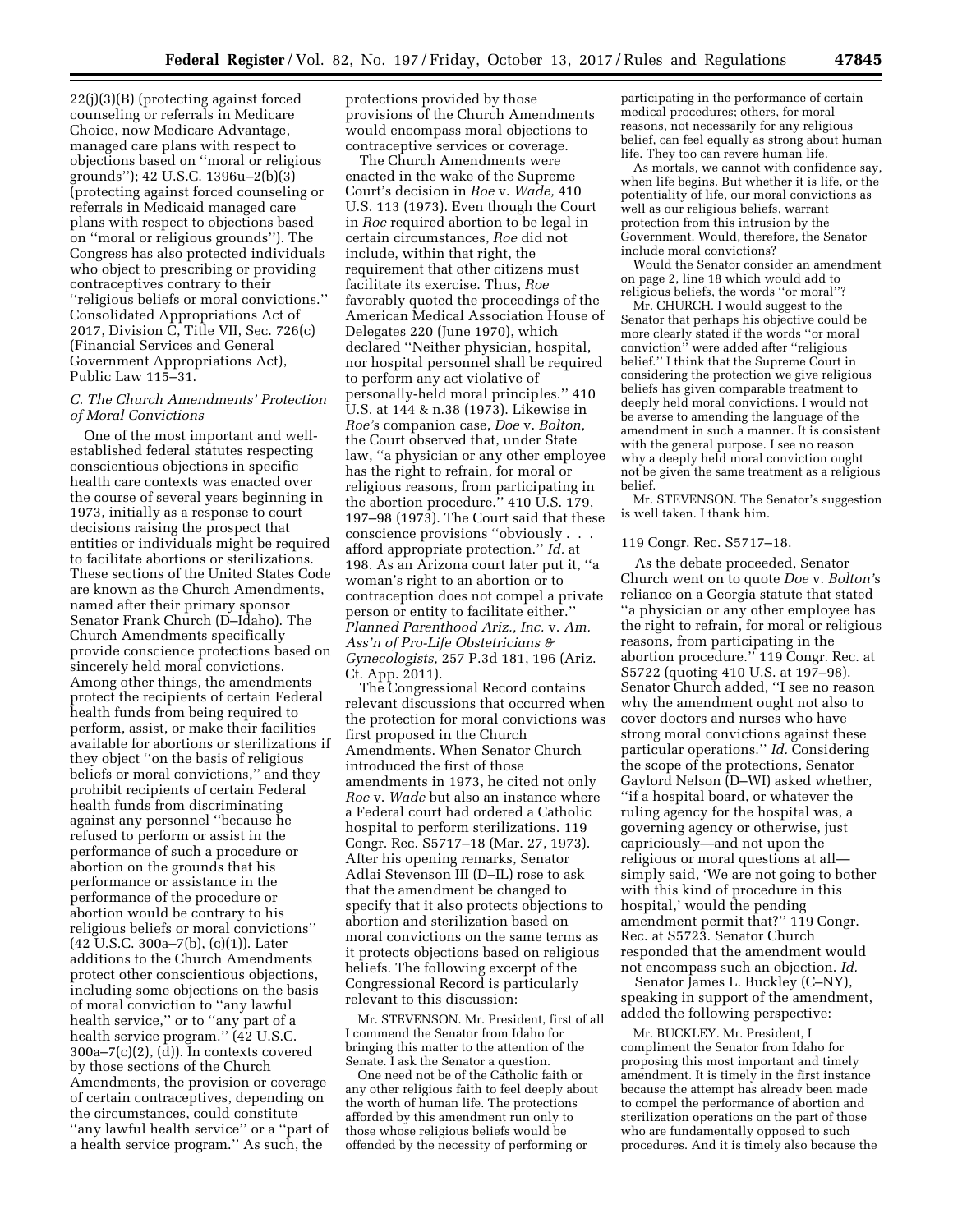22(j)(3)(B) (protecting against forced counseling or referrals in Medicare Choice, now Medicare Advantage, managed care plans with respect to objections based on "moral or religious grounds"); 42 U.S.C. 1396u–2(b)(3) (protecting against forced counseling or referrals in Medicaid managed care plans with respect to objections based on "moral or religious grounds"). The Congress has also protected individuals who object to prescribing or providing contraceptives contrary to their "religious beliefs or moral convictions." Consolidated Appropriations Act of 2017, Division C, Title VII, Sec. 726(c) (Financial Services and General Government Appropriations Act), Public Law 115–31.

### *C. The Church Amendments' Protection of Moral Convictions*

One of the most important and well-established federal statutes respecting conscientious objections in specific health care contexts was enacted over the course of several years beginning in 1973, initially as a response to court decisions raising the prospect that entities or individuals might be required to facilitate abortions or sterilizations. These sections of the United States Code are known as the Church Amendments, named after their primary sponsor Senator Frank Church (D–Idaho). The Church Amendments specifically provide conscience protections based on sincerely held moral convictions. Among other things, the amendments protect the recipients of certain Federal health funds from being required to perform, assist, or make their facilities available for abortions or sterilizations if they object "on the basis of religious beliefs or moral convictions," and they prohibit recipients of certain Federal health funds from discriminating against any personnel "because he refused to perform or assist in the performance of such a procedure or abortion on the grounds that his performance or assistance in the performance of the procedure or abortion would be contrary to his religious beliefs or moral convictions" (42 U.S.C. 300a–7(b), (c)(1)). Later additions to the Church Amendments protect other conscientious objections, including some objections on the basis of moral conviction to "any lawful health service," or to "any part of a health service program." (42 U.S.C. 300a–7(c)(2), (d)). In contexts covered by those sections of the Church Amendments, the provision or coverage of certain contraceptives, depending on the circumstances, could constitute "any lawful health service" or a "part of a health service program." As such, the protections provided by those provisions of the Church Amendments would encompass moral objections to contraceptive services or coverage.

The Church Amendments were enacted in the wake of the Supreme Court's decision in *Roe* v. *Wade,* 410 U.S. 113 (1973). Even though the Court in *Roe* required abortion to be legal in certain circumstances, *Roe* did not include, within that right, the requirement that other citizens must facilitate its exercise. Thus, *Roe* favorably quoted the proceedings of the American Medical Association House of Delegates 220 (June 1970), which declared "Neither physician, hospital, nor hospital personnel shall be required to perform any act violative of personally-held moral principles." 410 U.S. at 144 & n.38 (1973). Likewise in *Roe'*s companion case, *Doe* v. *Bolton,* the Court observed that, under State law, "a physician or any other employee has the right to refrain, for moral or religious reasons, from participating in the abortion procedure." 410 U.S. 179, 197–98 (1973). The Court said that these conscience provisions "obviously . . . afford appropriate protection." *Id.* at 198. As an Arizona court later put it, "a woman's right to an abortion or to contraception does not compel a private person or entity to facilitate either." *Planned Parenthood Ariz., Inc.* v. *Am. Ass'n of Pro-Life Obstetricians & Gynecologists,* 257 P.3d 181, 196 (Ariz. Ct. App. 2011).

The Congressional Record contains relevant discussions that occurred when the protection for moral convictions was first proposed in the Church Amendments. When Senator Church introduced the first of those amendments in 1973, he cited not only *Roe* v. *Wade* but also an instance where a Federal court had ordered a Catholic hospital to perform sterilizations. 119 Congr. Rec. S5717–18 (Mar. 27, 1973). After his opening remarks, Senator Adlai Stevenson III (D–IL) rose to ask that the amendment be changed to specify that it also protects objections to abortion and sterilization based on moral convictions on the same terms as it protects objections based on religious beliefs. The following excerpt of the Congressional Record is particularly relevant to this discussion:

> Mr. STEVENSON. Mr. President, first of all I commend the Senator from Idaho for bringing this matter to the attention of the Senate. I ask the Senator a question.
>
> One need not be of the Catholic faith or any other religious faith to feel deeply about the worth of human life. The protections afforded by this amendment run only to those whose religious beliefs would be offended by the necessity of performing or participating in the performance of certain medical procedures; others, for moral reasons, not necessarily for any religious belief, can feel equally as strong about human life. They too can revere human life.
>
> As mortals, we cannot with confidence say, when life begins. But whether it is life, or the potentiality of life, our moral convictions as well as our religious beliefs, warrant protection from this intrusion by the Government. Would, therefore, the Senator include moral convictions?
>
> Would the Senator consider an amendment on page 2, line 18 which would add to religious beliefs, the words "or moral"?
>
> Mr. CHURCH. I would suggest to the Senator that perhaps his objective could be more clearly stated if the words "or moral conviction" were added after "religious belief." I think that the Supreme Court in considering the protection we give religious beliefs has given comparable treatment to deeply held moral convictions. I would not be averse to amending the language of the amendment in such a manner. It is consistent with the general purpose. I see no reason why a deeply held moral conviction ought not be given the same treatment as a religious belief.
>
> Mr. STEVENSON. The Senator's suggestion is well taken. I thank him.

119 Congr. Rec. S5717–18.

As the debate proceeded, Senator Church went on to quote *Doe* v. *Bolton'*s reliance on a Georgia statute that stated "a physician or any other employee has the right to refrain, for moral or religious reasons, from participating in the abortion procedure." 119 Congr. Rec. at S5722 (quoting 410 U.S. at 197–98). Senator Church added, "I see no reason why the amendment ought not also to cover doctors and nurses who have strong moral convictions against these particular operations." *Id.* Considering the scope of the protections, Senator Gaylord Nelson (D–WI) asked whether, "if a hospital board, or whatever the ruling agency for the hospital was, a governing agency or otherwise, just capriciously—and not upon the religious or moral questions at all—simply said, 'We are not going to bother with this kind of procedure in this hospital,' would the pending amendment permit that?" 119 Congr. Rec. at S5723. Senator Church responded that the amendment would not encompass such an objection. *Id.*

Senator James L. Buckley (C–NY), speaking in support of the amendment, added the following perspective:

> Mr. BUCKLEY. Mr. President, I compliment the Senator from Idaho for proposing this most important and timely amendment. It is timely in the first instance because the attempt has already been made to compel the performance of abortion and sterilization operations on the part of those who are fundamentally opposed to such procedures. And it is timely also because the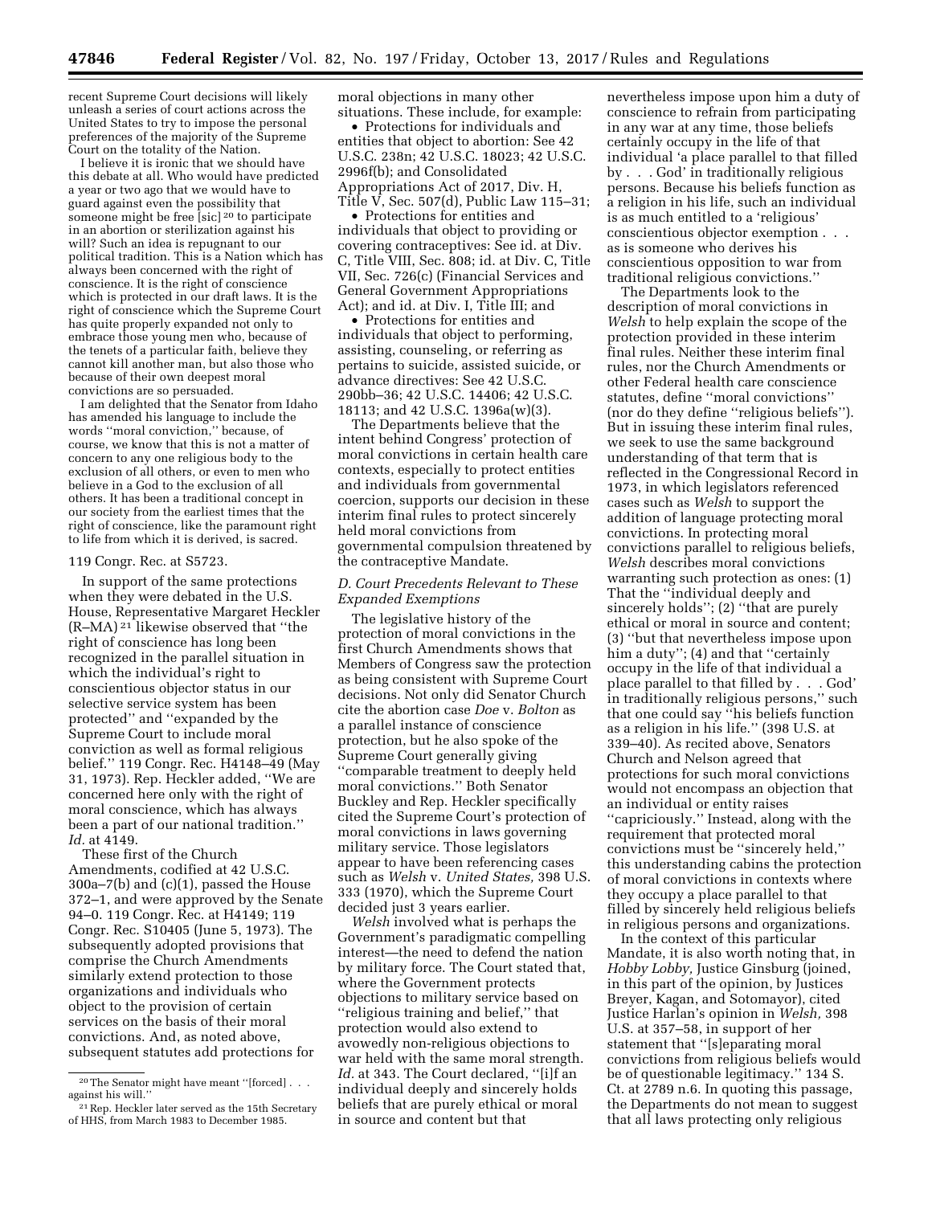recent Supreme Court decisions will likely unleash a series of court actions across the United States to try to impose the personal preferences of the majority of the Supreme Court on the totality of the Nation.

I believe it is ironic that we should have this debate at all. Who would have predicted a year or two ago that we would have to guard against even the possibility that someone might be free [sic] [20] to participate in an abortion or sterilization against his will? Such an idea is repugnant to our political tradition. This is a Nation which has always been concerned with the right of conscience. It is the right of conscience which is protected in our draft laws. It is the right of conscience which the Supreme Court has quite properly expanded not only to embrace those young men who, because of the tenets of a particular faith, believe they cannot kill another man, but also those who because of their own deepest moral convictions are so persuaded.

I am delighted that the Senator from Idaho has amended his language to include the words ''moral conviction,'' because, of course, we know that this is not a matter of concern to any one religious body to the exclusion of all others, or even to men who believe in a God to the exclusion of all others. It has been a traditional concept in our society from the earliest times that the right of conscience, like the paramount right to life from which it is derived, is sacred.

119 Congr. Rec. at S5723.

In support of the same protections when they were debated in the U.S. House, Representative Margaret Heckler (R–MA) [21] likewise observed that ''the right of conscience has long been recognized in the parallel situation in which the individual's right to conscientious objector status in our selective service system has been protected'' and ''expanded by the Supreme Court to include moral conviction as well as formal religious belief.'' 119 Congr. Rec. H4148–49 (May 31, 1973). Rep. Heckler added, ''We are concerned here only with the right of moral conscience, which has always been a part of our national tradition.'' *Id.* at 4149.

These first of the Church Amendments, codified at 42 U.S.C. 300a–7(b) and (c)(1), passed the House 372–1, and were approved by the Senate 94–0. 119 Congr. Rec. at H4149; 119 Congr. Rec. S10405 (June 5, 1973). The subsequently adopted provisions that comprise the Church Amendments similarly extend protection to those organizations and individuals who object to the provision of certain services on the basis of their moral convictions. And, as noted above, subsequent statutes add protections for moral objections in many other situations. These include, for example:

- Protections for individuals and entities that object to abortion: See 42 U.S.C. 238n; 42 U.S.C. 18023; 42 U.S.C. 2996f(b); and Consolidated Appropriations Act of 2017, Div. H, Title V, Sec. 507(d), Public Law 115–31;
- Protections for entities and individuals that object to providing or covering contraceptives: See id. at Div. C, Title VIII, Sec. 808; id. at Div. C, Title VII, Sec. 726(c) (Financial Services and General Government Appropriations Act); and id. at Div. I, Title III; and
- Protections for entities and individuals that object to performing, assisting, counseling, or referring as pertains to suicide, assisted suicide, or advance directives: See 42 U.S.C. 290bb–36; 42 U.S.C. 14406; 42 U.S.C. 18113; and 42 U.S.C. 1396a(w)(3).

The Departments believe that the intent behind Congress' protection of moral convictions in certain health care contexts, especially to protect entities and individuals from governmental coercion, supports our decision in these interim final rules to protect sincerely held moral convictions from governmental compulsion threatened by the contraceptive Mandate.

### *D. Court Precedents Relevant to These Expanded Exemptions*

The legislative history of the protection of moral convictions in the first Church Amendments shows that Members of Congress saw the protection as being consistent with Supreme Court decisions. Not only did Senator Church cite the abortion case *Doe* v. *Bolton* as a parallel instance of conscience protection, but he also spoke of the Supreme Court generally giving ''comparable treatment to deeply held moral convictions.'' Both Senator Buckley and Rep. Heckler specifically cited the Supreme Court's protection of moral convictions in laws governing military service. Those legislators appear to have been referencing cases such as *Welsh* v. *United States,* 398 U.S. 333 (1970), which the Supreme Court decided just 3 years earlier.

*Welsh* involved what is perhaps the Government's paradigmatic compelling interest—the need to defend the nation by military force. The Court stated that, where the Government protects objections to military service based on ''religious training and belief,'' that protection would also extend to avowedly non-religious objections to war held with the same moral strength. *Id.* at 343. The Court declared, ''[i]f an individual deeply and sincerely holds beliefs that are purely ethical or moral in source and content but that nevertheless impose upon him a duty of conscience to refrain from participating in any war at any time, those beliefs certainly occupy in the life of that individual 'a place parallel to that filled by . . . God' in traditionally religious persons. Because his beliefs function as a religion in his life, such an individual is as much entitled to a 'religious' conscientious objector exemption . . . as is someone who derives his conscientious opposition to war from traditional religious convictions.''

The Departments look to the description of moral convictions in *Welsh* to help explain the scope of the protection provided in these interim final rules. Neither these interim final rules, nor the Church Amendments or other Federal health care conscience statutes, define ''moral convictions'' (nor do they define ''religious beliefs''). But in issuing these interim final rules, we seek to use the same background understanding of that term that is reflected in the Congressional Record in 1973, in which legislators referenced cases such as *Welsh* to support the addition of language protecting moral convictions. In protecting moral convictions parallel to religious beliefs, *Welsh* describes moral convictions warranting such protection as ones: (1) That the ''individual deeply and sincerely holds''; (2) ''that are purely ethical or moral in source and content; (3) ''but that nevertheless impose upon him a duty''; (4) and that ''certainly occupy in the life of that individual a place parallel to that filled by . . . God' in traditionally religious persons,'' such that one could say ''his beliefs function as a religion in his life.'' (398 U.S. at 339–40). As recited above, Senators Church and Nelson agreed that protections for such moral convictions would not encompass an objection that an individual or entity raises ''capriciously.'' Instead, along with the requirement that protected moral convictions must be ''sincerely held,'' this understanding cabins the protection of moral convictions in contexts where they occupy a place parallel to that filled by sincerely held religious beliefs in religious persons and organizations.

In the context of this particular Mandate, it is also worth noting that, in *Hobby Lobby,* Justice Ginsburg (joined, in this part of the opinion, by Justices Breyer, Kagan, and Sotomayor), cited Justice Harlan's opinion in *Welsh,* 398 U.S. at 357–58, in support of her statement that ''[s]eparating moral convictions from religious beliefs would be of questionable legitimacy.'' 134 S. Ct. at 2789 n.6. In quoting this passage, the Departments do not mean to suggest that all laws protecting only religious

---

[20] The Senator might have meant ''[forced] . . . against his will.''

[21] Rep. Heckler later served as the 15th Secretary of HHS, from March 1983 to December 1985.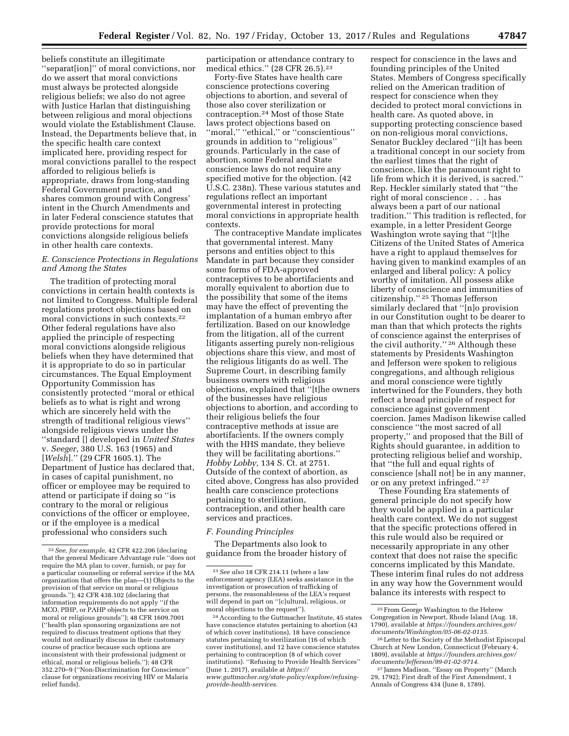beliefs constitute an illegitimate ''separat[ion]'' of moral convictions, nor do we assert that moral convictions must always be protected alongside religious beliefs; we also do not agree with Justice Harlan that distinguishing between religious and moral objections would violate the Establishment Clause. Instead, the Departments believe that, in the specific health care context implicated here, providing respect for moral convictions parallel to the respect afforded to religious beliefs is appropriate, draws from long-standing Federal Government practice, and shares common ground with Congress' intent in the Church Amendments and in later Federal conscience statutes that provide protections for moral convictions alongside religious beliefs in other health care contexts.

### *E. Conscience Protections in Regulations and Among the States*

The tradition of protecting moral convictions in certain health contexts is not limited to Congress. Multiple federal regulations protect objections based on moral convictions in such contexts.[22] Other federal regulations have also applied the principle of respecting moral convictions alongside religious beliefs when they have determined that it is appropriate to do so in particular circumstances. The Equal Employment Opportunity Commission has consistently protected ''moral or ethical beliefs as to what is right and wrong which are sincerely held with the strength of traditional religious views'' alongside religious views under the ''standard [] developed in *United States* v. *Seeger,* 380 U.S. 163 (1965) and [*Welsh*].'' (29 CFR 1605.1). The Department of Justice has declared that, in cases of capital punishment, no officer or employee may be required to attend or participate if doing so ''is contrary to the moral or religious convictions of the officer or employee, or if the employee is a medical professional who considers such participation or attendance contrary to medical ethics.'' (28 CFR 26.5).[23]

Forty-five States have health care conscience protections covering objections to abortion, and several of those also cover sterilization or contraception.[24] Most of those State laws protect objections based on ''moral,'' ''ethical,'' or ''conscientious'' grounds in addition to ''religious'' grounds. Particularly in the case of abortion, some Federal and State conscience laws do not require any specified motive for the objection. (42 U.S.C. 238n). These various statutes and regulations reflect an important governmental interest in protecting moral convictions in appropriate health contexts.

The contraceptive Mandate implicates that governmental interest. Many persons and entities object to this Mandate in part because they consider some forms of FDA-approved contraceptives to be abortifacients and morally equivalent to abortion due to the possibility that some of the items may have the effect of preventing the implantation of a human embryo after fertilization. Based on our knowledge from the litigation, all of the current litigants asserting purely non-religious objections share this view, and most of the religious litigants do as well. The Supreme Court, in describing family business owners with religious objections, explained that ''[t]he owners of the businesses have religious objections to abortion, and according to their religious beliefs the four contraceptive methods at issue are abortifacients. If the owners comply with the HHS mandate, they believe they will be facilitating abortions.'' *Hobby Lobby,* 134 S. Ct. at 2751. Outside of the context of abortion, as cited above, Congress has also provided health care conscience protections pertaining to sterilization, contraception, and other health care services and practices.

### *F. Founding Principles*

The Departments also look to guidance from the broader history of respect for conscience in the laws and founding principles of the United States. Members of Congress specifically relied on the American tradition of respect for conscience when they decided to protect moral convictions in health care. As quoted above, in supporting protecting conscience based on non-religious moral convictions, Senator Buckley declared ''[i]t has been a traditional concept in our society from the earliest times that the right of conscience, like the paramount right to life from which it is derived, is sacred.'' Rep. Heckler similarly stated that ''the right of moral conscience . . . has always been a part of our national tradition.'' This tradition is reflected, for example, in a letter President George Washington wrote saying that ''[t]he Citizens of the United States of America have a right to applaud themselves for having given to mankind examples of an enlarged and liberal policy: A policy worthy of imitation. All possess alike liberty of conscience and immunities of citizenship.'' [25] Thomas Jefferson similarly declared that ''[n]o provision in our Constitution ought to be dearer to man than that which protects the rights of conscience against the enterprises of the civil authority.'' [26] Although these statements by Presidents Washington and Jefferson were spoken to religious congregations, and although religious and moral conscience were tightly intertwined for the Founders, they both reflect a broad principle of respect for conscience against government coercion. James Madison likewise called conscience ''the most sacred of all property,'' and proposed that the Bill of Rights should guarantee, in addition to protecting religious belief and worship, that ''the full and equal rights of conscience [shall not] be in any manner, or on any pretext infringed.'' [27]

These Founding Era statements of general principle do not specify how they would be applied in a particular health care context. We do not suggest that the specific protections offered in this rule would also be required or necessarily appropriate in any other context that does not raise the specific concerns implicated by this Mandate. These interim final rules do not address in any way how the Government would balance its interests with respect to

---

[22] *See, for example,* 42 CFR 422.206 (declaring that the general Medicare Advantage rule ''does not require the MA plan to cover, furnish, or pay for a particular counseling or referral service if the MA organization that offers the plan—(1) Objects to the provision of that service on moral or religious grounds.''); 42 CFR 438.102 (declaring that information requirements do not apply ''if the MCO, PIHP, or PAHP objects to the service on moral or religious grounds''); 48 CFR 1609.7001 (''health plan sponsoring organizations are not required to discuss treatment options that they would not ordinarily discuss in their customary course of practice because such options are inconsistent with their professional judgment or ethical, moral or religious beliefs.''); 48 CFR 352.270–9 (''Non-Discrimination for Conscience'' clause for organizations receiving HIV or Malaria relief funds).

[23] *See also* 18 CFR 214.11 (where a law enforcement agency (LEA) seeks assistance in the investigation or prosecution of trafficking of persons, the reasonableness of the LEA's request will depend in part on ''[c]ultural, religious, or moral objections to the request'').

[24] According to the Guttmacher Institute, 45 states have conscience statutes pertaining to abortion (43 of which cover institutions), 18 have conscience statutes pertaining to sterilization (16 of which cover institutions), and 12 have conscience statutes pertaining to contraception (8 of which cover institutions). ''Refusing to Provide Health Services'' (June 1, 2017), available at *https://www.guttmacher.org/state-policy/explore/refusing-provide-health-services.*

[25] From George Washington to the Hebrew Congregation in Newport, Rhode Island (Aug. 18, 1790), available at *https://founders.archives.gov/documents/Washington/05-06-02-0135.*

[26] Letter to the Society of the Methodist Episcopal Church at New London, Connecticut (February 4, 1809), available at *https://founders.archives.gov/documents/Jefferson/99-01-02-9714.*

[27] James Madison, ''Essay on Property'' (March 29, 1792); First draft of the First Amendment, 1 Annals of Congress 434 (June 8, 1789).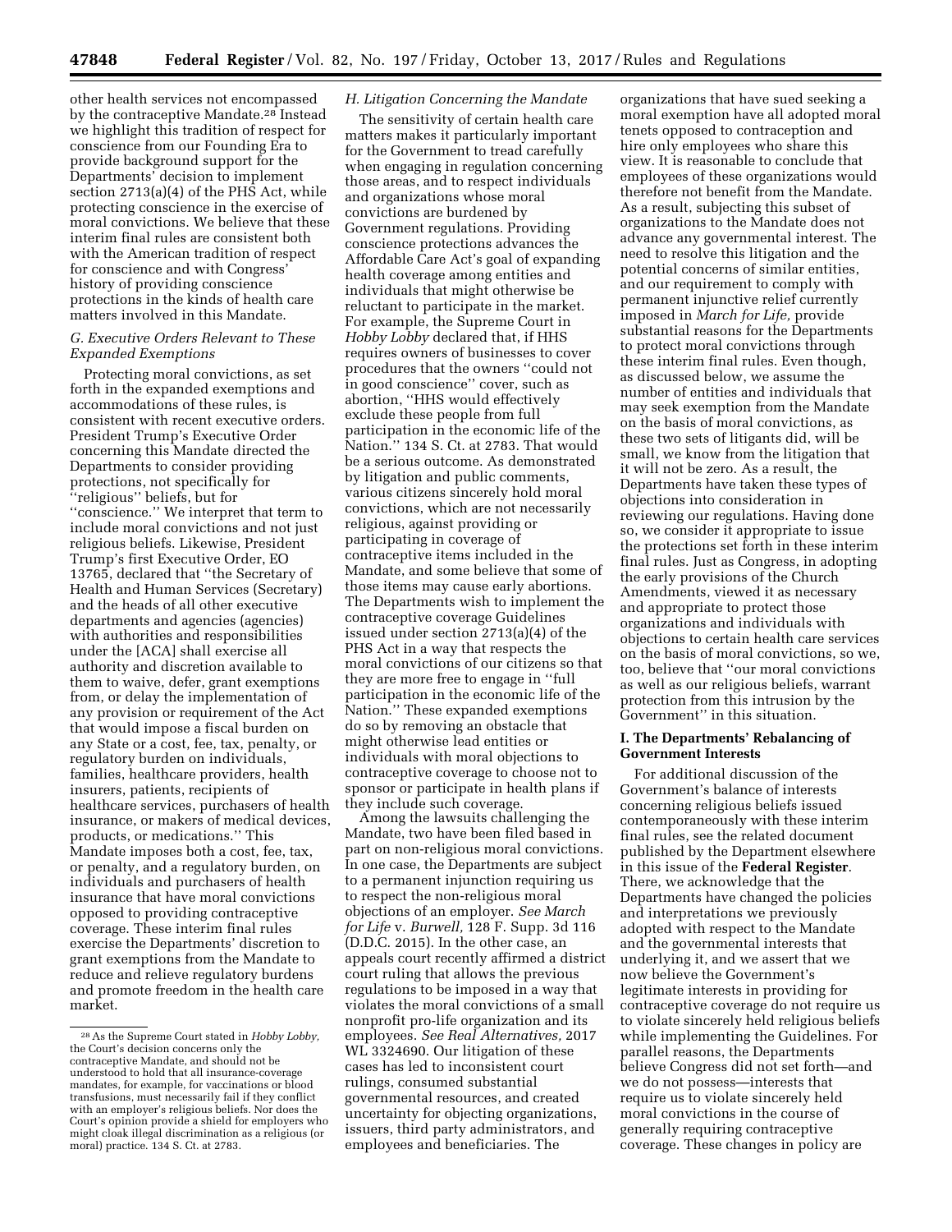other health services not encompassed by the contraceptive Mandate.[28] Instead we highlight this tradition of respect for conscience from our Founding Era to provide background support for the Departments' decision to implement section 2713(a)(4) of the PHS Act, while protecting conscience in the exercise of moral convictions. We believe that these interim final rules are consistent both with the American tradition of respect for conscience and with Congress' history of providing conscience protections in the kinds of health care matters involved in this Mandate.

### G. Executive Orders Relevant to These Expanded Exemptions

Protecting moral convictions, as set forth in the expanded exemptions and accommodations of these rules, is consistent with recent executive orders. President Trump's Executive Order concerning this Mandate directed the Departments to consider providing protections, not specifically for "religious" beliefs, but for "conscience." We interpret that term to include moral convictions and not just religious beliefs. Likewise, President Trump's first Executive Order, EO 13765, declared that "the Secretary of Health and Human Services (Secretary) and the heads of all other executive departments and agencies (agencies) with authorities and responsibilities under the [ACA] shall exercise all authority and discretion available to them to waive, defer, grant exemptions from, or delay the implementation of any provision or requirement of the Act that would impose a fiscal burden on any State or a cost, fee, tax, penalty, or regulatory burden on individuals, families, healthcare providers, health insurers, patients, recipients of healthcare services, purchasers of health insurance, or makers of medical devices, products, or medications." This Mandate imposes both a cost, fee, tax, or penalty, and a regulatory burden, on individuals and purchasers of health insurance that have moral convictions opposed to providing contraceptive coverage. These interim final rules exercise the Departments' discretion to grant exemptions from the Mandate to reduce and relieve regulatory burdens and promote freedom in the health care market.

### H. Litigation Concerning the Mandate

The sensitivity of certain health care matters makes it particularly important for the Government to tread carefully when engaging in regulation concerning those areas, and to respect individuals and organizations whose moral convictions are burdened by Government regulations. Providing conscience protections advances the Affordable Care Act's goal of expanding health coverage among entities and individuals that might otherwise be reluctant to participate in the market. For example, the Supreme Court in *Hobby Lobby* declared that, if HHS requires owners of businesses to cover procedures that the owners "could not in good conscience" cover, such as abortion, "HHS would effectively exclude these people from full participation in the economic life of the Nation." 134 S. Ct. at 2783. That would be a serious outcome. As demonstrated by litigation and public comments, various citizens sincerely hold moral convictions, which are not necessarily religious, against providing or participating in coverage of contraceptive items included in the Mandate, and some believe that some of those items may cause early abortions. The Departments wish to implement the contraceptive coverage Guidelines issued under section 2713(a)(4) of the PHS Act in a way that respects the moral convictions of our citizens so that they are more free to engage in "full participation in the economic life of the Nation." These expanded exemptions do so by removing an obstacle that might otherwise lead entities or individuals with moral objections to contraceptive coverage to choose not to sponsor or participate in health plans if they include such coverage.

Among the lawsuits challenging the Mandate, two have been filed based in part on non-religious moral convictions. In one case, the Departments are subject to a permanent injunction requiring us to respect the non-religious moral objections of an employer. *See March for Life* v. *Burwell,* 128 F. Supp. 3d 116 (D.D.C. 2015). In the other case, an appeals court recently affirmed a district court ruling that allows the previous regulations to be imposed in a way that violates the moral convictions of a small nonprofit pro-life organization and its employees. *See Real Alternatives,* 2017 WL 3324690. Our litigation of these cases has led to inconsistent court rulings, consumed substantial governmental resources, and created uncertainty for objecting organizations, issuers, third party administrators, and employees and beneficiaries. The organizations that have sued seeking a moral exemption have all adopted moral tenets opposed to contraception and hire only employees who share this view. It is reasonable to conclude that employees of these organizations would therefore not benefit from the Mandate. As a result, subjecting this subset of organizations to the Mandate does not advance any governmental interest. The need to resolve this litigation and the potential concerns of similar entities, and our requirement to comply with permanent injunctive relief currently imposed in *March for Life,* provide substantial reasons for the Departments to protect moral convictions through these interim final rules. Even though, as discussed below, we assume the number of entities and individuals that may seek exemption from the Mandate on the basis of moral convictions, as these two sets of litigants did, will be small, we know from the litigation that it will not be zero. As a result, the Departments have taken these types of objections into consideration in reviewing our regulations. Having done so, we consider it appropriate to issue the protections set forth in these interim final rules. Just as Congress, in adopting the early provisions of the Church Amendments, viewed it as necessary and appropriate to protect those organizations and individuals with objections to certain health care services on the basis of moral convictions, so we, too, believe that "our moral convictions as well as our religious beliefs, warrant protection from this intrusion by the Government" in this situation.

## I. The Departments' Rebalancing of Government Interests

For additional discussion of the Government's balance of interests concerning religious beliefs issued contemporaneously with these interim final rules, see the related document published by the Department elsewhere in this issue of the **Federal Register**. There, we acknowledge that the Departments have changed the policies and interpretations we previously adopted with respect to the Mandate and the governmental interests that underlying it, and we assert that we now believe the Government's legitimate interests in providing for contraceptive coverage do not require us to violate sincerely held religious beliefs while implementing the Guidelines. For parallel reasons, the Departments believe Congress did not set forth—and we do not possess—interests that require us to violate sincerely held moral convictions in the course of generally requiring contraceptive coverage. These changes in policy are

---

[28] As the Supreme Court stated in *Hobby Lobby,* the Court's decision concerns only the contraceptive Mandate, and should not be understood to hold that all insurance-coverage mandates, for example, for vaccinations or blood transfusions, must necessarily fail if they conflict with an employer's religious beliefs. Nor does the Court's opinion provide a shield for employers who might cloak illegal discrimination as a religious (or moral) practice. 134 S. Ct. at 2783.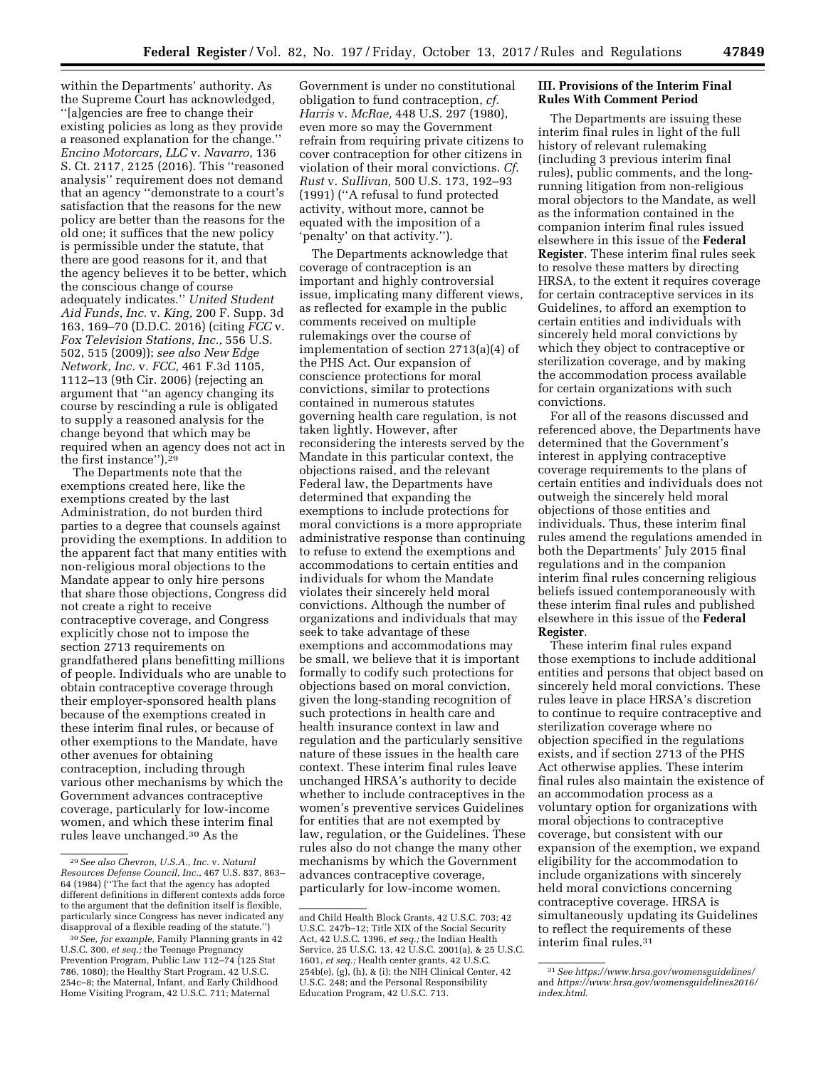within the Departments' authority. As the Supreme Court has acknowledged, ''[a]gencies are free to change their existing policies as long as they provide a reasoned explanation for the change.'' *Encino Motorcars, LLC* v. *Navarro,* 136 S. Ct. 2117, 2125 (2016). This ''reasoned analysis'' requirement does not demand that an agency ''demonstrate to a court's satisfaction that the reasons for the new policy are better than the reasons for the old one; it suffices that the new policy is permissible under the statute, that there are good reasons for it, and that the agency believes it to be better, which the conscious change of course adequately indicates.'' *United Student Aid Funds, Inc.* v. *King,* 200 F. Supp. 3d 163, 169–70 (D.D.C. 2016) (citing *FCC* v. *Fox Television Stations, Inc.,* 556 U.S. 502, 515 (2009)); *see also New Edge Network, Inc.* v. *FCC,* 461 F.3d 1105, 1112–13 (9th Cir. 2006) (rejecting an argument that ''an agency changing its course by rescinding a rule is obligated to supply a reasoned analysis for the change beyond that which may be required when an agency does not act in the first instance'').[29]

The Departments note that the exemptions created here, like the exemptions created by the last Administration, do not burden third parties to a degree that counsels against providing the exemptions. In addition to the apparent fact that many entities with non-religious moral objections to the Mandate appear to only hire persons that share those objections, Congress did not create a right to receive contraceptive coverage, and Congress explicitly chose not to impose the section 2713 requirements on grandfathered plans benefitting millions of people. Individuals who are unable to obtain contraceptive coverage through their employer-sponsored health plans because of the exemptions created in these interim final rules, or because of other exemptions to the Mandate, have other avenues for obtaining contraception, including through various other mechanisms by which the Government advances contraceptive coverage, particularly for low-income women, and which these interim final rules leave unchanged.[30] As the Government is under no constitutional obligation to fund contraception, *cf. Harris* v. *McRae,* 448 U.S. 297 (1980), even more so may the Government refrain from requiring private citizens to cover contraception for other citizens in violation of their moral convictions. *Cf. Rust* v. *Sullivan,* 500 U.S. 173, 192–93 (1991) (''A refusal to fund protected activity, without more, cannot be equated with the imposition of a 'penalty' on that activity.'').

The Departments acknowledge that coverage of contraception is an important and highly controversial issue, implicating many different views, as reflected for example in the public comments received on multiple rulemakings over the course of implementation of section 2713(a)(4) of the PHS Act. Our expansion of conscience protections for moral convictions, similar to protections contained in numerous statutes governing health care regulation, is not taken lightly. However, after reconsidering the interests served by the Mandate in this particular context, the objections raised, and the relevant Federal law, the Departments have determined that expanding the exemptions to include protections for moral convictions is a more appropriate administrative response than continuing to refuse to extend the exemptions and accommodations to certain entities and individuals for whom the Mandate violates their sincerely held moral convictions. Although the number of organizations and individuals that may seek to take advantage of these exemptions and accommodations may be small, we believe that it is important formally to codify such protections for objections based on moral conviction, given the long-standing recognition of such protections in health care and health insurance context in law and regulation and the particularly sensitive nature of these issues in the health care context. These interim final rules leave unchanged HRSA's authority to decide whether to include contraceptives in the women's preventive services Guidelines for entities that are not exempted by law, regulation, or the Guidelines. These rules also do not change the many other mechanisms by which the Government advances contraceptive coverage, particularly for low-income women.

## III. Provisions of the Interim Final Rules With Comment Period

The Departments are issuing these interim final rules in light of the full history of relevant rulemaking (including 3 previous interim final rules), public comments, and the long-running litigation from non-religious moral objectors to the Mandate, as well as the information contained in the companion interim final rules issued elsewhere in this issue of the **Federal Register**. These interim final rules seek to resolve these matters by directing HRSA, to the extent it requires coverage for certain contraceptive services in its Guidelines, to afford an exemption to certain entities and individuals with sincerely held moral convictions by which they object to contraceptive or sterilization coverage, and by making the accommodation process available for certain organizations with such convictions.

For all of the reasons discussed and referenced above, the Departments have determined that the Government's interest in applying contraceptive coverage requirements to the plans of certain entities and individuals does not outweigh the sincerely held moral objections of those entities and individuals. Thus, these interim final rules amend the regulations amended in both the Departments' July 2015 final regulations and in the companion interim final rules concerning religious beliefs issued contemporaneously with these interim final rules and published elsewhere in this issue of the **Federal Register**.

These interim final rules expand those exemptions to include additional entities and persons that object based on sincerely held moral convictions. These rules leave in place HRSA's discretion to continue to require contraceptive and sterilization coverage where no objection specified in the regulations exists, and if section 2713 of the PHS Act otherwise applies. These interim final rules also maintain the existence of an accommodation process as a voluntary option for organizations with moral objections to contraceptive coverage, but consistent with our expansion of the exemption, we expand eligibility for the accommodation to include organizations with sincerely held moral convictions concerning contraceptive coverage. HRSA is simultaneously updating its Guidelines to reflect the requirements of these interim final rules.[31]

---

[29] *See also Chevron, U.S.A., Inc.* v. *Natural Resources Defense Council, Inc.,* 467 U.S. 837, 863–64 (1984) (''The fact that the agency has adopted different definitions in different contexts adds force to the argument that the definition itself is flexible, particularly since Congress has never indicated any disapproval of a flexible reading of the statute.'')

[30] *See, for example,* Family Planning grants in 42 U.S.C. 300, *et seq.;* the Teenage Pregnancy Prevention Program, Public Law 112–74 (125 Stat 786, 1080); the Healthy Start Program, 42 U.S.C. 254c–8; the Maternal, Infant, and Early Childhood Home Visiting Program, 42 U.S.C. 711; Maternal and Child Health Block Grants, 42 U.S.C. 703; 42 U.S.C. 247b–12; Title XIX of the Social Security Act, 42 U.S.C. 1396, *et seq.;* the Indian Health Service, 25 U.S.C. 13, 42 U.S.C. 2001(a), & 25 U.S.C. 1601, *et seq.;* Health center grants, 42 U.S.C. 254b(e), (g), (h), & (i); the NIH Clinical Center, 42 U.S.C. 248; and the Personal Responsibility Education Program, 42 U.S.C. 713.

[31] *See https://www.hrsa.gov/womensguidelines/* and *https://www.hrsa.gov/womensguidelines2016/index.html.*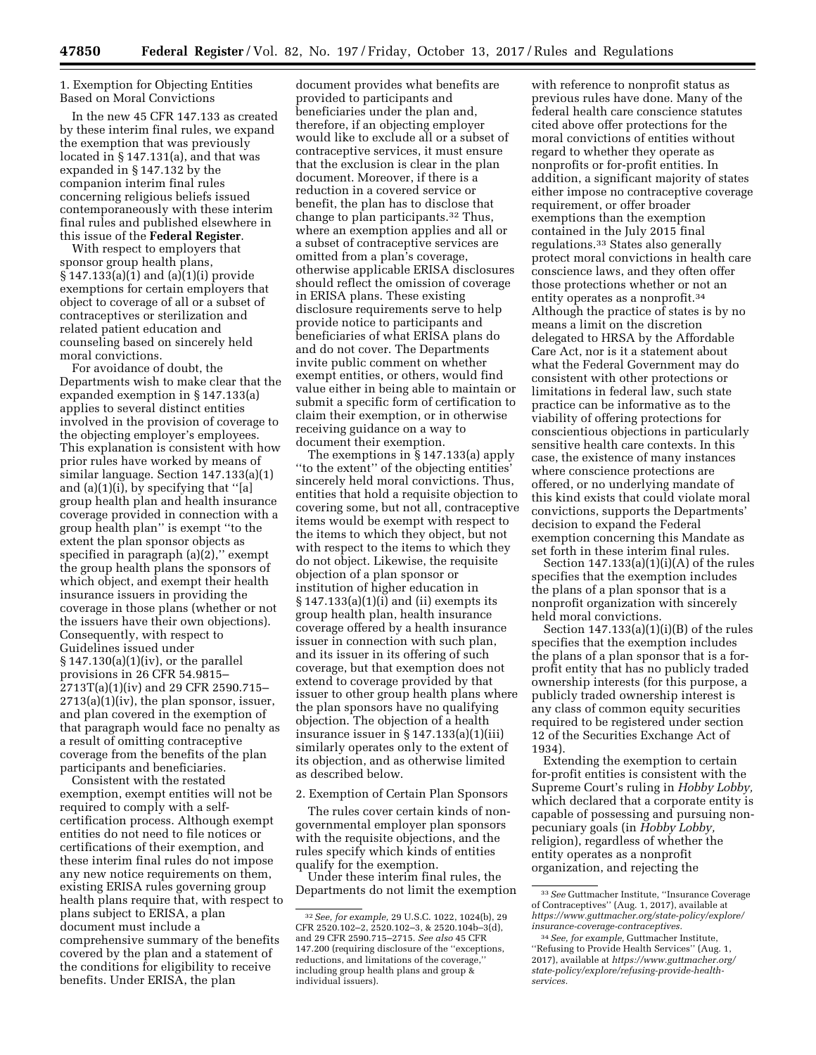1. Exemption for Objecting Entities Based on Moral Convictions

In the new 45 CFR 147.133 as created by these interim final rules, we expand the exemption that was previously located in § 147.131(a), and that was expanded in § 147.132 by the companion interim final rules concerning religious beliefs issued contemporaneously with these interim final rules and published elsewhere in this issue of the **Federal Register**.

With respect to employers that sponsor group health plans, § 147.133(a)(1) and (a)(1)(i) provide exemptions for certain employers that object to coverage of all or a subset of contraceptives or sterilization and related patient education and counseling based on sincerely held moral convictions.

For avoidance of doubt, the Departments wish to make clear that the expanded exemption in § 147.133(a) applies to several distinct entities involved in the provision of coverage to the objecting employer's employees. This explanation is consistent with how prior rules have worked by means of similar language. Section 147.133(a)(1) and (a)(1)(i), by specifying that ''[a] group health plan and health insurance coverage provided in connection with a group health plan'' is exempt ''to the extent the plan sponsor objects as specified in paragraph (a)(2),'' exempt the group health plans the sponsors of which object, and exempt their health insurance issuers in providing the coverage in those plans (whether or not the issuers have their own objections). Consequently, with respect to Guidelines issued under § 147.130(a)(1)(iv), or the parallel provisions in 26 CFR 54.9815–2713T(a)(1)(iv) and 29 CFR 2590.715–2713(a)(1)(iv), the plan sponsor, issuer, and plan covered in the exemption of that paragraph would face no penalty as a result of omitting contraceptive coverage from the benefits of the plan participants and beneficiaries.

Consistent with the restated exemption, exempt entities will not be required to comply with a self-certification process. Although exempt entities do not need to file notices or certifications of their exemption, and these interim final rules do not impose any new notice requirements on them, existing ERISA rules governing group health plans require that, with respect to plans subject to ERISA, a plan document must include a comprehensive summary of the benefits covered by the plan and a statement of the conditions for eligibility to receive benefits. Under ERISA, the plan document provides what benefits are provided to participants and beneficiaries under the plan and, therefore, if an objecting employer would like to exclude all or a subset of contraceptive services, it must ensure that the exclusion is clear in the plan document. Moreover, if there is a reduction in a covered service or benefit, the plan has to disclose that change to plan participants.[32] Thus, where an exemption applies and all or a subset of contraceptive services are omitted from a plan's coverage, otherwise applicable ERISA disclosures should reflect the omission of coverage in ERISA plans. These existing disclosure requirements serve to help provide notice to participants and beneficiaries of what ERISA plans do and do not cover. The Departments invite public comment on whether exempt entities, or others, would find value either in being able to maintain or submit a specific form of certification to claim their exemption, or in otherwise receiving guidance on a way to document their exemption.

The exemptions in § 147.133(a) apply ''to the extent'' of the objecting entities' sincerely held moral convictions. Thus, entities that hold a requisite objection to covering some, but not all, contraceptive items would be exempt with respect to the items to which they object, but not with respect to the items to which they do not object. Likewise, the requisite objection of a plan sponsor or institution of higher education in § 147.133(a)(1)(i) and (ii) exempts its group health plan, health insurance coverage offered by a health insurance issuer in connection with such plan, and its issuer in its offering of such coverage, but that exemption does not extend to coverage provided by that issuer to other group health plans where the plan sponsors have no qualifying objection. The objection of a health insurance issuer in § 147.133(a)(1)(iii) similarly operates only to the extent of its objection, and as otherwise limited as described below.

2. Exemption of Certain Plan Sponsors

The rules cover certain kinds of non-governmental employer plan sponsors with the requisite objections, and the rules specify which kinds of entities qualify for the exemption.

Under these interim final rules, the Departments do not limit the exemption with reference to nonprofit status as previous rules have done. Many of the federal health care conscience statutes cited above offer protections for the moral convictions of entities without regard to whether they operate as nonprofits or for-profit entities. In addition, a significant majority of states either impose no contraceptive coverage requirement, or offer broader exemptions than the exemption contained in the July 2015 final regulations.[33] States also generally protect moral convictions in health care conscience laws, and they often offer those protections whether or not an entity operates as a nonprofit.[34] Although the practice of states is by no means a limit on the discretion delegated to HRSA by the Affordable Care Act, nor is it a statement about what the Federal Government may do consistent with other protections or limitations in federal law, such state practice can be informative as to the viability of offering protections for conscientious objections in particularly sensitive health care contexts. In this case, the existence of many instances where conscience protections are offered, or no underlying mandate of this kind exists that could violate moral convictions, supports the Departments' decision to expand the Federal exemption concerning this Mandate as set forth in these interim final rules.

Section 147.133(a)(1)(i)(A) of the rules specifies that the exemption includes the plans of a plan sponsor that is a nonprofit organization with sincerely held moral convictions.

Section 147.133(a)(1)(i)(B) of the rules specifies that the exemption includes the plans of a plan sponsor that is a for-profit entity that has no publicly traded ownership interests (for this purpose, a publicly traded ownership interest is any class of common equity securities required to be registered under section 12 of the Securities Exchange Act of 1934).

Extending the exemption to certain for-profit entities is consistent with the Supreme Court's ruling in *Hobby Lobby,* which declared that a corporate entity is capable of possessing and pursuing non-pecuniary goals (in *Hobby Lobby,* religion), regardless of whether the entity operates as a nonprofit organization, and rejecting the

---

[32] *See, for example,* 29 U.S.C. 1022, 1024(b), 29 CFR 2520.102–2, 2520.102–3, & 2520.104b–3(d), and 29 CFR 2590.715–2715. *See also* 45 CFR 147.200 (requiring disclosure of the ''exceptions, reductions, and limitations of the coverage,'' including group health plans and group & individual issuers).

[33] *See* Guttmacher Institute, ''Insurance Coverage of Contraceptives'' (Aug. 1, 2017), available at *https://www.guttmacher.org/state-policy/explore/insurance-coverage-contraceptives.*

[34] *See, for example,* Guttmacher Institute, ''Refusing to Provide Health Services'' (Aug. 1, 2017), available at *https://www.guttmacher.org/state-policy/explore/refusing-provide-health-services.*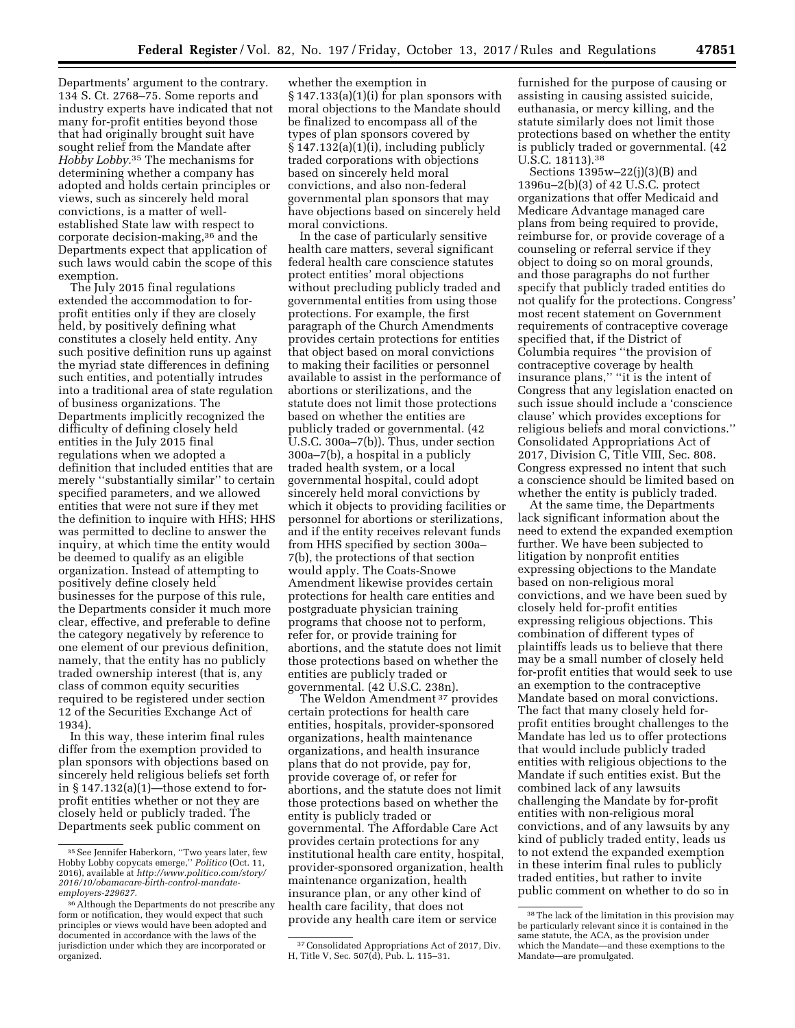Departments' argument to the contrary. 134 S. Ct. 2768–75. Some reports and industry experts have indicated that not many for-profit entities beyond those that had originally brought suit have sought relief from the Mandate after *Hobby Lobby*.[35] The mechanisms for determining whether a company has adopted and holds certain principles or views, such as sincerely held moral convictions, is a matter of well-established State law with respect to corporate decision-making,[36] and the Departments expect that application of such laws would cabin the scope of this exemption.

The July 2015 final regulations extended the accommodation to for-profit entities only if they are closely held, by positively defining what constitutes a closely held entity. Any such positive definition runs up against the myriad state differences in defining such entities, and potentially intrudes into a traditional area of state regulation of business organizations. The Departments implicitly recognized the difficulty of defining closely held entities in the July 2015 final regulations when we adopted a definition that included entities that are merely "substantially similar" to certain specified parameters, and we allowed entities that were not sure if they met the definition to inquire with HHS; HHS was permitted to decline to answer the inquiry, at which time the entity would be deemed to qualify as an eligible organization. Instead of attempting to positively define closely held businesses for the purpose of this rule, the Departments consider it much more clear, effective, and preferable to define the category negatively by reference to one element of our previous definition, namely, that the entity has no publicly traded ownership interest (that is, any class of common equity securities required to be registered under section 12 of the Securities Exchange Act of 1934).

In this way, these interim final rules differ from the exemption provided to plan sponsors with objections based on sincerely held religious beliefs set forth in § 147.132(a)(1)—those extend to for-profit entities whether or not they are closely held or publicly traded. The Departments seek public comment on whether the exemption in § 147.133(a)(1)(i) for plan sponsors with moral objections to the Mandate should be finalized to encompass all of the types of plan sponsors covered by § 147.132(a)(1)(i), including publicly traded corporations with objections based on sincerely held moral convictions, and also non-federal governmental plan sponsors that may have objections based on sincerely held moral convictions.

In the case of particularly sensitive health care matters, several significant federal health care conscience statutes protect entities' moral objections without precluding publicly traded and governmental entities from using those protections. For example, the first paragraph of the Church Amendments provides certain protections for entities that object based on moral convictions to making their facilities or personnel available to assist in the performance of abortions or sterilizations, and the statute does not limit those protections based on whether the entities are publicly traded or governmental. (42 U.S.C. 300a–7(b)). Thus, under section 300a–7(b), a hospital in a publicly traded health system, or a local governmental hospital, could adopt sincerely held moral convictions by which it objects to providing facilities or personnel for abortions or sterilizations, and if the entity receives relevant funds from HHS specified by section 300a–7(b), the protections of that section would apply. The Coats-Snowe Amendment likewise provides certain protections for health care entities and postgraduate physician training programs that choose not to perform, refer for, or provide training for abortions, and the statute does not limit those protections based on whether the entities are publicly traded or governmental. (42 U.S.C. 238n).

The Weldon Amendment[37] provides certain protections for health care entities, hospitals, provider-sponsored organizations, health maintenance organizations, and health insurance plans that do not provide, pay for, provide coverage of, or refer for abortions, and the statute does not limit those protections based on whether the entity is publicly traded or governmental. The Affordable Care Act provides certain protections for any institutional health care entity, hospital, provider-sponsored organization, health maintenance organization, health insurance plan, or any other kind of health care facility, that does not provide any health care item or service furnished for the purpose of causing or assisting in causing assisted suicide, euthanasia, or mercy killing, and the statute similarly does not limit those protections based on whether the entity is publicly traded or governmental. (42 U.S.C. 18113).[38]

Sections 1395w–22(j)(3)(B) and 1396u–2(b)(3) of 42 U.S.C. protect organizations that offer Medicaid and Medicare Advantage managed care plans from being required to provide, reimburse for, or provide coverage of a counseling or referral service if they object to doing so on moral grounds, and those paragraphs do not further specify that publicly traded entities do not qualify for the protections. Congress' most recent statement on Government requirements of contraceptive coverage specified that, if the District of Columbia requires "the provision of contraceptive coverage by health insurance plans," "it is the intent of Congress that any legislation enacted on such issue should include a 'conscience clause' which provides exceptions for religious beliefs and moral convictions." Consolidated Appropriations Act of 2017, Division C, Title VIII, Sec. 808. Congress expressed no intent that such a conscience should be limited based on whether the entity is publicly traded.

At the same time, the Departments lack significant information about the need to extend the expanded exemption further. We have been subjected to litigation by nonprofit entities expressing objections to the Mandate based on non-religious moral convictions, and we have been sued by closely held for-profit entities expressing religious objections. This combination of different types of plaintiffs leads us to believe that there may be a small number of closely held for-profit entities that would seek to use an exemption to the contraceptive Mandate based on moral convictions. The fact that many closely held for-profit entities brought challenges to the Mandate has led us to offer protections that would include publicly traded entities with religious objections to the Mandate if such entities exist. But the combined lack of any lawsuits challenging the Mandate by for-profit entities with non-religious moral convictions, and of any lawsuits by any kind of publicly traded entity, leads us to not extend the expanded exemption in these interim final rules to publicly traded entities, but rather to invite public comment on whether to do so in

---

[35] See Jennifer Haberkorn, "Two years later, few Hobby Lobby copycats emerge," *Politico* (Oct. 11, 2016), available at *http://www.politico.com/story/2016/10/obamacare-birth-control-mandate-employers-229627*.

[36] Although the Departments do not prescribe any form or notification, they would expect that such principles or views would have been adopted and documented in accordance with the laws of the jurisdiction under which they are incorporated or organized.

[37] Consolidated Appropriations Act of 2017, Div. H, Title V, Sec. 507(d), Pub. L. 115–31.

[38] The lack of the limitation in this provision may be particularly relevant since it is contained in the same statute, the ACA, as the provision under which the Mandate—and these exemptions to the Mandate—are promulgated.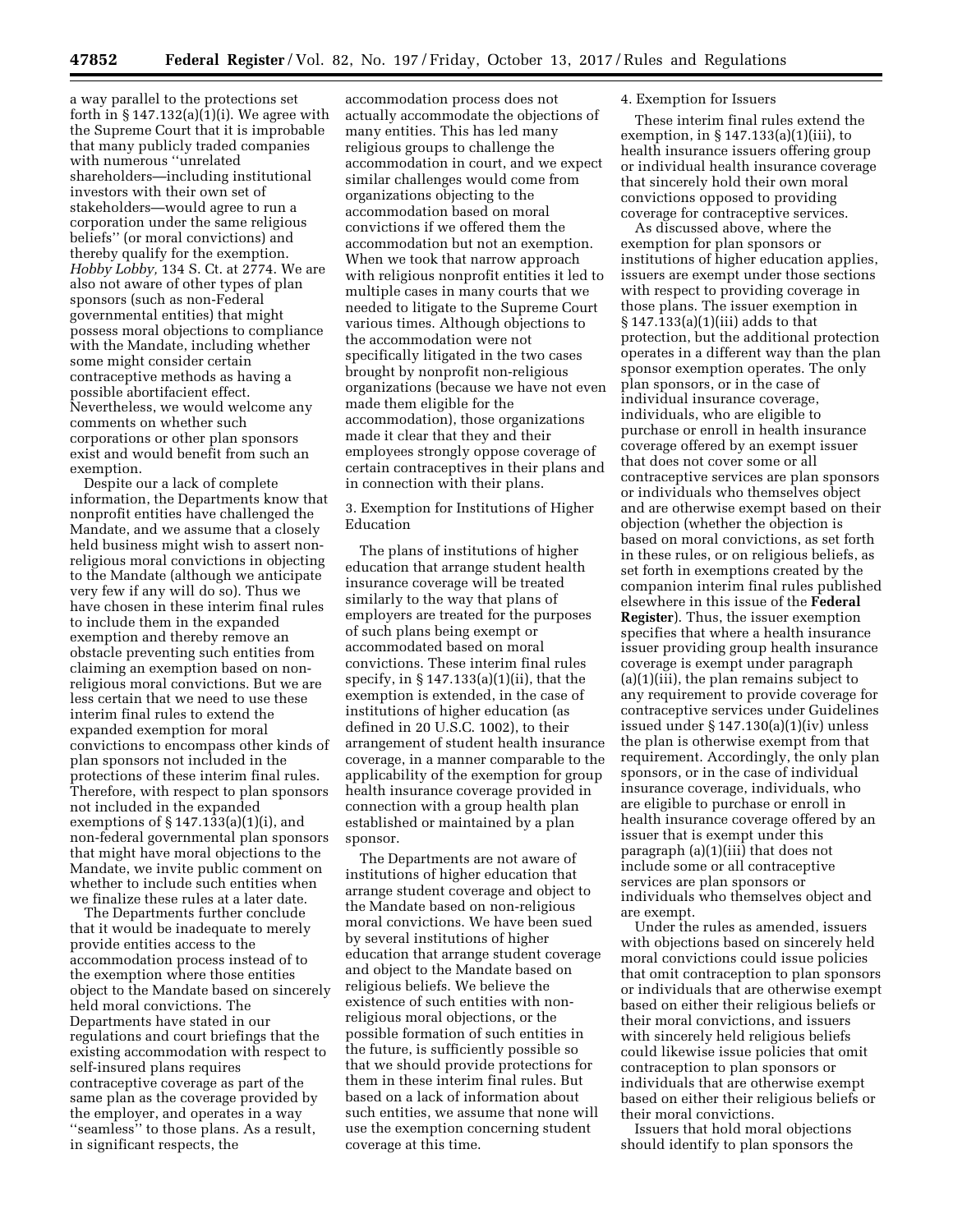a way parallel to the protections set forth in § 147.132(a)(1)(i). We agree with the Supreme Court that it is improbable that many publicly traded companies with numerous ''unrelated shareholders—including institutional investors with their own set of stakeholders—would agree to run a corporation under the same religious beliefs'' (or moral convictions) and thereby qualify for the exemption. *Hobby Lobby,* 134 S. Ct. at 2774. We are also not aware of other types of plan sponsors (such as non-Federal governmental entities) that might possess moral objections to compliance with the Mandate, including whether some might consider certain contraceptive methods as having a possible abortifacient effect. Nevertheless, we would welcome any comments on whether such corporations or other plan sponsors exist and would benefit from such an exemption.

Despite our a lack of complete information, the Departments know that nonprofit entities have challenged the Mandate, and we assume that a closely held business might wish to assert non-religious moral convictions in objecting to the Mandate (although we anticipate very few if any will do so). Thus we have chosen in these interim final rules to include them in the expanded exemption and thereby remove an obstacle preventing such entities from claiming an exemption based on non-religious moral convictions. But we are less certain that we need to use these interim final rules to extend the expanded exemption for moral convictions to encompass other kinds of plan sponsors not included in the protections of these interim final rules. Therefore, with respect to plan sponsors not included in the expanded exemptions of § 147.133(a)(1)(i), and non-federal governmental plan sponsors that might have moral objections to the Mandate, we invite public comment on whether to include such entities when we finalize these rules at a later date.

The Departments further conclude that it would be inadequate to merely provide entities access to the accommodation process instead of to the exemption where those entities object to the Mandate based on sincerely held moral convictions. The Departments have stated in our regulations and court briefings that the existing accommodation with respect to self-insured plans requires contraceptive coverage as part of the same plan as the coverage provided by the employer, and operates in a way ''seamless'' to those plans. As a result, in significant respects, the accommodation process does not actually accommodate the objections of many entities. This has led many religious groups to challenge the accommodation in court, and we expect similar challenges would come from organizations objecting to the accommodation based on moral convictions if we offered them the accommodation but not an exemption. When we took that narrow approach with religious nonprofit entities it led to multiple cases in many courts that we needed to litigate to the Supreme Court various times. Although objections to the accommodation were not specifically litigated in the two cases brought by nonprofit non-religious organizations (because we have not even made them eligible for the accommodation), those organizations made it clear that they and their employees strongly oppose coverage of certain contraceptives in their plans and in connection with their plans.

3. Exemption for Institutions of Higher Education

The plans of institutions of higher education that arrange student health insurance coverage will be treated similarly to the way that plans of employers are treated for the purposes of such plans being exempt or accommodated based on moral convictions. These interim final rules specify, in § 147.133(a)(1)(ii), that the exemption is extended, in the case of institutions of higher education (as defined in 20 U.S.C. 1002), to their arrangement of student health insurance coverage, in a manner comparable to the applicability of the exemption for group health insurance coverage provided in connection with a group health plan established or maintained by a plan sponsor.

The Departments are not aware of institutions of higher education that arrange student coverage and object to the Mandate based on non-religious moral convictions. We have been sued by several institutions of higher education that arrange student coverage and object to the Mandate based on religious beliefs. We believe the existence of such entities with non-religious moral objections, or the possible formation of such entities in the future, is sufficiently possible so that we should provide protections for them in these interim final rules. But based on a lack of information about such entities, we assume that none will use the exemption concerning student coverage at this time.

4. Exemption for Issuers

These interim final rules extend the exemption, in § 147.133(a)(1)(iii), to health insurance issuers offering group or individual health insurance coverage that sincerely hold their own moral convictions opposed to providing coverage for contraceptive services.

As discussed above, where the exemption for plan sponsors or institutions of higher education applies, issuers are exempt under those sections with respect to providing coverage in those plans. The issuer exemption in § 147.133(a)(1)(iii) adds to that protection, but the additional protection operates in a different way than the plan sponsor exemption operates. The only plan sponsors, or in the case of individual insurance coverage, individuals, who are eligible to purchase or enroll in health insurance coverage offered by an exempt issuer that does not cover some or all contraceptive services are plan sponsors or individuals who themselves object and are otherwise exempt based on their objection (whether the objection is based on moral convictions, as set forth in these rules, or on religious beliefs, as set forth in exemptions created by the companion interim final rules published elsewhere in this issue of the **Federal Register**). Thus, the issuer exemption specifies that where a health insurance issuer providing group health insurance coverage is exempt under paragraph (a)(1)(iii), the plan remains subject to any requirement to provide coverage for contraceptive services under Guidelines issued under § 147.130(a)(1)(iv) unless the plan is otherwise exempt from that requirement. Accordingly, the only plan sponsors, or in the case of individual insurance coverage, individuals, who are eligible to purchase or enroll in health insurance coverage offered by an issuer that is exempt under this paragraph (a)(1)(iii) that does not include some or all contraceptive services are plan sponsors or individuals who themselves object and are exempt.

Under the rules as amended, issuers with objections based on sincerely held moral convictions could issue policies that omit contraception to plan sponsors or individuals that are otherwise exempt based on either their religious beliefs or their moral convictions, and issuers with sincerely held religious beliefs could likewise issue policies that omit contraception to plan sponsors or individuals that are otherwise exempt based on either their religious beliefs or their moral convictions.

Issuers that hold moral objections should identify to plan sponsors the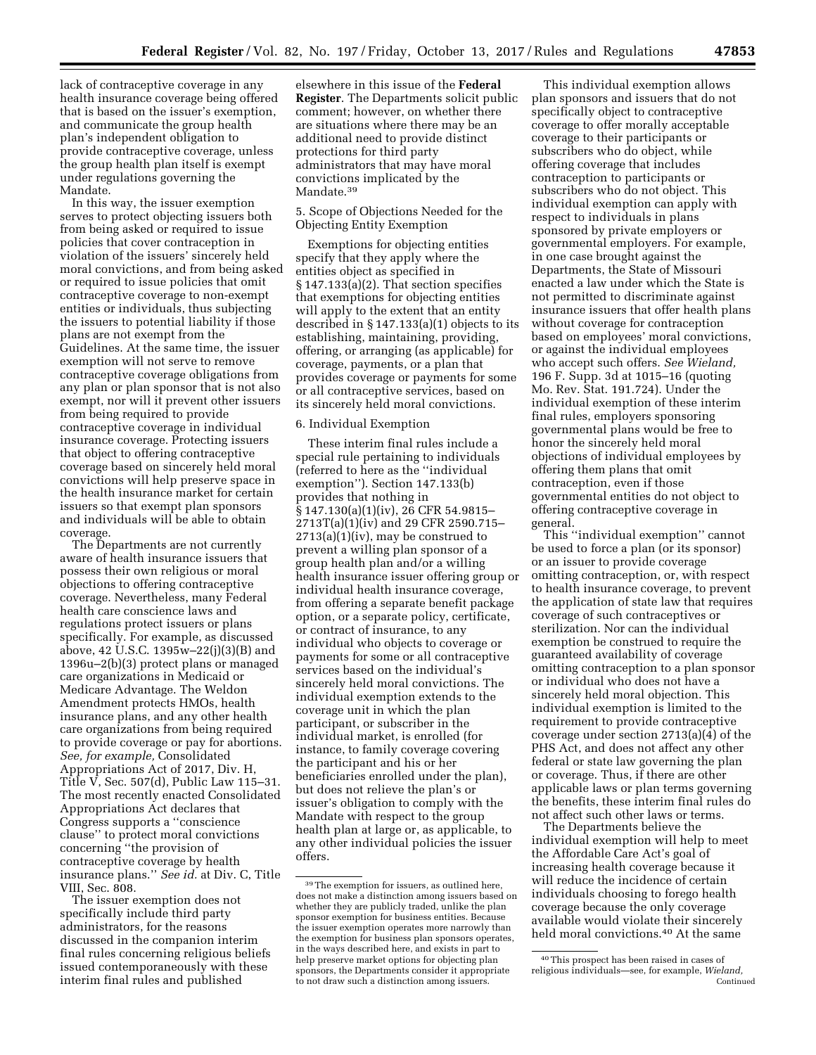lack of contraceptive coverage in any health insurance coverage being offered that is based on the issuer's exemption, and communicate the group health plan's independent obligation to provide contraceptive coverage, unless the group health plan itself is exempt under regulations governing the Mandate.

In this way, the issuer exemption serves to protect objecting issuers both from being asked or required to issue policies that cover contraception in violation of the issuers' sincerely held moral convictions, and from being asked or required to issue policies that omit contraceptive coverage to non-exempt entities or individuals, thus subjecting the issuers to potential liability if those plans are not exempt from the Guidelines. At the same time, the issuer exemption will not serve to remove contraceptive coverage obligations from any plan or plan sponsor that is not also exempt, nor will it prevent other issuers from being required to provide contraceptive coverage in individual insurance coverage. Protecting issuers that object to offering contraceptive coverage based on sincerely held moral convictions will help preserve space in the health insurance market for certain issuers so that exempt plan sponsors and individuals will be able to obtain coverage.

The Departments are not currently aware of health insurance issuers that possess their own religious or moral objections to offering contraceptive coverage. Nevertheless, many Federal health care conscience laws and regulations protect issuers or plans specifically. For example, as discussed above, 42 U.S.C. 1395w–22(j)(3)(B) and 1396u–2(b)(3) protect plans or managed care organizations in Medicaid or Medicare Advantage. The Weldon Amendment protects HMOs, health insurance plans, and any other health care organizations from being required to provide coverage or pay for abortions. *See, for example,* Consolidated Appropriations Act of 2017, Div. H, Title V, Sec. 507(d), Public Law 115–31. The most recently enacted Consolidated Appropriations Act declares that Congress supports a ''conscience clause'' to protect moral convictions concerning ''the provision of contraceptive coverage by health insurance plans.'' *See id.* at Div. C, Title VIII, Sec. 808.

The issuer exemption does not specifically include third party administrators, for the reasons discussed in the companion interim final rules concerning religious beliefs issued contemporaneously with these interim final rules and published elsewhere in this issue of the **Federal Register**. The Departments solicit public comment; however, on whether there are situations where there may be an additional need to provide distinct protections for third party administrators that may have moral convictions implicated by the Mandate.[39]

5. Scope of Objections Needed for the Objecting Entity Exemption

Exemptions for objecting entities specify that they apply where the entities object as specified in § 147.133(a)(2). That section specifies that exemptions for objecting entities will apply to the extent that an entity described in § 147.133(a)(1) objects to its establishing, maintaining, providing, offering, or arranging (as applicable) for coverage, payments, or a plan that provides coverage or payments for some or all contraceptive services, based on its sincerely held moral convictions.

6. Individual Exemption

These interim final rules include a special rule pertaining to individuals (referred to here as the ''individual exemption''). Section 147.133(b) provides that nothing in § 147.130(a)(1)(iv), 26 CFR 54.9815–2713T(a)(1)(iv) and 29 CFR 2590.715–2713(a)(1)(iv), may be construed to prevent a willing plan sponsor of a group health plan and/or a willing health insurance issuer offering group or individual health insurance coverage, from offering a separate benefit package option, or a separate policy, certificate, or contract of insurance, to any individual who objects to coverage or payments for some or all contraceptive services based on the individual's sincerely held moral convictions. The individual exemption extends to the coverage unit in which the plan participant, or subscriber in the individual market, is enrolled (for instance, to family coverage covering the participant and his or her beneficiaries enrolled under the plan), but does not relieve the plan's or issuer's obligation to comply with the Mandate with respect to the group health plan at large or, as applicable, to any other individual policies the issuer offers.

This individual exemption allows plan sponsors and issuers that do not specifically object to contraceptive coverage to offer morally acceptable coverage to their participants or subscribers who do object, while offering coverage that includes contraception to participants or subscribers who do not object. This individual exemption can apply with respect to individuals in plans sponsored by private employers or governmental employers. For example, in one case brought against the Departments, the State of Missouri enacted a law under which the State is not permitted to discriminate against insurance issuers that offer health plans without coverage for contraception based on employees' moral convictions, or against the individual employees who accept such offers. *See Wieland,* 196 F. Supp. 3d at 1015–16 (quoting Mo. Rev. Stat. 191.724). Under the individual exemption of these interim final rules, employers sponsoring governmental plans would be free to honor the sincerely held moral objections of individual employees by offering them plans that omit contraception, even if those governmental entities do not object to offering contraceptive coverage in general.

This ''individual exemption'' cannot be used to force a plan (or its sponsor) or an issuer to provide coverage omitting contraception, or, with respect to health insurance coverage, to prevent the application of state law that requires coverage of such contraceptives or sterilization. Nor can the individual exemption be construed to require the guaranteed availability of coverage omitting contraception to a plan sponsor or individual who does not have a sincerely held moral objection. This individual exemption is limited to the requirement to provide contraceptive coverage under section 2713(a)(4) of the PHS Act, and does not affect any other federal or state law governing the plan or coverage. Thus, if there are other applicable laws or plan terms governing the benefits, these interim final rules do not affect such other laws or terms.

The Departments believe the individual exemption will help to meet the Affordable Care Act's goal of increasing health coverage because it will reduce the incidence of certain individuals choosing to forego health coverage because the only coverage available would violate their sincerely held moral convictions.[40] At the same

[39] The exemption for issuers, as outlined here, does not make a distinction among issuers based on whether they are publicly traded, unlike the plan sponsor exemption for business entities. Because the issuer exemption operates more narrowly than the exemption for business plan sponsors operates, in the ways described here, and exists in part to help preserve market options for objecting plan sponsors, the Departments consider it appropriate to not draw such a distinction among issuers.

[40] This prospect has been raised in cases of religious individuals—see, for example, *Wieland,* Continued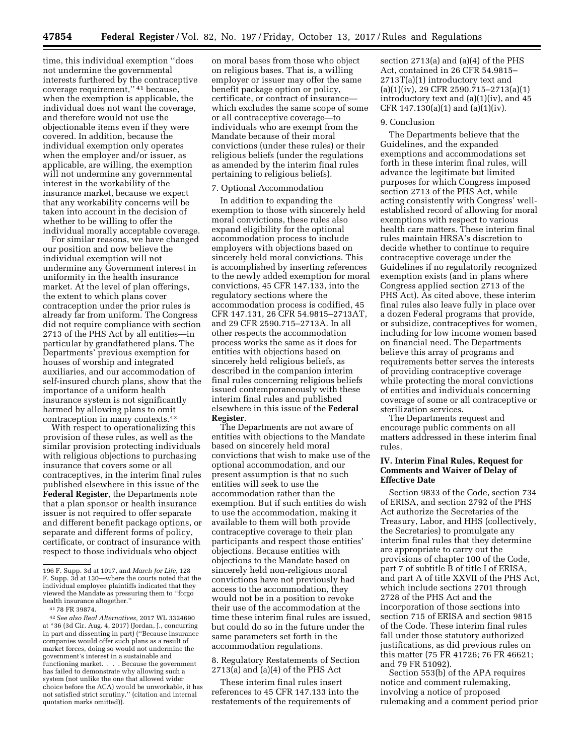time, this individual exemption "does not undermine the governmental interests furthered by the contraceptive coverage requirement,"[41] because, when the exemption is applicable, the individual does not want the coverage, and therefore would not use the objectionable items even if they were covered. In addition, because the individual exemption only operates when the employer and/or issuer, as applicable, are willing, the exemption will not undermine any governmental interest in the workability of the insurance market, because we expect that any workability concerns will be taken into account in the decision of whether to be willing to offer the individual morally acceptable coverage.

For similar reasons, we have changed our position and now believe the individual exemption will not undermine any Government interest in uniformity in the health insurance market. At the level of plan offerings, the extent to which plans cover contraception under the prior rules is already far from uniform. The Congress did not require compliance with section 2713 of the PHS Act by all entities—in particular by grandfathered plans. The Departments' previous exemption for houses of worship and integrated auxiliaries, and our accommodation of self-insured church plans, show that the importance of a uniform health insurance system is not significantly harmed by allowing plans to omit contraception in many contexts.[42]

With respect to operationalizing this provision of these rules, as well as the similar provision protecting individuals with religious objections to purchasing insurance that covers some or all contraceptives, in the interim final rules published elsewhere in this issue of the **Federal Register**, the Departments note that a plan sponsor or health insurance issuer is not required to offer separate and different benefit package options, or separate and different forms of policy, certificate, or contract of insurance with respect to those individuals who object on moral bases from those who object on religious bases. That is, a willing employer or issuer may offer the same benefit package option or policy, certificate, or contract of insurance—which excludes the same scope of some or all contraceptive coverage—to individuals who are exempt from the Mandate because of their moral convictions (under these rules) or their religious beliefs (under the regulations as amended by the interim final rules pertaining to religious beliefs).

7. Optional Accommodation

In addition to expanding the exemption to those with sincerely held moral convictions, these rules also expand eligibility for the optional accommodation process to include employers with objections based on sincerely held moral convictions. This is accomplished by inserting references to the newly added exemption for moral convictions, 45 CFR 147.133, into the regulatory sections where the accommodation process is codified, 45 CFR 147.131, 26 CFR 54.9815–2713AT, and 29 CFR 2590.715–2713A. In all other respects the accommodation process works the same as it does for entities with objections based on sincerely held religious beliefs, as described in the companion interim final rules concerning religious beliefs issued contemporaneously with these interim final rules and published elsewhere in this issue of the **Federal Register**.

The Departments are not aware of entities with objections to the Mandate based on sincerely held moral convictions that wish to make use of the optional accommodation, and our present assumption is that no such entities will seek to use the accommodation rather than the exemption. But if such entities do wish to use the accommodation, making it available to them will both provide contraceptive coverage to their plan participants and respect those entities' objections. Because entities with objections to the Mandate based on sincerely held non-religious moral convictions have not previously had access to the accommodation, they would not be in a position to revoke their use of the accommodation at the time these interim final rules are issued, but could do so in the future under the same parameters set forth in the accommodation regulations.

8. Regulatory Restatements of Section 2713(a) and (a)(4) of the PHS Act

These interim final rules insert references to 45 CFR 147.133 into the restatements of the requirements of section 2713(a) and (a)(4) of the PHS Act, contained in 26 CFR 54.9815–2713T(a)(1) introductory text and (a)(1)(iv), 29 CFR 2590.715–2713(a)(1) introductory text and (a)(1)(iv), and 45 CFR 147.130(a)(1) and (a)(1)(iv).

9. Conclusion

The Departments believe that the Guidelines, and the expanded exemptions and accommodations set forth in these interim final rules, will advance the legitimate but limited purposes for which Congress imposed section 2713 of the PHS Act, while acting consistently with Congress' well-established record of allowing for moral exemptions with respect to various health care matters. These interim final rules maintain HRSA's discretion to decide whether to continue to require contraceptive coverage under the Guidelines if no regulatorily recognized exemption exists (and in plans where Congress applied section 2713 of the PHS Act). As cited above, these interim final rules also leave fully in place over a dozen Federal programs that provide, or subsidize, contraceptives for women, including for low income women based on financial need. The Departments believe this array of programs and requirements better serves the interests of providing contraceptive coverage while protecting the moral convictions of entities and individuals concerning coverage of some or all contraceptive or sterilization services.

The Departments request and encourage public comments on all matters addressed in these interim final rules.

## IV. Interim Final Rules, Request for Comments and Waiver of Delay of Effective Date

Section 9833 of the Code, section 734 of ERISA, and section 2792 of the PHS Act authorize the Secretaries of the Treasury, Labor, and HHS (collectively, the Secretaries) to promulgate any interim final rules that they determine are appropriate to carry out the provisions of chapter 100 of the Code, part 7 of subtitle B of title I of ERISA, and part A of title XXVII of the PHS Act, which include sections 2701 through 2728 of the PHS Act and the incorporation of those sections into section 715 of ERISA and section 9815 of the Code. These interim final rules fall under those statutory authorized justifications, as did previous rules on this matter (75 FR 41726; 76 FR 46621; and 79 FR 51092).

Section 553(b) of the APA requires notice and comment rulemaking, involving a notice of proposed rulemaking and a comment period prior

---

196 F. Supp. 3d at 1017, and *March for Life*, 128 F. Supp. 3d at 130—where the courts noted that the individual employee plaintiffs indicated that they viewed the Mandate as pressuring them to "forgo health insurance altogether."

[41] 78 FR 39874.

[42] *See also Real Alternatives*, 2017 WL 3324690 at *36 (3d Cir. Aug. 4, 2017) (Jordan, J., concurring in part and dissenting in part) ("Because insurance companies would offer such plans as a result of market forces, doing so would not undermine the government's interest in a sustainable and functioning market. . . . Because the government has failed to demonstrate why allowing such a system (not unlike the one that allowed wider choice before the ACA) would be unworkable, it has not satisfied strict scrutiny." (citation and internal quotation marks omitted)).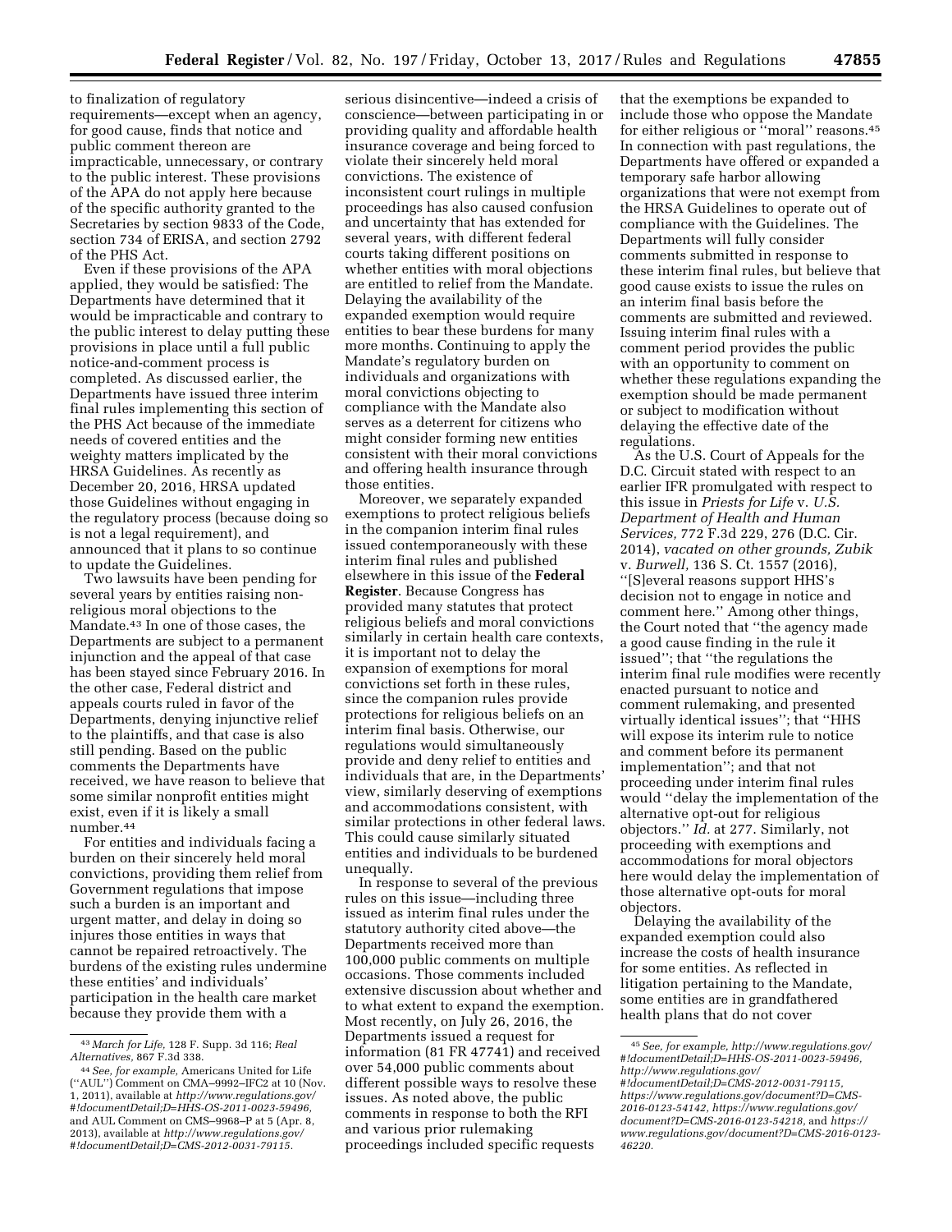to finalization of regulatory requirements—except when an agency, for good cause, finds that notice and public comment thereon are impracticable, unnecessary, or contrary to the public interest. These provisions of the APA do not apply here because of the specific authority granted to the Secretaries by section 9833 of the Code, section 734 of ERISA, and section 2792 of the PHS Act.

Even if these provisions of the APA applied, they would be satisfied: The Departments have determined that it would be impracticable and contrary to the public interest to delay putting these provisions in place until a full public notice-and-comment process is completed. As discussed earlier, the Departments have issued three interim final rules implementing this section of the PHS Act because of the immediate needs of covered entities and the weighty matters implicated by the HRSA Guidelines. As recently as December 20, 2016, HRSA updated those Guidelines without engaging in the regulatory process (because doing so is not a legal requirement), and announced that it plans to so continue to update the Guidelines.

Two lawsuits have been pending for several years by entities raising non-religious moral objections to the Mandate.[43] In one of those cases, the Departments are subject to a permanent injunction and the appeal of that case has been stayed since February 2016. In the other case, Federal district and appeals courts ruled in favor of the Departments, denying injunctive relief to the plaintiffs, and that case is also still pending. Based on the public comments the Departments have received, we have reason to believe that some similar nonprofit entities might exist, even if it is likely a small number.[44]

For entities and individuals facing a burden on their sincerely held moral convictions, providing them relief from Government regulations that impose such a burden is an important and urgent matter, and delay in doing so injures those entities in ways that cannot be repaired retroactively. The burdens of the existing rules undermine these entities' and individuals' participation in the health care market because they provide them with a serious disincentive—indeed a crisis of conscience—between participating in or providing quality and affordable health insurance coverage and being forced to violate their sincerely held moral convictions. The existence of inconsistent court rulings in multiple proceedings has also caused confusion and uncertainty that has extended for several years, with different federal courts taking different positions on whether entities with moral objections are entitled to relief from the Mandate. Delaying the availability of the expanded exemption would require entities to bear these burdens for many more months. Continuing to apply the Mandate's regulatory burden on individuals and organizations with moral convictions objecting to compliance with the Mandate also serves as a deterrent for citizens who might consider forming new entities consistent with their moral convictions and offering health insurance through those entities.

Moreover, we separately expanded exemptions to protect religious beliefs in the companion interim final rules issued contemporaneously with these interim final rules and published elsewhere in this issue of the **Federal Register**. Because Congress has provided many statutes that protect religious beliefs and moral convictions similarly in certain health care contexts, it is important not to delay the expansion of exemptions for moral convictions set forth in these rules, since the companion rules provide protections for religious beliefs on an interim final basis. Otherwise, our regulations would simultaneously provide and deny relief to entities and individuals that are, in the Departments' view, similarly deserving of exemptions and accommodations consistent, with similar protections in other federal laws. This could cause similarly situated entities and individuals to be burdened unequally.

In response to several of the previous rules on this issue—including three issued as interim final rules under the statutory authority cited above—the Departments received more than 100,000 public comments on multiple occasions. Those comments included extensive discussion about whether and to what extent to expand the exemption. Most recently, on July 26, 2016, the Departments issued a request for information (81 FR 47741) and received over 54,000 public comments about different possible ways to resolve these issues. As noted above, the public comments in response to both the RFI and various prior rulemaking proceedings included specific requests that the exemptions be expanded to include those who oppose the Mandate for either religious or "moral" reasons.[45] In connection with past regulations, the Departments have offered or expanded a temporary safe harbor allowing organizations that were not exempt from the HRSA Guidelines to operate out of compliance with the Guidelines. The Departments will fully consider comments submitted in response to these interim final rules, but believe that good cause exists to issue the rules on an interim final basis before the comments are submitted and reviewed. Issuing interim final rules with a comment period provides the public with an opportunity to comment on whether these regulations expanding the exemption should be made permanent or subject to modification without delaying the effective date of the regulations.

As the U.S. Court of Appeals for the D.C. Circuit stated with respect to an earlier IFR promulgated with respect to this issue in *Priests for Life* v. *U.S. Department of Health and Human Services,* 772 F.3d 229, 276 (D.C. Cir. 2014), *vacated on other grounds, Zubik* v. *Burwell,* 136 S. Ct. 1557 (2016), "[S]everal reasons support HHS's decision not to engage in notice and comment here." Among other things, the Court noted that "the agency made a good cause finding in the rule it issued"; that "the regulations the interim final rule modifies were recently enacted pursuant to notice and comment rulemaking, and presented virtually identical issues"; that "HHS will expose its interim rule to notice and comment before its permanent implementation"; and that not proceeding under interim final rules would "delay the implementation of the alternative opt-out for religious objectors." *Id.* at 277. Similarly, not proceeding with exemptions and accommodations for moral objectors here would delay the implementation of those alternative opt-outs for moral objectors.

Delaying the availability of the expanded exemption could also increase the costs of health insurance for some entities. As reflected in litigation pertaining to the Mandate, some entities are in grandfathered health plans that do not cover

---

[43] *March for Life,* 128 F. Supp. 3d 116; *Real Alternatives,* 867 F.3d 338.

[44] *See, for example,* Americans United for Life ("AUL") Comment on CMA–9992–IFC2 at 10 (Nov. 1, 2011), available at *http://www.regulations.gov/#!documentDetail;D=HHS-OS-2011-0023-59496,* and AUL Comment on CMS–9968–P at 5 (Apr. 8, 2013), available at *http://www.regulations.gov/#!documentDetail;D=CMS-2012-0031-79115.*

[45] *See, for example, http://www.regulations.gov/#!documentDetail;D=HHS-OS-2011-0023-59496, http://www.regulations.gov/#!documentDetail;D=CMS-2012-0031-79115, https://www.regulations.gov/document?D=CMS-2016-0123-54142, https://www.regulations.gov/document?D=CMS-2016-0123-54218,* and *https://www.regulations.gov/document?D=CMS-2016-0123-46220.*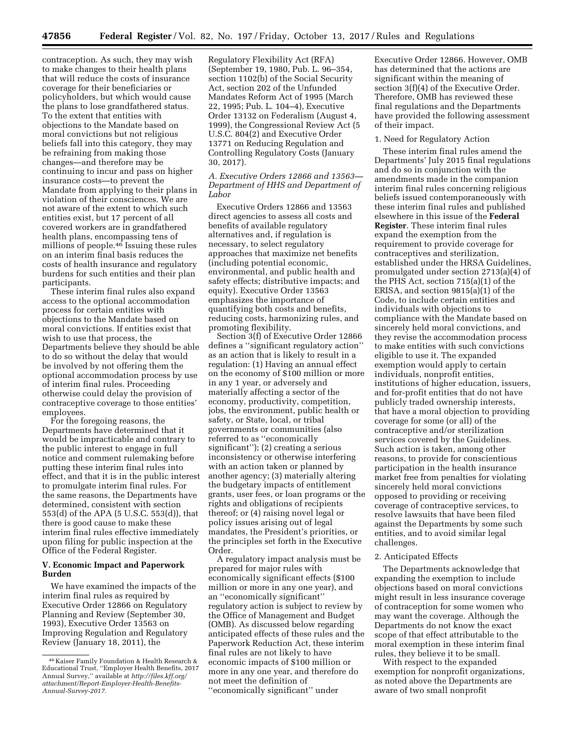contraception. As such, they may wish to make changes to their health plans that will reduce the costs of insurance coverage for their beneficiaries or policyholders, but which would cause the plans to lose grandfathered status. To the extent that entities with objections to the Mandate based on moral convictions but not religious beliefs fall into this category, they may be refraining from making those changes—and therefore may be continuing to incur and pass on higher insurance costs—to prevent the Mandate from applying to their plans in violation of their consciences. We are not aware of the extent to which such entities exist, but 17 percent of all covered workers are in grandfathered health plans, encompassing tens of millions of people.[46] Issuing these rules on an interim final basis reduces the costs of health insurance and regulatory burdens for such entities and their plan participants.

These interim final rules also expand access to the optional accommodation process for certain entities with objections to the Mandate based on moral convictions. If entities exist that wish to use that process, the Departments believe they should be able to do so without the delay that would be involved by not offering them the optional accommodation process by use of interim final rules. Proceeding otherwise could delay the provision of contraceptive coverage to those entities' employees.

For the foregoing reasons, the Departments have determined that it would be impracticable and contrary to the public interest to engage in full notice and comment rulemaking before putting these interim final rules into effect, and that it is in the public interest to promulgate interim final rules. For the same reasons, the Departments have determined, consistent with section 553(d) of the APA (5 U.S.C. 553(d)), that there is good cause to make these interim final rules effective immediately upon filing for public inspection at the Office of the Federal Register.

## V. Economic Impact and Paperwork Burden

We have examined the impacts of the interim final rules as required by Executive Order 12866 on Regulatory Planning and Review (September 30, 1993), Executive Order 13563 on Improving Regulation and Regulatory Review (January 18, 2011), the Regulatory Flexibility Act (RFA) (September 19, 1980, Pub. L. 96–354, section 1102(b) of the Social Security Act, section 202 of the Unfunded Mandates Reform Act of 1995 (March 22, 1995; Pub. L. 104–4), Executive Order 13132 on Federalism (August 4, 1999), the Congressional Review Act (5 U.S.C. 804(2) and Executive Order 13771 on Reducing Regulation and Controlling Regulatory Costs (January 30, 2017).

### *A. Executive Orders 12866 and 13563—Department of HHS and Department of Labor*

Executive Orders 12866 and 13563 direct agencies to assess all costs and benefits of available regulatory alternatives and, if regulation is necessary, to select regulatory approaches that maximize net benefits (including potential economic, environmental, and public health and safety effects; distributive impacts; and equity). Executive Order 13563 emphasizes the importance of quantifying both costs and benefits, reducing costs, harmonizing rules, and promoting flexibility.

Section 3(f) of Executive Order 12866 defines a ''significant regulatory action'' as an action that is likely to result in a regulation: (1) Having an annual effect on the economy of $100 million or more in any 1 year, or adversely and materially affecting a sector of the economy, productivity, competition, jobs, the environment, public health or safety, or State, local, or tribal governments or communities (also referred to as ''economically significant''); (2) creating a serious inconsistency or otherwise interfering with an action taken or planned by another agency; (3) materially altering the budgetary impacts of entitlement grants, user fees, or loan programs or the rights and obligations of recipients thereof; or (4) raising novel legal or policy issues arising out of legal mandates, the President's priorities, or the principles set forth in the Executive Order.

A regulatory impact analysis must be prepared for major rules with economically significant effects ($100 million or more in any one year), and an ''economically significant'' regulatory action is subject to review by the Office of Management and Budget (OMB). As discussed below regarding anticipated effects of these rules and the Paperwork Reduction Act, these interim final rules are not likely to have economic impacts of $100 million or more in any one year, and therefore do not meet the definition of ''economically significant'' under Executive Order 12866. However, OMB has determined that the actions are significant within the meaning of section 3(f)(4) of the Executive Order. Therefore, OMB has reviewed these final regulations and the Departments have provided the following assessment of their impact.

#### 1. Need for Regulatory Action

These interim final rules amend the Departments' July 2015 final regulations and do so in conjunction with the amendments made in the companion interim final rules concerning religious beliefs issued contemporaneously with these interim final rules and published elsewhere in this issue of the **Federal Register**. These interim final rules expand the exemption from the requirement to provide coverage for contraceptives and sterilization, established under the HRSA Guidelines, promulgated under section 2713(a)(4) of the PHS Act, section 715(a)(1) of the ERISA, and section 9815(a)(1) of the Code, to include certain entities and individuals with objections to compliance with the Mandate based on sincerely held moral convictions, and they revise the accommodation process to make entities with such convictions eligible to use it. The expanded exemption would apply to certain individuals, nonprofit entities, institutions of higher education, issuers, and for-profit entities that do not have publicly traded ownership interests, that have a moral objection to providing coverage for some (or all) of the contraceptive and/or sterilization services covered by the Guidelines. Such action is taken, among other reasons, to provide for conscientious participation in the health insurance market free from penalties for violating sincerely held moral convictions opposed to providing or receiving coverage of contraceptive services, to resolve lawsuits that have been filed against the Departments by some such entities, and to avoid similar legal challenges.

#### 2. Anticipated Effects

The Departments acknowledge that expanding the exemption to include objections based on moral convictions might result in less insurance coverage of contraception for some women who may want the coverage. Although the Departments do not know the exact scope of that effect attributable to the moral exemption in these interim final rules, they believe it to be small.

With respect to the expanded exemption for nonprofit organizations, as noted above the Departments are aware of two small nonprofit

[46] Kaiser Family Foundation & Health Research & Educational Trust, ''Employer Health Benefits, 2017 Annual Survey,'' available at *http://files.kff.org/attachment/Report-Employer-Health-Benefits-Annual-Survey-2017.*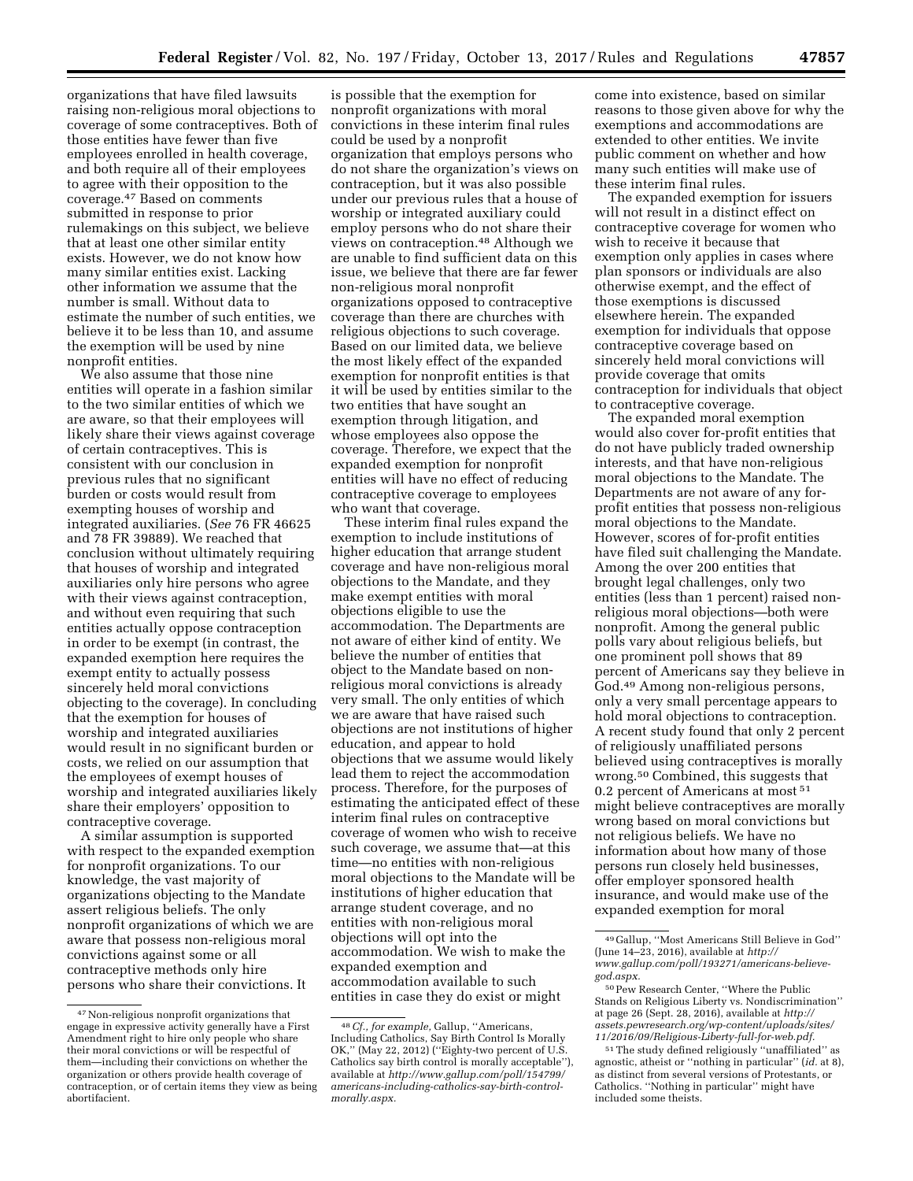organizations that have filed lawsuits raising non-religious moral objections to coverage of some contraceptives. Both of those entities have fewer than five employees enrolled in health coverage, and both require all of their employees to agree with their opposition to the coverage.[47] Based on comments submitted in response to prior rulemakings on this subject, we believe that at least one other similar entity exists. However, we do not know how many similar entities exist. Lacking other information we assume that the number is small. Without data to estimate the number of such entities, we believe it to be less than 10, and assume the exemption will be used by nine nonprofit entities.

We also assume that those nine entities will operate in a fashion similar to the two similar entities of which we are aware, so that their employees will likely share their views against coverage of certain contraceptives. This is consistent with our conclusion in previous rules that no significant burden or costs would result from exempting houses of worship and integrated auxiliaries. (*See* 76 FR 46625 and 78 FR 39889). We reached that conclusion without ultimately requiring that houses of worship and integrated auxiliaries only hire persons who agree with their views against contraception, and without even requiring that such entities actually oppose contraception in order to be exempt (in contrast, the expanded exemption here requires the exempt entity to actually possess sincerely held moral convictions objecting to the coverage). In concluding that the exemption for houses of worship and integrated auxiliaries would result in no significant burden or costs, we relied on our assumption that the employees of exempt houses of worship and integrated auxiliaries likely share their employers' opposition to contraceptive coverage.

A similar assumption is supported with respect to the expanded exemption for nonprofit organizations. To our knowledge, the vast majority of organizations objecting to the Mandate assert religious beliefs. The only nonprofit organizations of which we are aware that possess non-religious moral convictions against some or all contraceptive methods only hire persons who share their convictions. It is possible that the exemption for nonprofit organizations with moral convictions in these interim final rules could be used by a nonprofit organization that employs persons who do not share the organization's views on contraception, but it was also possible under our previous rules that a house of worship or integrated auxiliary could employ persons who do not share their views on contraception.[48] Although we are unable to find sufficient data on this issue, we believe that there are far fewer non-religious moral nonprofit organizations opposed to contraceptive coverage than there are churches with religious objections to such coverage. Based on our limited data, we believe the most likely effect of the expanded exemption for nonprofit entities is that it will be used by entities similar to the two entities that have sought an exemption through litigation, and whose employees also oppose the coverage. Therefore, we expect that the expanded exemption for nonprofit entities will have no effect of reducing contraceptive coverage to employees who want that coverage.

These interim final rules expand the exemption to include institutions of higher education that arrange student coverage and have non-religious moral objections to the Mandate, and they make exempt entities with moral objections eligible to use the accommodation. The Departments are not aware of either kind of entity. We believe the number of entities that object to the Mandate based on non-religious moral convictions is already very small. The only entities of which we are aware that have raised such objections are not institutions of higher education, and appear to hold objections that we assume would likely lead them to reject the accommodation process. Therefore, for the purposes of estimating the anticipated effect of these interim final rules on contraceptive coverage of women who wish to receive such coverage, we assume that—at this time—no entities with non-religious moral objections to the Mandate will be institutions of higher education that arrange student coverage, and no entities with non-religious moral objections will opt into the accommodation. We wish to make the expanded exemption and accommodation available to such entities in case they do exist or might come into existence, based on similar reasons to those given above for why the exemptions and accommodations are extended to other entities. We invite public comment on whether and how many such entities will make use of these interim final rules.

The expanded exemption for issuers will not result in a distinct effect on contraceptive coverage for women who wish to receive it because that exemption only applies in cases where plan sponsors or individuals are also otherwise exempt, and the effect of those exemptions is discussed elsewhere herein. The expanded exemption for individuals that oppose contraceptive coverage based on sincerely held moral convictions will provide coverage that omits contraception for individuals that object to contraceptive coverage.

The expanded moral exemption would also cover for-profit entities that do not have publicly traded ownership interests, and that have non-religious moral objections to the Mandate. The Departments are not aware of any for-profit entities that possess non-religious moral objections to the Mandate. However, scores of for-profit entities have filed suit challenging the Mandate. Among the over 200 entities that brought legal challenges, only two entities (less than 1 percent) raised non-religious moral objections—both were nonprofit. Among the general public polls vary about religious beliefs, but one prominent poll shows that 89 percent of Americans say they believe in God.[49] Among non-religious persons, only a very small percentage appears to hold moral objections to contraception. A recent study found that only 2 percent of religiously unaffiliated persons believed using contraceptives is morally wrong.[50] Combined, this suggests that 0.2 percent of Americans at most[51] might believe contraceptives are morally wrong based on moral convictions but not religious beliefs. We have no information about how many of those persons run closely held businesses, offer employer sponsored health insurance, and would make use of the expanded exemption for moral

---

[47] Non-religious nonprofit organizations that engage in expressive activity generally have a First Amendment right to hire only people who share their moral convictions or will be respectful of them—including their convictions on whether the organization or others provide health coverage of contraception, or of certain items they view as being abortifacient.

[48] *Cf., for example,* Gallup, ''Americans, Including Catholics, Say Birth Control Is Morally OK,'' (May 22, 2012) (''Eighty-two percent of U.S. Catholics say birth control is morally acceptable''), available at *http://www.gallup.com/poll/154799/americans-including-catholics-say-birth-control-morally.aspx.*

[49] Gallup, ''Most Americans Still Believe in God'' (June 14–23, 2016), available at *http://www.gallup.com/poll/193271/americans-believe-god.aspx.*

[50] Pew Research Center, ''Where the Public Stands on Religious Liberty vs. Nondiscrimination'' at page 26 (Sept. 28, 2016), available at *http://assets.pewresearch.org/wp-content/uploads/sites/11/2016/09/Religious-Liberty-full-for-web.pdf.*

[51] The study defined religiously ''unaffiliated'' as agnostic, atheist or ''nothing in particular'' (*id.* at 8), as distinct from several versions of Protestants, or Catholics. ''Nothing in particular'' might have included some theists.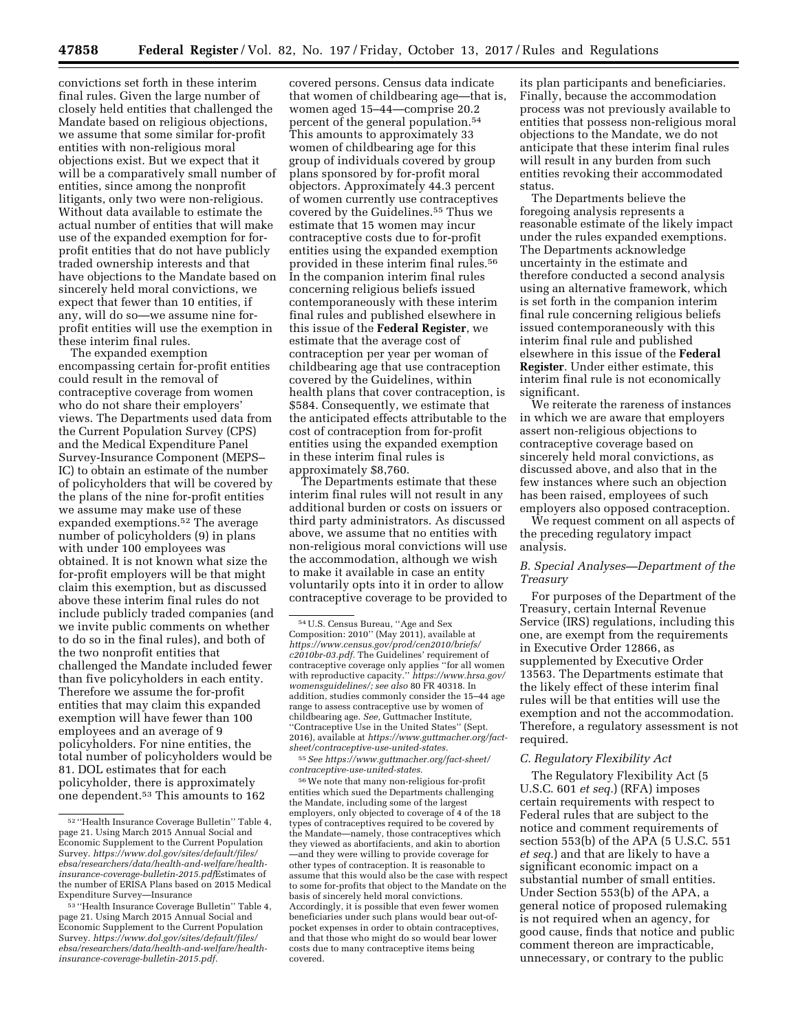convictions set forth in these interim final rules. Given the large number of closely held entities that challenged the Mandate based on religious objections, we assume that some similar for-profit entities with non-religious moral objections exist. But we expect that it will be a comparatively small number of entities, since among the nonprofit litigants, only two were non-religious. Without data available to estimate the actual number of entities that will make use of the expanded exemption for for-profit entities that do not have publicly traded ownership interests and that have objections to the Mandate based on sincerely held moral convictions, we expect that fewer than 10 entities, if any, will do so—we assume nine for-profit entities will use the exemption in these interim final rules.

The expanded exemption encompassing certain for-profit entities could result in the removal of contraceptive coverage from women who do not share their employers' views. The Departments used data from the Current Population Survey (CPS) and the Medical Expenditure Panel Survey-Insurance Component (MEPS–IC) to obtain an estimate of the number of policyholders that will be covered by the plans of the nine for-profit entities we assume may make use of these expanded exemptions.[52] The average number of policyholders (9) in plans with under 100 employees was obtained. It is not known what size the for-profit employers will be that might claim this exemption, but as discussed above these interim final rules do not include publicly traded companies (and we invite public comments on whether to do so in the final rules), and both of the two nonprofit entities that challenged the Mandate included fewer than five policyholders in each entity. Therefore we assume the for-profit entities that may claim this expanded exemption will have fewer than 100 employees and an average of 9 policyholders. For nine entities, the total number of policyholders would be 81. DOL estimates that for each policyholder, there is approximately one dependent.[53] This amounts to 162 covered persons. Census data indicate that women of childbearing age—that is, women aged 15–44—comprise 20.2 percent of the general population.[54] This amounts to approximately 33 women of childbearing age for this group of individuals covered by group plans sponsored by for-profit moral objectors. Approximately 44.3 percent of women currently use contraceptives covered by the Guidelines.[55] Thus we estimate that 15 women may incur contraceptive costs due to for-profit entities using the expanded exemption provided in these interim final rules.[56] In the companion interim final rules concerning religious beliefs issued contemporaneously with these interim final rules and published elsewhere in this issue of the **Federal Register**, we estimate that the average cost of contraception per year per woman of childbearing age that use contraception covered by the Guidelines, within health plans that cover contraception, is $584. Consequently, we estimate that the anticipated effects attributable to the cost of contraception from for-profit entities using the expanded exemption in these interim final rules is approximately $8,760.

The Departments estimate that these interim final rules will not result in any additional burden or costs on issuers or third party administrators. As discussed above, we assume that no entities with non-religious moral convictions will use the accommodation, although we wish to make it available in case an entity voluntarily opts into it in order to allow contraceptive coverage to be provided to its plan participants and beneficiaries. Finally, because the accommodation process was not previously available to entities that possess non-religious moral objections to the Mandate, we do not anticipate that these interim final rules will result in any burden from such entities revoking their accommodated status.

The Departments believe the foregoing analysis represents a reasonable estimate of the likely impact under the rules expanded exemptions. The Departments acknowledge uncertainty in the estimate and therefore conducted a second analysis using an alternative framework, which is set forth in the companion interim final rule concerning religious beliefs issued contemporaneously with this interim final rule and published elsewhere in this issue of the **Federal Register**. Under either estimate, this interim final rule is not economically significant.

We reiterate the rareness of instances in which we are aware that employers assert non-religious objections to contraceptive coverage based on sincerely held moral convictions, as discussed above, and also that in the few instances where such an objection has been raised, employees of such employers also opposed contraception.

We request comment on all aspects of the preceding regulatory impact analysis.

### *B. Special Analyses—Department of the Treasury*

For purposes of the Department of the Treasury, certain Internal Revenue Service (IRS) regulations, including this one, are exempt from the requirements in Executive Order 12866, as supplemented by Executive Order 13563. The Departments estimate that the likely effect of these interim final rules will be that entities will use the exemption and not the accommodation. Therefore, a regulatory assessment is not required.

### *C. Regulatory Flexibility Act*

The Regulatory Flexibility Act (5 U.S.C. 601 *et seq.*) (RFA) imposes certain requirements with respect to Federal rules that are subject to the notice and comment requirements of section 553(b) of the APA (5 U.S.C. 551 *et seq.*) and that are likely to have a significant economic impact on a substantial number of small entities. Under Section 553(b) of the APA, a general notice of proposed rulemaking is not required when an agency, for good cause, finds that notice and public comment thereon are impracticable, unnecessary, or contrary to the public

---

[52] "Health Insurance Coverage Bulletin" Table 4, page 21. Using March 2015 Annual Social and Economic Supplement to the Current Population Survey. *https://www.dol.gov/sites/default/files/ebsa/researchers/data/health-and-welfare/health-insurance-coverage-bulletin-2015.pdf*Estimates of the number of ERISA Plans based on 2015 Medical Expenditure Survey—Insurance

[53] "Health Insurance Coverage Bulletin" Table 4, page 21. Using March 2015 Annual Social and Economic Supplement to the Current Population Survey. *https://www.dol.gov/sites/default/files/ebsa/researchers/data/health-and-welfare/health-insurance-coverage-bulletin-2015.pdf.*

[54] U.S. Census Bureau, "Age and Sex Composition: 2010" (May 2011), available at *https://www.census.gov/prod/cen2010/briefs/c2010br-03.pdf.* The Guidelines' requirement of contraceptive coverage only applies "for all women with reproductive capacity." *https://www.hrsa.gov/womensguidelines/; see also* 80 FR 40318. In addition, studies commonly consider the 15–44 age range to assess contraceptive use by women of childbearing age. *See,* Guttmacher Institute, "Contraceptive Use in the United States" (Sept. 2016), available at *https://www.guttmacher.org/fact-sheet/contraceptive-use-united-states.*

[55] *See https://www.guttmacher.org/fact-sheet/contraceptive-use-united-states.*

[56] We note that many non-religious for-profit entities which sued the Departments challenging the Mandate, including some of the largest employers, only objected to coverage of 4 of the 18 types of contraceptives required to be covered by the Mandate—namely, those contraceptives which they viewed as abortifacients, and akin to abortion—and they were willing to provide coverage for other types of contraception. It is reasonable to assume that this would also be the case with respect to some for-profits that object to the Mandate on the basis of sincerely held moral convictions. Accordingly, it is possible that even fewer women beneficiaries under such plans would bear out-of-pocket expenses in order to obtain contraceptives, and that those who might do so would bear lower costs due to many contraceptive items being covered.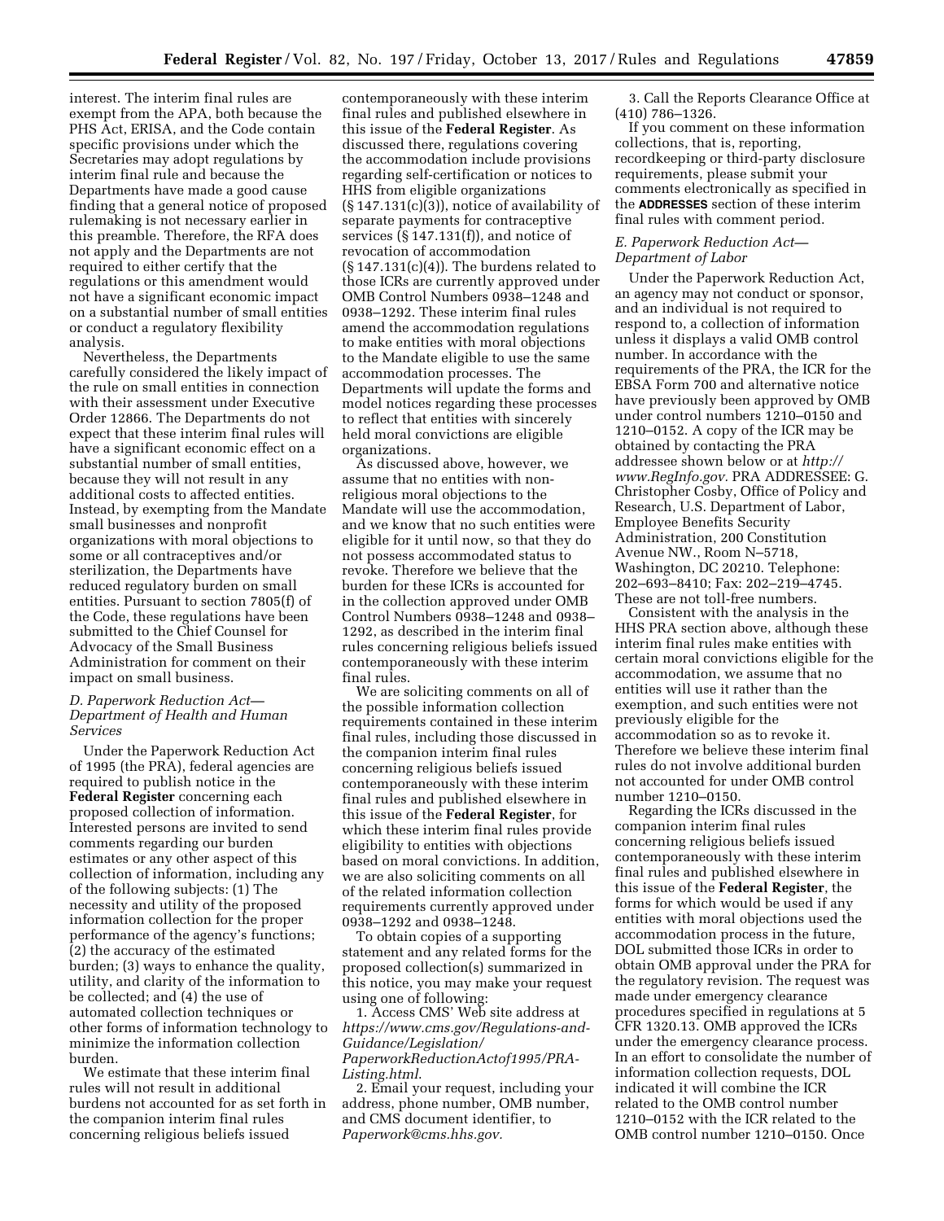interest. The interim final rules are exempt from the APA, both because the PHS Act, ERISA, and the Code contain specific provisions under which the Secretaries may adopt regulations by interim final rule and because the Departments have made a good cause finding that a general notice of proposed rulemaking is not necessary earlier in this preamble. Therefore, the RFA does not apply and the Departments are not required to either certify that the regulations or this amendment would not have a significant economic impact on a substantial number of small entities or conduct a regulatory flexibility analysis.

Nevertheless, the Departments carefully considered the likely impact of the rule on small entities in connection with their assessment under Executive Order 12866. The Departments do not expect that these interim final rules will have a significant economic effect on a substantial number of small entities, because they will not result in any additional costs to affected entities. Instead, by exempting from the Mandate small businesses and nonprofit organizations with moral objections to some or all contraceptives and/or sterilization, the Departments have reduced regulatory burden on small entities. Pursuant to section 7805(f) of the Code, these regulations have been submitted to the Chief Counsel for Advocacy of the Small Business Administration for comment on their impact on small business.

### D. Paperwork Reduction Act—Department of Health and Human Services

Under the Paperwork Reduction Act of 1995 (the PRA), federal agencies are required to publish notice in the **Federal Register** concerning each proposed collection of information. Interested persons are invited to send comments regarding our burden estimates or any other aspect of this collection of information, including any of the following subjects: (1) The necessity and utility of the proposed information collection for the proper performance of the agency's functions; (2) the accuracy of the estimated burden; (3) ways to enhance the quality, utility, and clarity of the information to be collected; and (4) the use of automated collection techniques or other forms of information technology to minimize the information collection burden.

We estimate that these interim final rules will not result in additional burdens not accounted for as set forth in the companion interim final rules concerning religious beliefs issued contemporaneously with these interim final rules and published elsewhere in this issue of the **Federal Register**. As discussed there, regulations covering the accommodation include provisions regarding self-certification or notices to HHS from eligible organizations (§ 147.131(c)(3)), notice of availability of separate payments for contraceptive services (§ 147.131(f)), and notice of revocation of accommodation (§ 147.131(c)(4)). The burdens related to those ICRs are currently approved under OMB Control Numbers 0938–1248 and 0938–1292. These interim final rules amend the accommodation regulations to make entities with moral objections to the Mandate eligible to use the same accommodation processes. The Departments will update the forms and model notices regarding these processes to reflect that entities with sincerely held moral convictions are eligible organizations.

As discussed above, however, we assume that no entities with non-religious moral objections to the Mandate will use the accommodation, and we know that no such entities were eligible for it until now, so that they do not possess accommodated status to revoke. Therefore we believe that the burden for these ICRs is accounted for in the collection approved under OMB Control Numbers 0938–1248 and 0938–1292, as described in the interim final rules concerning religious beliefs issued contemporaneously with these interim final rules.

We are soliciting comments on all of the possible information collection requirements contained in these interim final rules, including those discussed in the companion interim final rules concerning religious beliefs issued contemporaneously with these interim final rules and published elsewhere in this issue of the **Federal Register**, for which these interim final rules provide eligibility to entities with objections based on moral convictions. In addition, we are also soliciting comments on all of the related information collection requirements currently approved under 0938–1292 and 0938–1248.

To obtain copies of a supporting statement and any related forms for the proposed collection(s) summarized in this notice, you may make your request using one of following:

1. Access CMS' Web site address at *https://www.cms.gov/Regulations-and-Guidance/Legislation/PaperworkReductionActof1995/PRA-Listing.html*.
2. Email your request, including your address, phone number, OMB number, and CMS document identifier, to *Paperwork@cms.hhs.gov*.
3. Call the Reports Clearance Office at (410) 786–1326.

If you comment on these information collections, that is, reporting, recordkeeping or third-party disclosure requirements, please submit your comments electronically as specified in the **ADDRESSES** section of these interim final rules with comment period.

### E. Paperwork Reduction Act—Department of Labor

Under the Paperwork Reduction Act, an agency may not conduct or sponsor, and an individual is not required to respond to, a collection of information unless it displays a valid OMB control number. In accordance with the requirements of the PRA, the ICR for the EBSA Form 700 and alternative notice have previously been approved by OMB under control numbers 1210–0150 and 1210–0152. A copy of the ICR may be obtained by contacting the PRA addressee shown below or at *http://www.RegInfo.gov*. PRA ADDRESSEE: G. Christopher Cosby, Office of Policy and Research, U.S. Department of Labor, Employee Benefits Security Administration, 200 Constitution Avenue NW., Room N–5718, Washington, DC 20210. Telephone: 202–693–8410; Fax: 202–219–4745. These are not toll-free numbers.

Consistent with the analysis in the HHS PRA section above, although these interim final rules make entities with certain moral convictions eligible for the accommodation, we assume that no entities will use it rather than the exemption, and such entities were not previously eligible for the accommodation so as to revoke it. Therefore we believe these interim final rules do not involve additional burden not accounted for under OMB control number 1210–0150.

Regarding the ICRs discussed in the companion interim final rules concerning religious beliefs issued contemporaneously with these interim final rules and published elsewhere in this issue of the **Federal Register**, the forms for which would be used if any entities with moral objections used the accommodation process in the future, DOL submitted those ICRs in order to obtain OMB approval under the PRA for the regulatory revision. The request was made under emergency clearance procedures specified in regulations at 5 CFR 1320.13. OMB approved the ICRs under the emergency clearance process. In an effort to consolidate the number of information collection requests, DOL indicated it will combine the ICR related to the OMB control number 1210–0152 with the ICR related to the OMB control number 1210–0150. Once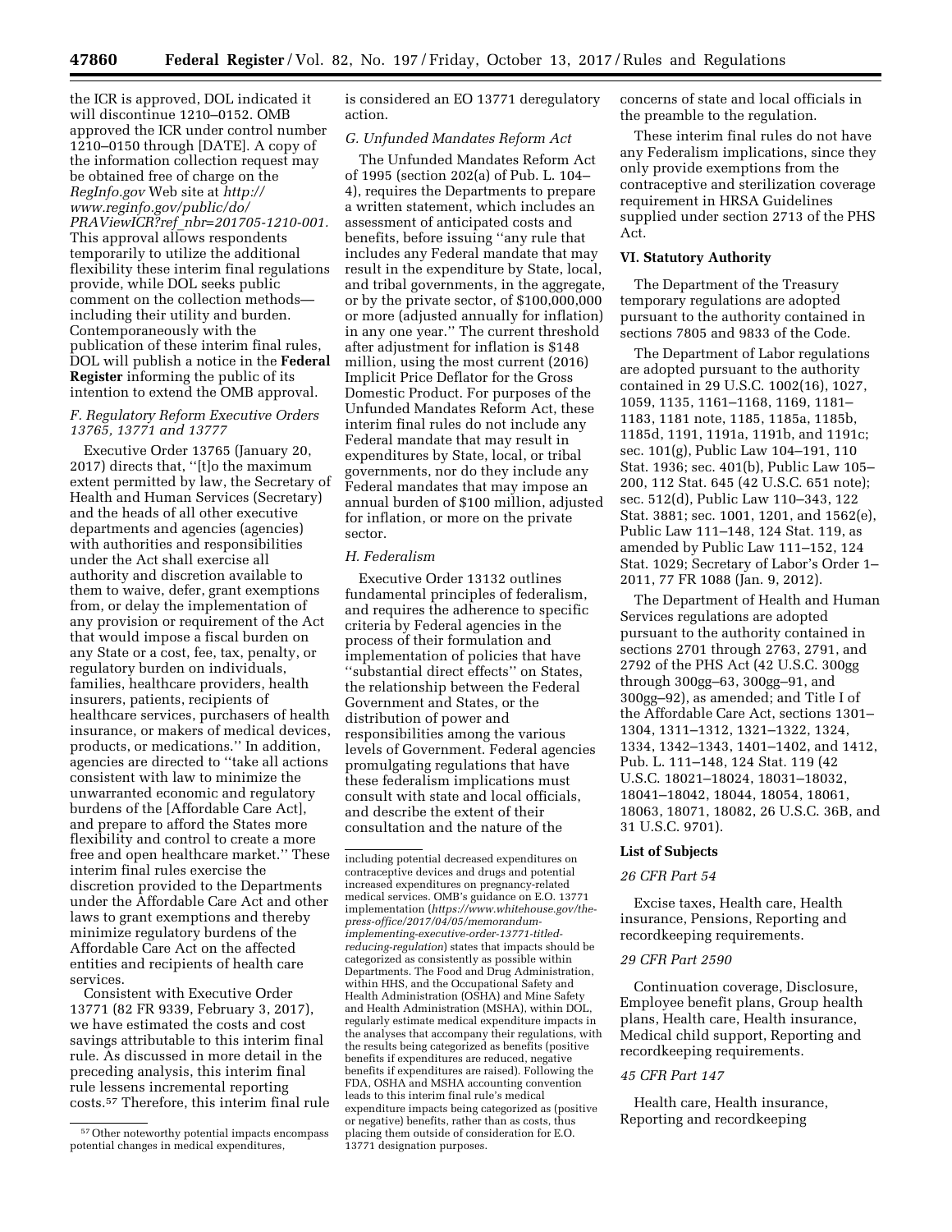the ICR is approved, DOL indicated it will discontinue 1210–0152. OMB approved the ICR under control number 1210–0150 through [DATE]. A copy of the information collection request may be obtained free of charge on the *RegInfo.gov* Web site at *http://www.reginfo.gov/public/do/PRAViewICR?ref_nbr=201705-1210-001.* This approval allows respondents temporarily to utilize the additional flexibility these interim final regulations provide, while DOL seeks public comment on the collection methods—including their utility and burden. Contemporaneously with the publication of these interim final rules, DOL will publish a notice in the **Federal Register** informing the public of its intention to extend the OMB approval.

### *F. Regulatory Reform Executive Orders 13765, 13771 and 13777*

Executive Order 13765 (January 20, 2017) directs that, ''[t]o the maximum extent permitted by law, the Secretary of Health and Human Services (Secretary) and the heads of all other executive departments and agencies (agencies) with authorities and responsibilities under the Act shall exercise all authority and discretion available to them to waive, defer, grant exemptions from, or delay the implementation of any provision or requirement of the Act that would impose a fiscal burden on any State or a cost, fee, tax, penalty, or regulatory burden on individuals, families, healthcare providers, health insurers, patients, recipients of healthcare services, purchasers of health insurance, or makers of medical devices, products, or medications.'' In addition, agencies are directed to ''take all actions consistent with law to minimize the unwarranted economic and regulatory burdens of the [Affordable Care Act], and prepare to afford the States more flexibility and control to create a more free and open healthcare market.'' These interim final rules exercise the discretion provided to the Departments under the Affordable Care Act and other laws to grant exemptions and thereby minimize regulatory burdens of the Affordable Care Act on the affected entities and recipients of health care services.

Consistent with Executive Order 13771 (82 FR 9339, February 3, 2017), we have estimated the costs and cost savings attributable to this interim final rule. As discussed in more detail in the preceding analysis, this interim final rule lessens incremental reporting costs.[57] Therefore, this interim final rule is considered an EO 13771 deregulatory action.

### *G. Unfunded Mandates Reform Act*

The Unfunded Mandates Reform Act of 1995 (section 202(a) of Pub. L. 104–4), requires the Departments to prepare a written statement, which includes an assessment of anticipated costs and benefits, before issuing ''any rule that includes any Federal mandate that may result in the expenditure by State, local, and tribal governments, in the aggregate, or by the private sector, of $100,000,000 or more (adjusted annually for inflation) in any one year.'' The current threshold after adjustment for inflation is $148 million, using the most current (2016) Implicit Price Deflator for the Gross Domestic Product. For purposes of the Unfunded Mandates Reform Act, these interim final rules do not include any Federal mandate that may result in expenditures by State, local, or tribal governments, nor do they include any Federal mandates that may impose an annual burden of $100 million, adjusted for inflation, or more on the private sector.

### *H. Federalism*

Executive Order 13132 outlines fundamental principles of federalism, and requires the adherence to specific criteria by Federal agencies in the process of their formulation and implementation of policies that have ''substantial direct effects'' on States, the relationship between the Federal Government and States, or the distribution of power and responsibilities among the various levels of Government. Federal agencies promulgating regulations that have these federalism implications must consult with state and local officials, and describe the extent of their consultation and the nature of the concerns of state and local officials in the preamble to the regulation.

These interim final rules do not have any Federalism implications, since they only provide exemptions from the contraceptive and sterilization coverage requirement in HRSA Guidelines supplied under section 2713 of the PHS Act.

## VI. Statutory Authority

The Department of the Treasury temporary regulations are adopted pursuant to the authority contained in sections 7805 and 9833 of the Code.

The Department of Labor regulations are adopted pursuant to the authority contained in 29 U.S.C. 1002(16), 1027, 1059, 1135, 1161–1168, 1169, 1181–1183, 1181 note, 1185, 1185a, 1185b, 1185d, 1191, 1191a, 1191b, and 1191c; sec. 101(g), Public Law 104–191, 110 Stat. 1936; sec. 401(b), Public Law 105–200, 112 Stat. 645 (42 U.S.C. 651 note); sec. 512(d), Public Law 110–343, 122 Stat. 3881; sec. 1001, 1201, and 1562(e), Public Law 111–148, 124 Stat. 119, as amended by Public Law 111–152, 124 Stat. 1029; Secretary of Labor's Order 1–2011, 77 FR 1088 (Jan. 9, 2012).

The Department of Health and Human Services regulations are adopted pursuant to the authority contained in sections 2701 through 2763, 2791, and 2792 of the PHS Act (42 U.S.C. 300gg through 300gg–63, 300gg–91, and 300gg–92), as amended; and Title I of the Affordable Care Act, sections 1301–1304, 1311–1312, 1321–1322, 1324, 1334, 1342–1343, 1401–1402, and 1412, Pub. L. 111–148, 124 Stat. 119 (42 U.S.C. 18021–18024, 18031–18032, 18041–18042, 18044, 18054, 18061, 18063, 18071, 18082, 26 U.S.C. 36B, and 31 U.S.C. 9701).

## List of Subjects

### *26 CFR Part 54*

Excise taxes, Health care, Health insurance, Pensions, Reporting and recordkeeping requirements.

### *29 CFR Part 2590*

Continuation coverage, Disclosure, Employee benefit plans, Group health plans, Health care, Health insurance, Medical child support, Reporting and recordkeeping requirements.

### *45 CFR Part 147*

Health care, Health insurance, Reporting and recordkeeping

---

[57] Other noteworthy potential impacts encompass potential changes in medical expenditures, including potential decreased expenditures on contraceptive devices and drugs and potential increased expenditures on pregnancy-related medical services. OMB's guidance on E.O. 13771 implementation (*https://www.whitehouse.gov/the-press-office/2017/04/05/memorandum-implementing-executive-order-13771-titled-reducing-regulation*) states that impacts should be categorized as consistently as possible within Departments. The Food and Drug Administration, within HHS, and the Occupational Safety and Health Administration (OSHA) and Mine Safety and Health Administration (MSHA), within DOL, regularly estimate medical expenditure impacts in the analyses that accompany their regulations, with the results being categorized as benefits (positive benefits if expenditures are reduced, negative benefits if expenditures are raised). Following the FDA, OSHA and MSHA accounting convention leads to this interim final rule's medical expenditure impacts being categorized as (positive or negative) benefits, rather than as costs, thus placing them outside of consideration for E.O. 13771 designation purposes.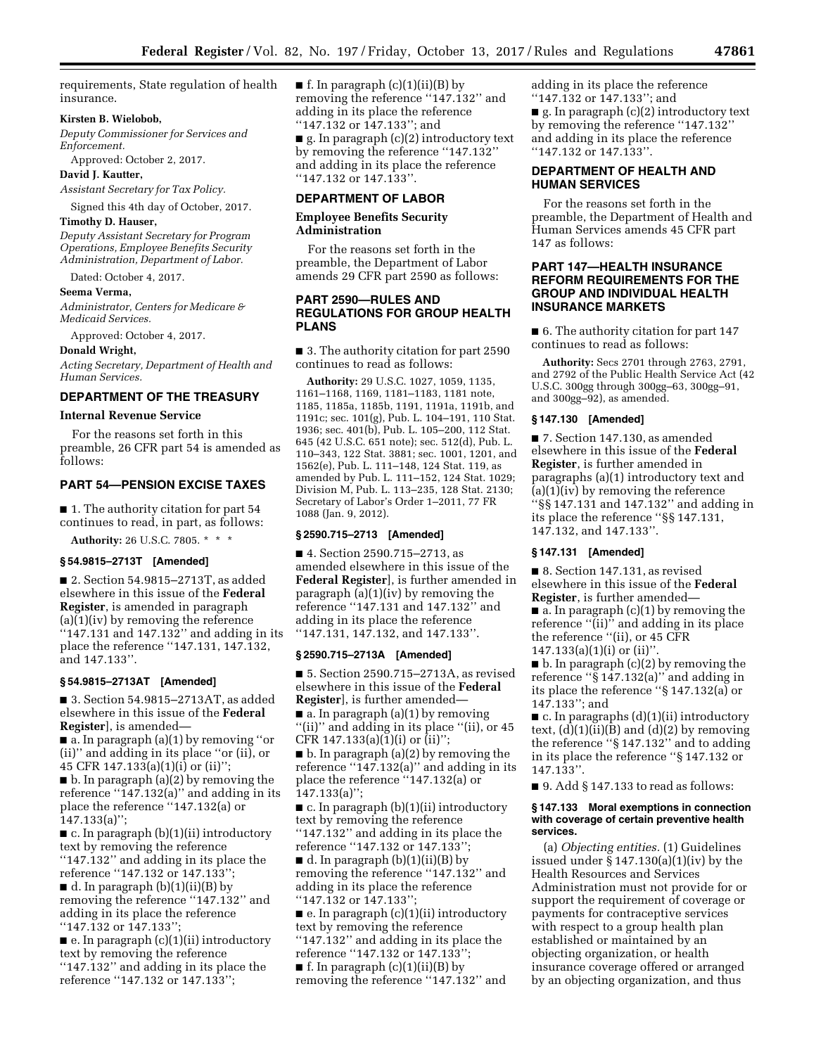requirements, State regulation of health insurance.

**Kirsten B. Wielobob,**

*Deputy Commissioner for Services and Enforcement.*

Approved: October 2, 2017.

**David J. Kautter,**

*Assistant Secretary for Tax Policy.*

Signed this 4th day of October, 2017.

**Timothy D. Hauser,**

*Deputy Assistant Secretary for Program Operations, Employee Benefits Security Administration, Department of Labor.*

Dated: October 4, 2017.

**Seema Verma,**

*Administrator, Centers for Medicare & Medicaid Services.*

Approved: October 4, 2017.

**Donald Wright,**

*Acting Secretary, Department of Health and Human Services.*

## DEPARTMENT OF THE TREASURY

### Internal Revenue Service

For the reasons set forth in this preamble, 26 CFR part 54 is amended as follows:

## PART 54—PENSION EXCISE TAXES

■ 1. The authority citation for part 54 continues to read, in part, as follows:

**Authority:** 26 U.S.C. 7805. * * *

### § 54.9815–2713T [Amended]

■ 2. Section 54.9815–2713T, as added elsewhere in this issue of the **Federal Register**, is amended in paragraph (a)(1)(iv) by removing the reference ''147.131 and 147.132'' and adding in its place the reference ''147.131, 147.132, and 147.133''.

### § 54.9815–2713AT [Amended]

■ 3. Section 54.9815–2713AT, as added elsewhere in this issue of the **Federal Register**], is amended—

■ a. In paragraph (a)(1) by removing ''or (ii)'' and adding in its place ''or (ii), or 45 CFR 147.133(a)(1)(i) or (ii)'';

■ b. In paragraph (a)(2) by removing the reference ''147.132(a)'' and adding in its place the reference ''147.132(a) or 147.133(a)'';

■ c. In paragraph (b)(1)(ii) introductory text by removing the reference ''147.132'' and adding in its place the reference ''147.132 or 147.133'';

■ d. In paragraph (b)(1)(ii)(B) by removing the reference ''147.132'' and adding in its place the reference ''147.132 or 147.133'';

■ e. In paragraph (c)(1)(ii) introductory text by removing the reference ''147.132'' and adding in its place the reference ''147.132 or 147.133'';

■ f. In paragraph (c)(1)(ii)(B) by removing the reference ''147.132'' and adding in its place the reference ''147.132 or 147.133''; and

■ g. In paragraph (c)(2) introductory text by removing the reference ''147.132'' and adding in its place the reference ''147.132 or 147.133''.

## DEPARTMENT OF LABOR

### Employee Benefits Security Administration

For the reasons set forth in the preamble, the Department of Labor amends 29 CFR part 2590 as follows:

## PART 2590—RULES AND REGULATIONS FOR GROUP HEALTH PLANS

■ 3. The authority citation for part 2590 continues to read as follows:

**Authority:** 29 U.S.C. 1027, 1059, 1135, 1161–1168, 1169, 1181–1183, 1181 note, 1185, 1185a, 1185b, 1191, 1191a, 1191b, and 1191c; sec. 101(g), Pub. L. 104–191, 110 Stat. 1936; sec. 401(b), Pub. L. 105–200, 112 Stat. 645 (42 U.S.C. 651 note); sec. 512(d), Pub. L. 110–343, 122 Stat. 3881; sec. 1001, 1201, and 1562(e), Pub. L. 111–148, 124 Stat. 119, as amended by Pub. L. 111–152, 124 Stat. 1029; Division M, Pub. L. 113–235, 128 Stat. 2130; Secretary of Labor's Order 1–2011, 77 FR 1088 (Jan. 9, 2012).

### § 2590.715–2713 [Amended]

■ 4. Section 2590.715–2713, as amended elsewhere in this issue of the **Federal Register**], is further amended in paragraph (a)(1)(iv) by removing the reference ''147.131 and 147.132'' and adding in its place the reference ''147.131, 147.132, and 147.133''.

### § 2590.715–2713A [Amended]

■ 5. Section 2590.715–2713A, as revised elsewhere in this issue of the **Federal Register**], is further amended—

■ a. In paragraph (a)(1) by removing ''(ii)'' and adding in its place ''(ii), or 45 CFR 147.133(a)(1)(i) or (ii)'';

■ b. In paragraph (a)(2) by removing the reference ''147.132(a)'' and adding in its place the reference ''147.132(a) or 147.133(a)'';

■ c. In paragraph (b)(1)(ii) introductory text by removing the reference ''147.132'' and adding in its place the reference ''147.132 or 147.133'';

■ d. In paragraph (b)(1)(ii)(B) by removing the reference ''147.132'' and adding in its place the reference ''147.132 or 147.133'';

■ e. In paragraph (c)(1)(ii) introductory text by removing the reference ''147.132'' and adding in its place the reference ''147.132 or 147.133'';

■ f. In paragraph (c)(1)(ii)(B) by removing the reference ''147.132'' and adding in its place the reference ''147.132 or 147.133''; and

■ g. In paragraph (c)(2) introductory text by removing the reference ''147.132'' and adding in its place the reference ''147.132 or 147.133''.

## DEPARTMENT OF HEALTH AND HUMAN SERVICES

For the reasons set forth in the preamble, the Department of Health and Human Services amends 45 CFR part 147 as follows:

## PART 147—HEALTH INSURANCE REFORM REQUIREMENTS FOR THE GROUP AND INDIVIDUAL HEALTH INSURANCE MARKETS

■ 6. The authority citation for part 147 continues to read as follows:

**Authority:** Secs 2701 through 2763, 2791, and 2792 of the Public Health Service Act (42 U.S.C. 300gg through 300gg–63, 300gg–91, and 300gg–92), as amended.

### § 147.130 [Amended]

■ 7. Section 147.130, as amended elsewhere in this issue of the **Federal Register**, is further amended in paragraphs (a)(1) introductory text and (a)(1)(iv) by removing the reference ''§§ 147.131 and 147.132'' and adding in its place the reference ''§§ 147.131, 147.132, and 147.133''.

### § 147.131 [Amended]

■ 8. Section 147.131, as revised elsewhere in this issue of the **Federal Register**, is further amended—

■ a. In paragraph (c)(1) by removing the reference ''(ii)'' and adding in its place the reference ''(ii), or 45 CFR 147.133(a)(1)(i) or (ii)''.

■ b. In paragraph (c)(2) by removing the reference ''§ 147.132(a)'' and adding in its place the reference ''§ 147.132(a) or 147.133''; and

■ c. In paragraphs (d)(1)(ii) introductory text, (d)(1)(ii)(B) and (d)(2) by removing the reference ''§ 147.132'' and to adding in its place the reference ''§ 147.132 or 147.133''.

■ 9. Add § 147.133 to read as follows:

### § 147.133 Moral exemptions in connection with coverage of certain preventive health services.

(a) *Objecting entities.* (1) Guidelines issued under § 147.130(a)(1)(iv) by the Health Resources and Services Administration must not provide for or support the requirement of coverage or payments for contraceptive services with respect to a group health plan established or maintained by an objecting organization, or health insurance coverage offered or arranged by an objecting organization, and thus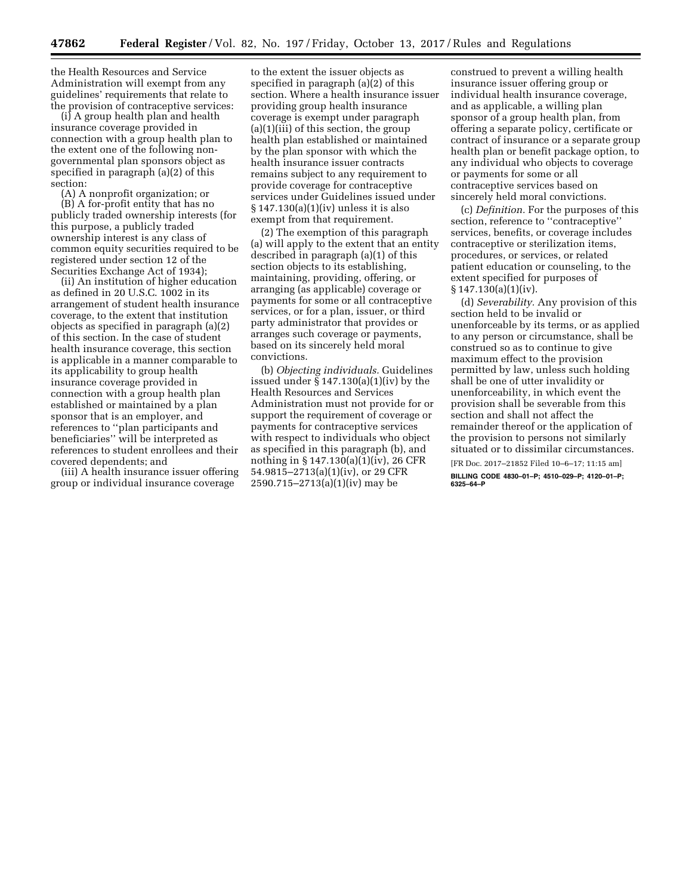the Health Resources and Service Administration will exempt from any guidelines' requirements that relate to the provision of contraceptive services:

(i) A group health plan and health insurance coverage provided in connection with a group health plan to the extent one of the following non-governmental plan sponsors object as specified in paragraph (a)(2) of this section:

(A) A nonprofit organization; or

(B) A for-profit entity that has no publicly traded ownership interests (for this purpose, a publicly traded ownership interest is any class of common equity securities required to be registered under section 12 of the Securities Exchange Act of 1934);

(ii) An institution of higher education as defined in 20 U.S.C. 1002 in its arrangement of student health insurance coverage, to the extent that institution objects as specified in paragraph (a)(2) of this section. In the case of student health insurance coverage, this section is applicable in a manner comparable to its applicability to group health insurance coverage provided in connection with a group health plan established or maintained by a plan sponsor that is an employer, and references to ''plan participants and beneficiaries'' will be interpreted as references to student enrollees and their covered dependents; and

(iii) A health insurance issuer offering group or individual insurance coverage to the extent the issuer objects as specified in paragraph (a)(2) of this section. Where a health insurance issuer providing group health insurance coverage is exempt under paragraph (a)(1)(iii) of this section, the group health plan established or maintained by the plan sponsor with which the health insurance issuer contracts remains subject to any requirement to provide coverage for contraceptive services under Guidelines issued under § 147.130(a)(1)(iv) unless it is also exempt from that requirement.

(2) The exemption of this paragraph (a) will apply to the extent that an entity described in paragraph (a)(1) of this section objects to its establishing, maintaining, providing, offering, or arranging (as applicable) coverage or payments for some or all contraceptive services, or for a plan, issuer, or third party administrator that provides or arranges such coverage or payments, based on its sincerely held moral convictions.

(b) *Objecting individuals.* Guidelines issued under § 147.130(a)(1)(iv) by the Health Resources and Services Administration must not provide for or support the requirement of coverage or payments for contraceptive services with respect to individuals who object as specified in this paragraph (b), and nothing in § 147.130(a)(1)(iv), 26 CFR 54.9815–2713(a)(1)(iv), or 29 CFR 2590.715–2713(a)(1)(iv) may be construed to prevent a willing health insurance issuer offering group or individual health insurance coverage, and as applicable, a willing plan sponsor of a group health plan, from offering a separate policy, certificate or contract of insurance or a separate group health plan or benefit package option, to any individual who objects to coverage or payments for some or all contraceptive services based on sincerely held moral convictions.

(c) *Definition.* For the purposes of this section, reference to ''contraceptive'' services, benefits, or coverage includes contraceptive or sterilization items, procedures, or services, or related patient education or counseling, to the extent specified for purposes of § 147.130(a)(1)(iv).

(d) *Severability.* Any provision of this section held to be invalid or unenforceable by its terms, or as applied to any person or circumstance, shall be construed so as to continue to give maximum effect to the provision permitted by law, unless such holding shall be one of utter invalidity or unenforceability, in which event the provision shall be severable from this section and shall not affect the remainder thereof or the application of the provision to persons not similarly situated or to dissimilar circumstances.

[FR Doc. 2017–21852 Filed 10–6–17; 11:15 am]

**BILLING CODE 4830–01–P; 4510–029–P; 4120–01–P; 6325–64–P**